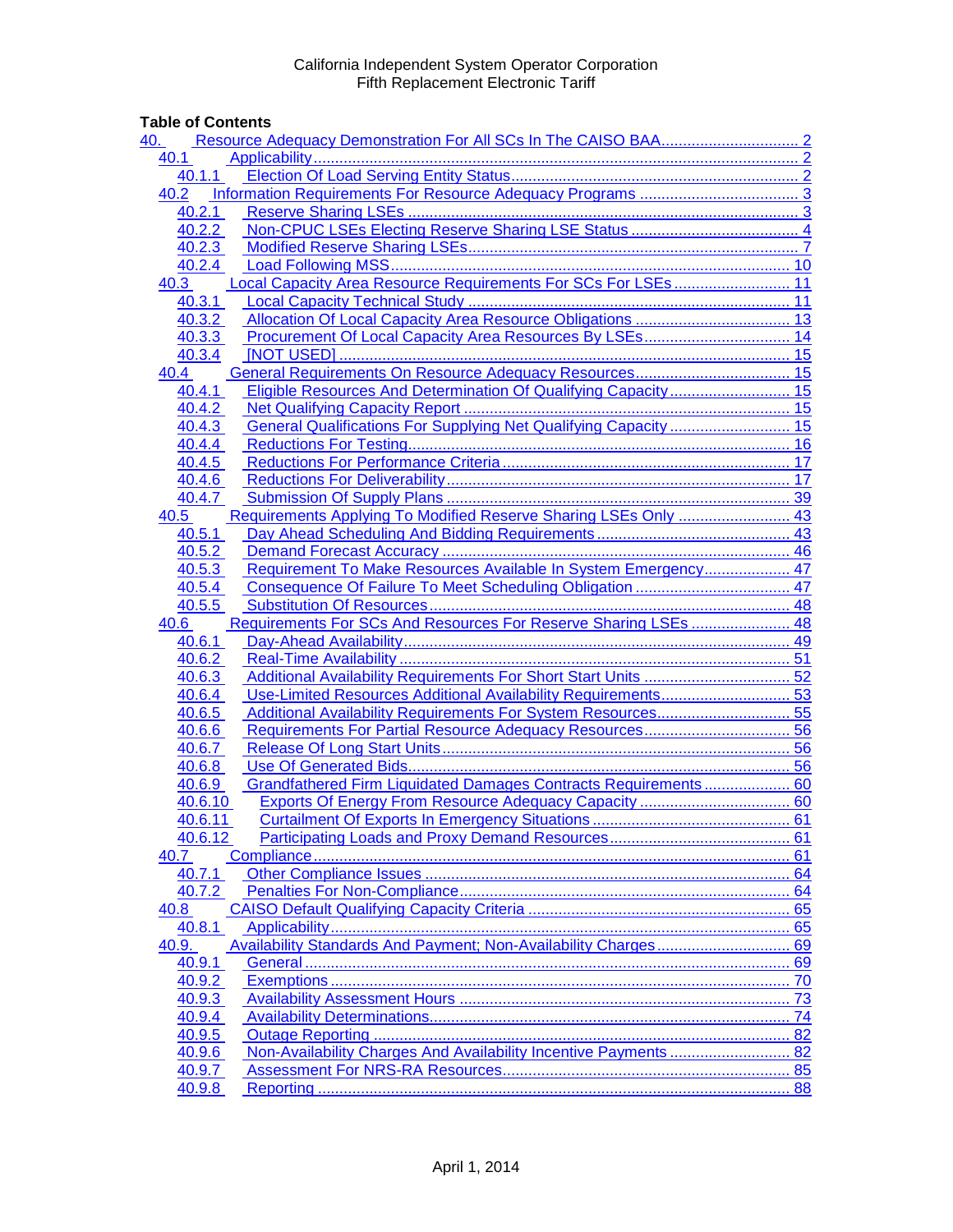California Independent System Operator Corporation
Fifth Replacement Electronic Tariff

**Table of Contents**

- 40. Resource Adequacy Demonstration For All SCs In The CAISO BAA ..... 2
  - 40.1 Applicability ..... 2
    - 40.1.1 Election Of Load Serving Entity Status ..... 2
  - 40.2 Information Requirements For Resource Adequacy Programs ..... 3
    - 40.2.1 Reserve Sharing LSEs ..... 3
    - 40.2.2 Non-CPUC LSEs Electing Reserve Sharing LSE Status ..... 4
    - 40.2.3 Modified Reserve Sharing LSEs ..... 7
    - 40.2.4 Load Following MSS ..... 10
  - 40.3 Local Capacity Area Resource Requirements For SCs For LSEs ..... 11
    - 40.3.1 Local Capacity Technical Study ..... 11
    - 40.3.2 Allocation Of Local Capacity Area Resource Obligations ..... 13
    - 40.3.3 Procurement Of Local Capacity Area Resources By LSEs ..... 14
    - 40.3.4 [NOT USED] ..... 15
  - 40.4 General Requirements On Resource Adequacy Resources ..... 15
    - 40.4.1 Eligible Resources And Determination Of Qualifying Capacity ..... 15
    - 40.4.2 Net Qualifying Capacity Report ..... 15
    - 40.4.3 General Qualifications For Supplying Net Qualifying Capacity ..... 15
    - 40.4.4 Reductions For Testing ..... 16
    - 40.4.5 Reductions For Performance Criteria ..... 17
    - 40.4.6 Reductions For Deliverability ..... 17
    - 40.4.7 Submission Of Supply Plans ..... 39
  - 40.5 Requirements Applying To Modified Reserve Sharing LSEs Only ..... 43
    - 40.5.1 Day Ahead Scheduling And Bidding Requirements ..... 43
    - 40.5.2 Demand Forecast Accuracy ..... 46
    - 40.5.3 Requirement To Make Resources Available In System Emergency ..... 47
    - 40.5.4 Consequence Of Failure To Meet Scheduling Obligation ..... 47
    - 40.5.5 Substitution Of Resources ..... 48
  - 40.6 Requirements For SCs And Resources For Reserve Sharing LSEs ..... 48
    - 40.6.1 Day-Ahead Availability ..... 49
    - 40.6.2 Real-Time Availability ..... 51
    - 40.6.3 Additional Availability Requirements For Short Start Units ..... 52
    - 40.6.4 Use-Limited Resources Additional Availability Requirements ..... 53
    - 40.6.5 Additional Availability Requirements For System Resources ..... 55
    - 40.6.6 Requirements For Partial Resource Adequacy Resources ..... 56
    - 40.6.7 Release Of Long Start Units ..... 56
    - 40.6.8 Use Of Generated Bids ..... 56
    - 40.6.9 Grandfathered Firm Liquidated Damages Contracts Requirements ..... 60
    - 40.6.10 Exports Of Energy From Resource Adequacy Capacity ..... 60
    - 40.6.11 Curtailment Of Exports In Emergency Situations ..... 61
    - 40.6.12 Participating Loads and Proxy Demand Resources ..... 61
  - 40.7 Compliance ..... 61
    - 40.7.1 Other Compliance Issues ..... 64
    - 40.7.2 Penalties For Non-Compliance ..... 64
  - 40.8 CAISO Default Qualifying Capacity Criteria ..... 65
    - 40.8.1 Applicability ..... 65
  - 40.9. Availability Standards And Payment; Non-Availability Charges ..... 69
    - 40.9.1 General ..... 69
    - 40.9.2 Exemptions ..... 70
    - 40.9.3 Availability Assessment Hours ..... 73
    - 40.9.4 Availability Determinations ..... 74
    - 40.9.5 Outage Reporting ..... 82
    - 40.9.6 Non-Availability Charges And Availability Incentive Payments ..... 82
    - 40.9.7 Assessment For NRS-RA Resources ..... 85
    - 40.9.8 Reporting ..... 88

April 1, 2014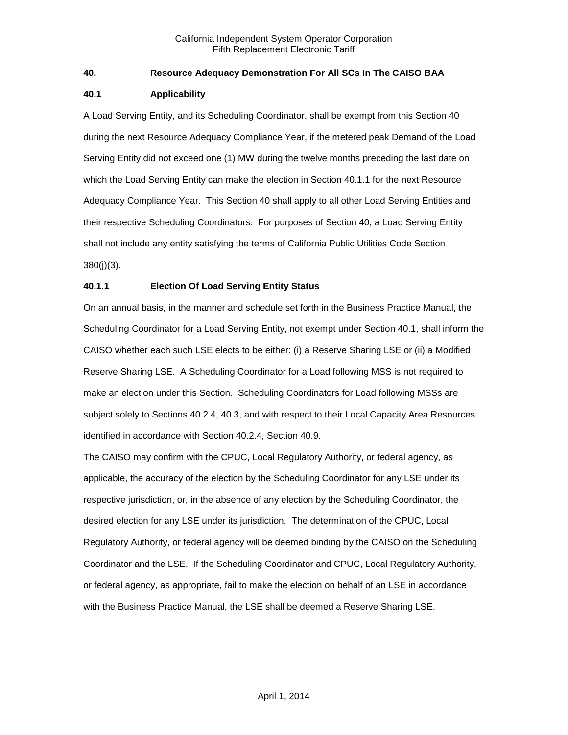## 40. Resource Adequacy Demonstration For All SCs In The CAISO BAA

### 40.1 Applicability

A Load Serving Entity, and its Scheduling Coordinator, shall be exempt from this Section 40 during the next Resource Adequacy Compliance Year, if the metered peak Demand of the Load Serving Entity did not exceed one (1) MW during the twelve months preceding the last date on which the Load Serving Entity can make the election in Section 40.1.1 for the next Resource Adequacy Compliance Year. This Section 40 shall apply to all other Load Serving Entities and their respective Scheduling Coordinators. For purposes of Section 40, a Load Serving Entity shall not include any entity satisfying the terms of California Public Utilities Code Section 380(j)(3).

#### 40.1.1 Election Of Load Serving Entity Status

On an annual basis, in the manner and schedule set forth in the Business Practice Manual, the Scheduling Coordinator for a Load Serving Entity, not exempt under Section 40.1, shall inform the CAISO whether each such LSE elects to be either: (i) a Reserve Sharing LSE or (ii) a Modified Reserve Sharing LSE. A Scheduling Coordinator for a Load following MSS is not required to make an election under this Section. Scheduling Coordinators for Load following MSSs are subject solely to Sections 40.2.4, 40.3, and with respect to their Local Capacity Area Resources identified in accordance with Section 40.2.4, Section 40.9.

The CAISO may confirm with the CPUC, Local Regulatory Authority, or federal agency, as applicable, the accuracy of the election by the Scheduling Coordinator for any LSE under its respective jurisdiction, or, in the absence of any election by the Scheduling Coordinator, the desired election for any LSE under its jurisdiction. The determination of the CPUC, Local Regulatory Authority, or federal agency will be deemed binding by the CAISO on the Scheduling Coordinator and the LSE. If the Scheduling Coordinator and CPUC, Local Regulatory Authority, or federal agency, as appropriate, fail to make the election on behalf of an LSE in accordance with the Business Practice Manual, the LSE shall be deemed a Reserve Sharing LSE.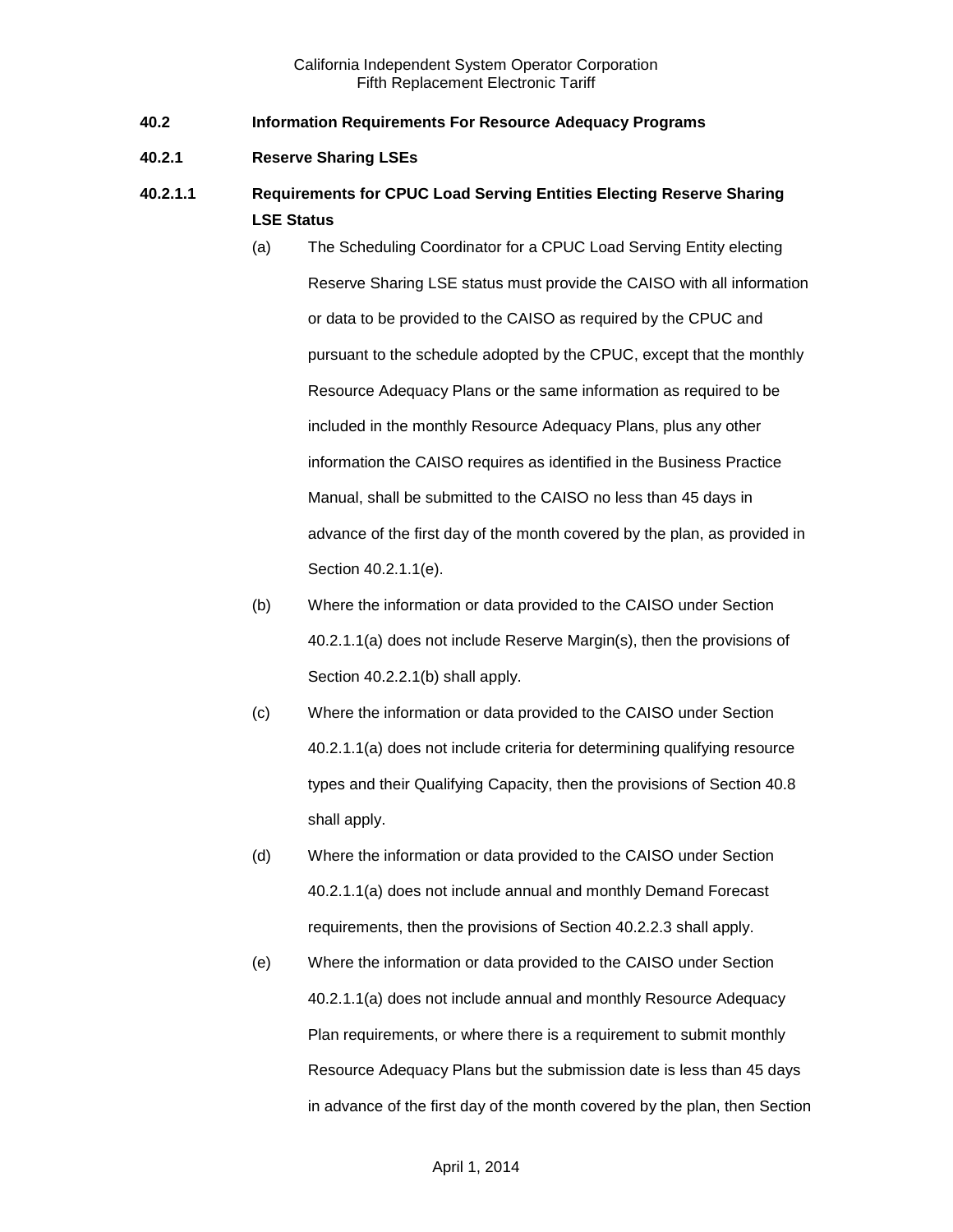## 40.2 Information Requirements For Resource Adequacy Programs

### 40.2.1 Reserve Sharing LSEs

#### 40.2.1.1 Requirements for CPUC Load Serving Entities Electing Reserve Sharing LSE Status

(a) The Scheduling Coordinator for a CPUC Load Serving Entity electing Reserve Sharing LSE status must provide the CAISO with all information or data to be provided to the CAISO as required by the CPUC and pursuant to the schedule adopted by the CPUC, except that the monthly Resource Adequacy Plans or the same information as required to be included in the monthly Resource Adequacy Plans, plus any other information the CAISO requires as identified in the Business Practice Manual, shall be submitted to the CAISO no less than 45 days in advance of the first day of the month covered by the plan, as provided in Section 40.2.1.1(e).

(b) Where the information or data provided to the CAISO under Section 40.2.1.1(a) does not include Reserve Margin(s), then the provisions of Section 40.2.2.1(b) shall apply.

(c) Where the information or data provided to the CAISO under Section 40.2.1.1(a) does not include criteria for determining qualifying resource types and their Qualifying Capacity, then the provisions of Section 40.8 shall apply.

(d) Where the information or data provided to the CAISO under Section 40.2.1.1(a) does not include annual and monthly Demand Forecast requirements, then the provisions of Section 40.2.2.3 shall apply.

(e) Where the information or data provided to the CAISO under Section 40.2.1.1(a) does not include annual and monthly Resource Adequacy Plan requirements, or where there is a requirement to submit monthly Resource Adequacy Plans but the submission date is less than 45 days in advance of the first day of the month covered by the plan, then Section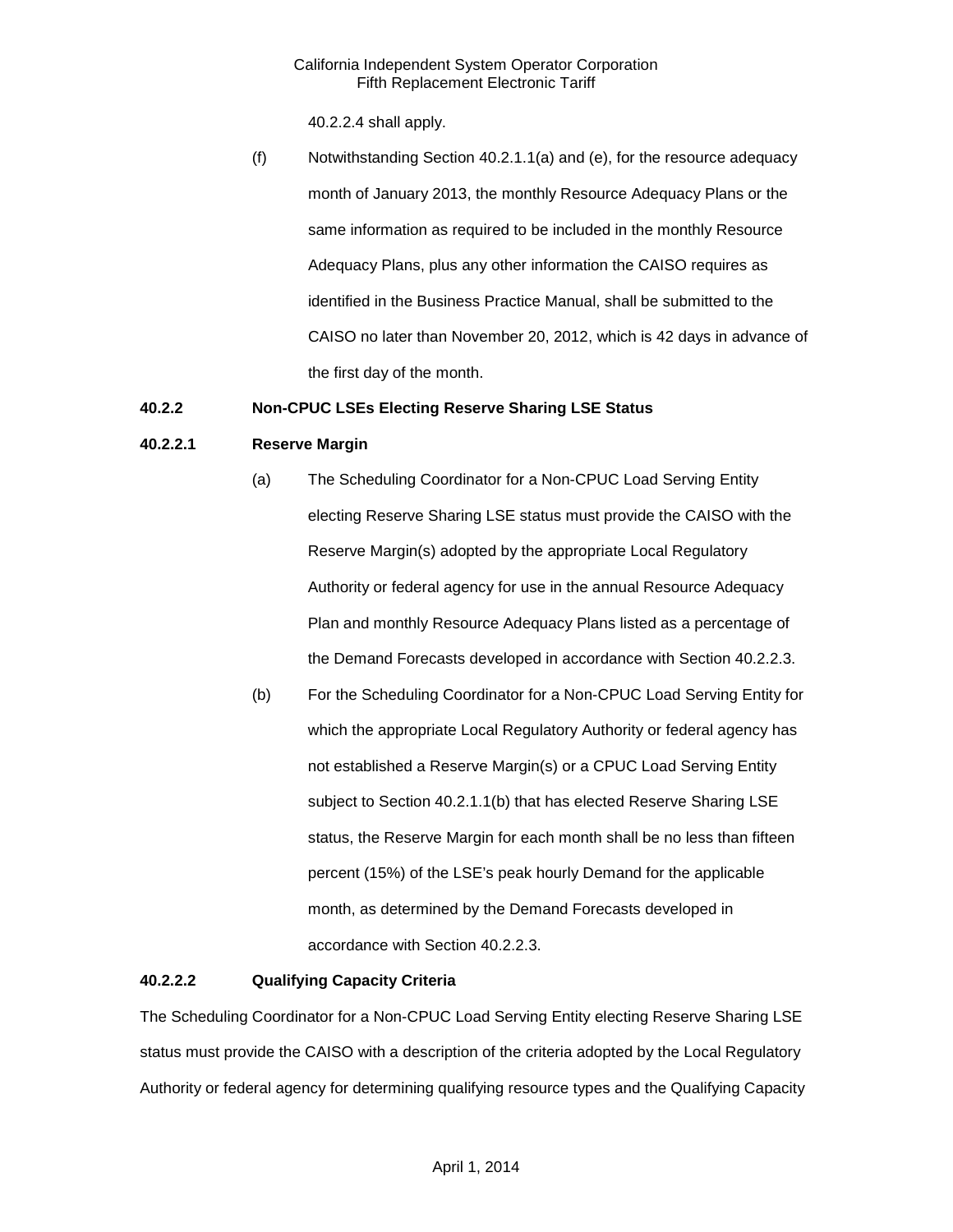40.2.2.4 shall apply.

(f) Notwithstanding Section 40.2.1.1(a) and (e), for the resource adequacy month of January 2013, the monthly Resource Adequacy Plans or the same information as required to be included in the monthly Resource Adequacy Plans, plus any other information the CAISO requires as identified in the Business Practice Manual, shall be submitted to the CAISO no later than November 20, 2012, which is 42 days in advance of the first day of the month.

### 40.2.2 Non-CPUC LSEs Electing Reserve Sharing LSE Status

#### 40.2.2.1 Reserve Margin

(a) The Scheduling Coordinator for a Non-CPUC Load Serving Entity electing Reserve Sharing LSE status must provide the CAISO with the Reserve Margin(s) adopted by the appropriate Local Regulatory Authority or federal agency for use in the annual Resource Adequacy Plan and monthly Resource Adequacy Plans listed as a percentage of the Demand Forecasts developed in accordance with Section 40.2.2.3.

(b) For the Scheduling Coordinator for a Non-CPUC Load Serving Entity for which the appropriate Local Regulatory Authority or federal agency has not established a Reserve Margin(s) or a CPUC Load Serving Entity subject to Section 40.2.1.1(b) that has elected Reserve Sharing LSE status, the Reserve Margin for each month shall be no less than fifteen percent (15%) of the LSE's peak hourly Demand for the applicable month, as determined by the Demand Forecasts developed in accordance with Section 40.2.2.3.

#### 40.2.2.2 Qualifying Capacity Criteria

The Scheduling Coordinator for a Non-CPUC Load Serving Entity electing Reserve Sharing LSE status must provide the CAISO with a description of the criteria adopted by the Local Regulatory Authority or federal agency for determining qualifying resource types and the Qualifying Capacity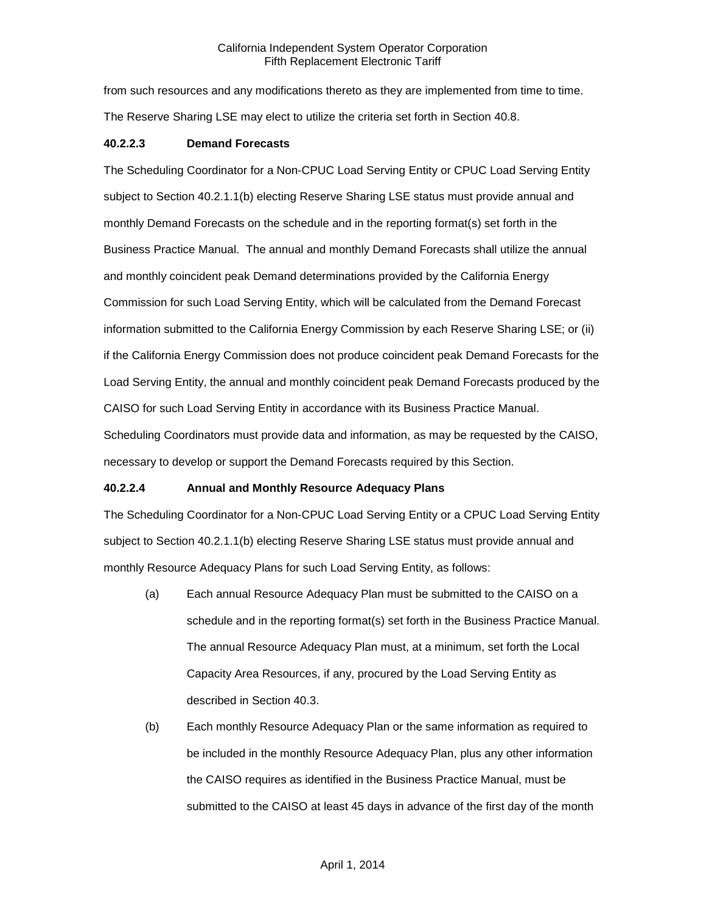from such resources and any modifications thereto as they are implemented from time to time. The Reserve Sharing LSE may elect to utilize the criteria set forth in Section 40.8.

**40.2.2.3 Demand Forecasts**

The Scheduling Coordinator for a Non-CPUC Load Serving Entity or CPUC Load Serving Entity subject to Section 40.2.1.1(b) electing Reserve Sharing LSE status must provide annual and monthly Demand Forecasts on the schedule and in the reporting format(s) set forth in the Business Practice Manual. The annual and monthly Demand Forecasts shall utilize the annual and monthly coincident peak Demand determinations provided by the California Energy Commission for such Load Serving Entity, which will be calculated from the Demand Forecast information submitted to the California Energy Commission by each Reserve Sharing LSE; or (ii) if the California Energy Commission does not produce coincident peak Demand Forecasts for the Load Serving Entity, the annual and monthly coincident peak Demand Forecasts produced by the CAISO for such Load Serving Entity in accordance with its Business Practice Manual. Scheduling Coordinators must provide data and information, as may be requested by the CAISO, necessary to develop or support the Demand Forecasts required by this Section.

**40.2.2.4 Annual and Monthly Resource Adequacy Plans**

The Scheduling Coordinator for a Non-CPUC Load Serving Entity or a CPUC Load Serving Entity subject to Section 40.2.1.1(b) electing Reserve Sharing LSE status must provide annual and monthly Resource Adequacy Plans for such Load Serving Entity, as follows:

(a) Each annual Resource Adequacy Plan must be submitted to the CAISO on a schedule and in the reporting format(s) set forth in the Business Practice Manual. The annual Resource Adequacy Plan must, at a minimum, set forth the Local Capacity Area Resources, if any, procured by the Load Serving Entity as described in Section 40.3.

(b) Each monthly Resource Adequacy Plan or the same information as required to be included in the monthly Resource Adequacy Plan, plus any other information the CAISO requires as identified in the Business Practice Manual, must be submitted to the CAISO at least 45 days in advance of the first day of the month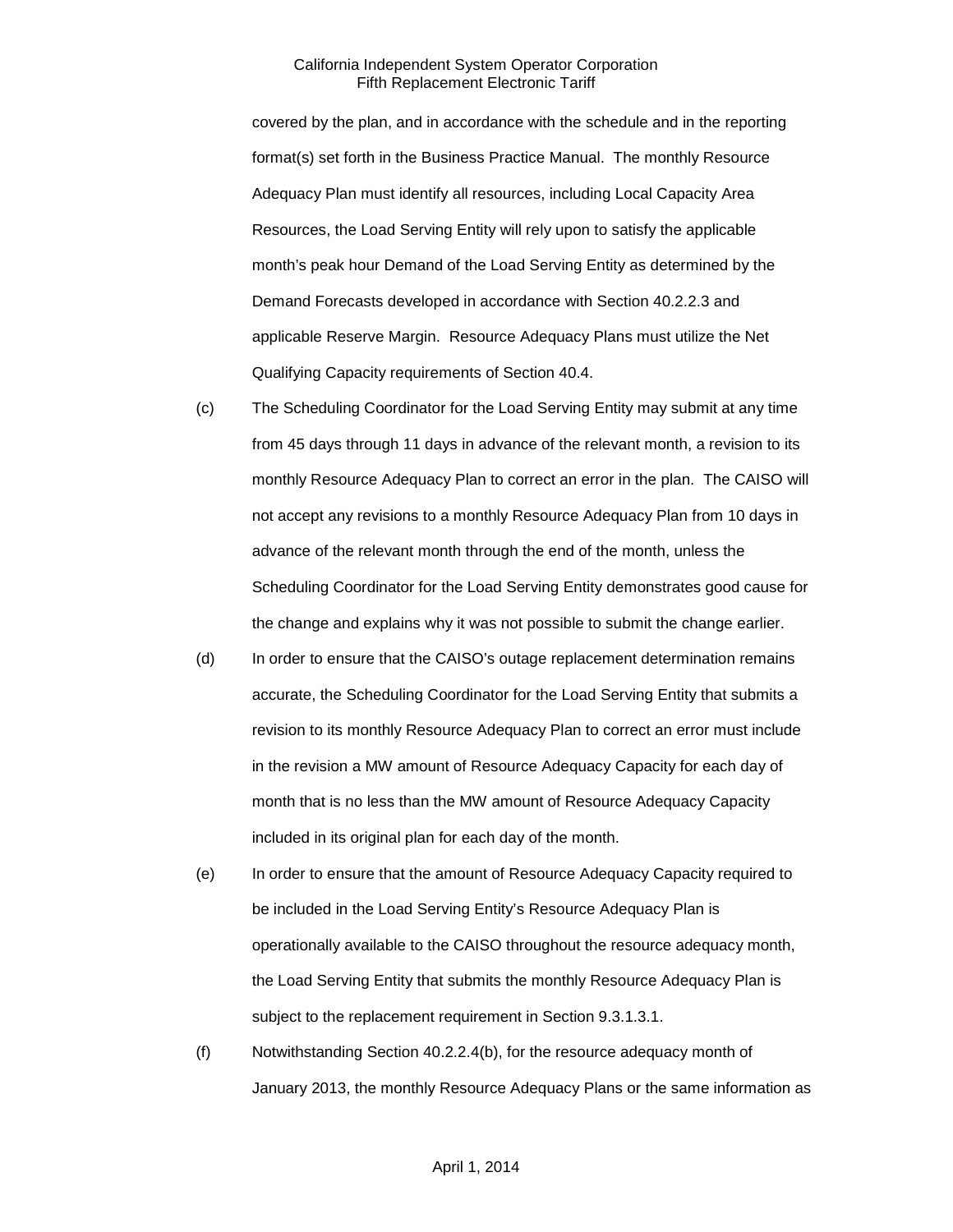covered by the plan, and in accordance with the schedule and in the reporting format(s) set forth in the Business Practice Manual. The monthly Resource Adequacy Plan must identify all resources, including Local Capacity Area Resources, the Load Serving Entity will rely upon to satisfy the applicable month's peak hour Demand of the Load Serving Entity as determined by the Demand Forecasts developed in accordance with Section 40.2.2.3 and applicable Reserve Margin. Resource Adequacy Plans must utilize the Net Qualifying Capacity requirements of Section 40.4.

(c) The Scheduling Coordinator for the Load Serving Entity may submit at any time from 45 days through 11 days in advance of the relevant month, a revision to its monthly Resource Adequacy Plan to correct an error in the plan. The CAISO will not accept any revisions to a monthly Resource Adequacy Plan from 10 days in advance of the relevant month through the end of the month, unless the Scheduling Coordinator for the Load Serving Entity demonstrates good cause for the change and explains why it was not possible to submit the change earlier.

(d) In order to ensure that the CAISO's outage replacement determination remains accurate, the Scheduling Coordinator for the Load Serving Entity that submits a revision to its monthly Resource Adequacy Plan to correct an error must include in the revision a MW amount of Resource Adequacy Capacity for each day of month that is no less than the MW amount of Resource Adequacy Capacity included in its original plan for each day of the month.

(e) In order to ensure that the amount of Resource Adequacy Capacity required to be included in the Load Serving Entity's Resource Adequacy Plan is operationally available to the CAISO throughout the resource adequacy month, the Load Serving Entity that submits the monthly Resource Adequacy Plan is subject to the replacement requirement in Section 9.3.1.3.1.

(f) Notwithstanding Section 40.2.2.4(b), for the resource adequacy month of January 2013, the monthly Resource Adequacy Plans or the same information as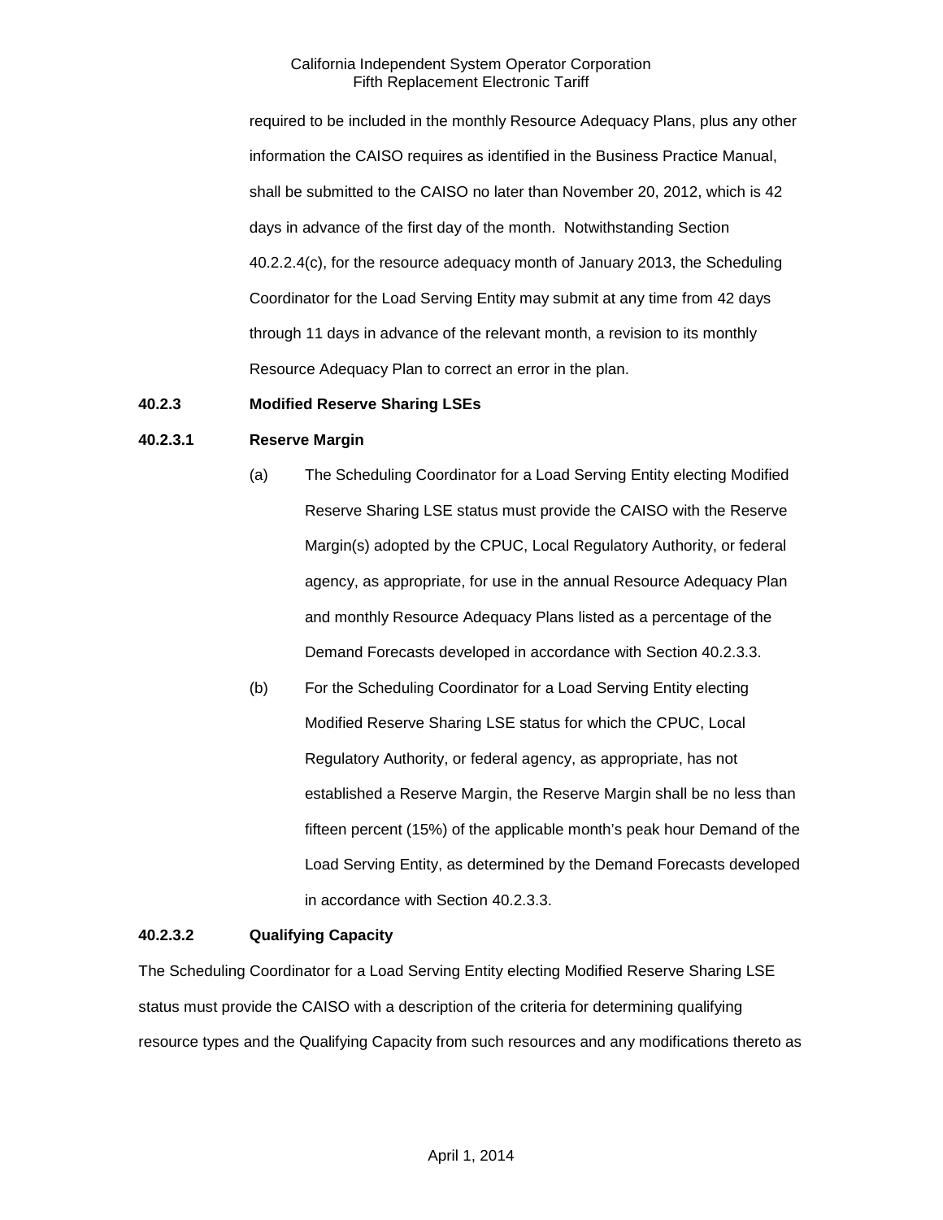required to be included in the monthly Resource Adequacy Plans, plus any other information the CAISO requires as identified in the Business Practice Manual, shall be submitted to the CAISO no later than November 20, 2012, which is 42 days in advance of the first day of the month. Notwithstanding Section 40.2.2.4(c), for the resource adequacy month of January 2013, the Scheduling Coordinator for the Load Serving Entity may submit at any time from 42 days through 11 days in advance of the relevant month, a revision to its monthly Resource Adequacy Plan to correct an error in the plan.

**40.2.3 Modified Reserve Sharing LSEs**

**40.2.3.1 Reserve Margin**

(a) The Scheduling Coordinator for a Load Serving Entity electing Modified Reserve Sharing LSE status must provide the CAISO with the Reserve Margin(s) adopted by the CPUC, Local Regulatory Authority, or federal agency, as appropriate, for use in the annual Resource Adequacy Plan and monthly Resource Adequacy Plans listed as a percentage of the Demand Forecasts developed in accordance with Section 40.2.3.3.

(b) For the Scheduling Coordinator for a Load Serving Entity electing Modified Reserve Sharing LSE status for which the CPUC, Local Regulatory Authority, or federal agency, as appropriate, has not established a Reserve Margin, the Reserve Margin shall be no less than fifteen percent (15%) of the applicable month's peak hour Demand of the Load Serving Entity, as determined by the Demand Forecasts developed in accordance with Section 40.2.3.3.

**40.2.3.2 Qualifying Capacity**

The Scheduling Coordinator for a Load Serving Entity electing Modified Reserve Sharing LSE status must provide the CAISO with a description of the criteria for determining qualifying resource types and the Qualifying Capacity from such resources and any modifications thereto as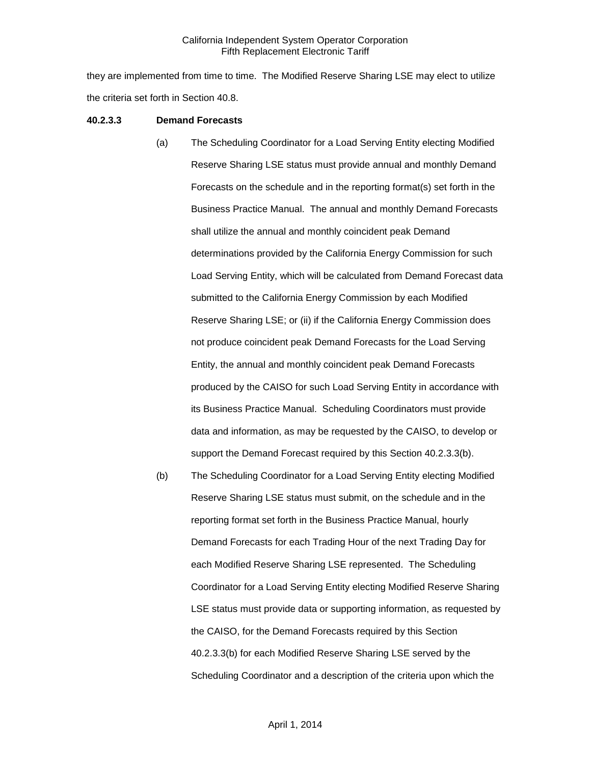they are implemented from time to time. The Modified Reserve Sharing LSE may elect to utilize the criteria set forth in Section 40.8.

**40.2.3.3 Demand Forecasts**

(a) The Scheduling Coordinator for a Load Serving Entity electing Modified Reserve Sharing LSE status must provide annual and monthly Demand Forecasts on the schedule and in the reporting format(s) set forth in the Business Practice Manual. The annual and monthly Demand Forecasts shall utilize the annual and monthly coincident peak Demand determinations provided by the California Energy Commission for such Load Serving Entity, which will be calculated from Demand Forecast data submitted to the California Energy Commission by each Modified Reserve Sharing LSE; or (ii) if the California Energy Commission does not produce coincident peak Demand Forecasts for the Load Serving Entity, the annual and monthly coincident peak Demand Forecasts produced by the CAISO for such Load Serving Entity in accordance with its Business Practice Manual. Scheduling Coordinators must provide data and information, as may be requested by the CAISO, to develop or support the Demand Forecast required by this Section 40.2.3.3(b).

(b) The Scheduling Coordinator for a Load Serving Entity electing Modified Reserve Sharing LSE status must submit, on the schedule and in the reporting format set forth in the Business Practice Manual, hourly Demand Forecasts for each Trading Hour of the next Trading Day for each Modified Reserve Sharing LSE represented. The Scheduling Coordinator for a Load Serving Entity electing Modified Reserve Sharing LSE status must provide data or supporting information, as requested by the CAISO, for the Demand Forecasts required by this Section 40.2.3.3(b) for each Modified Reserve Sharing LSE served by the Scheduling Coordinator and a description of the criteria upon which the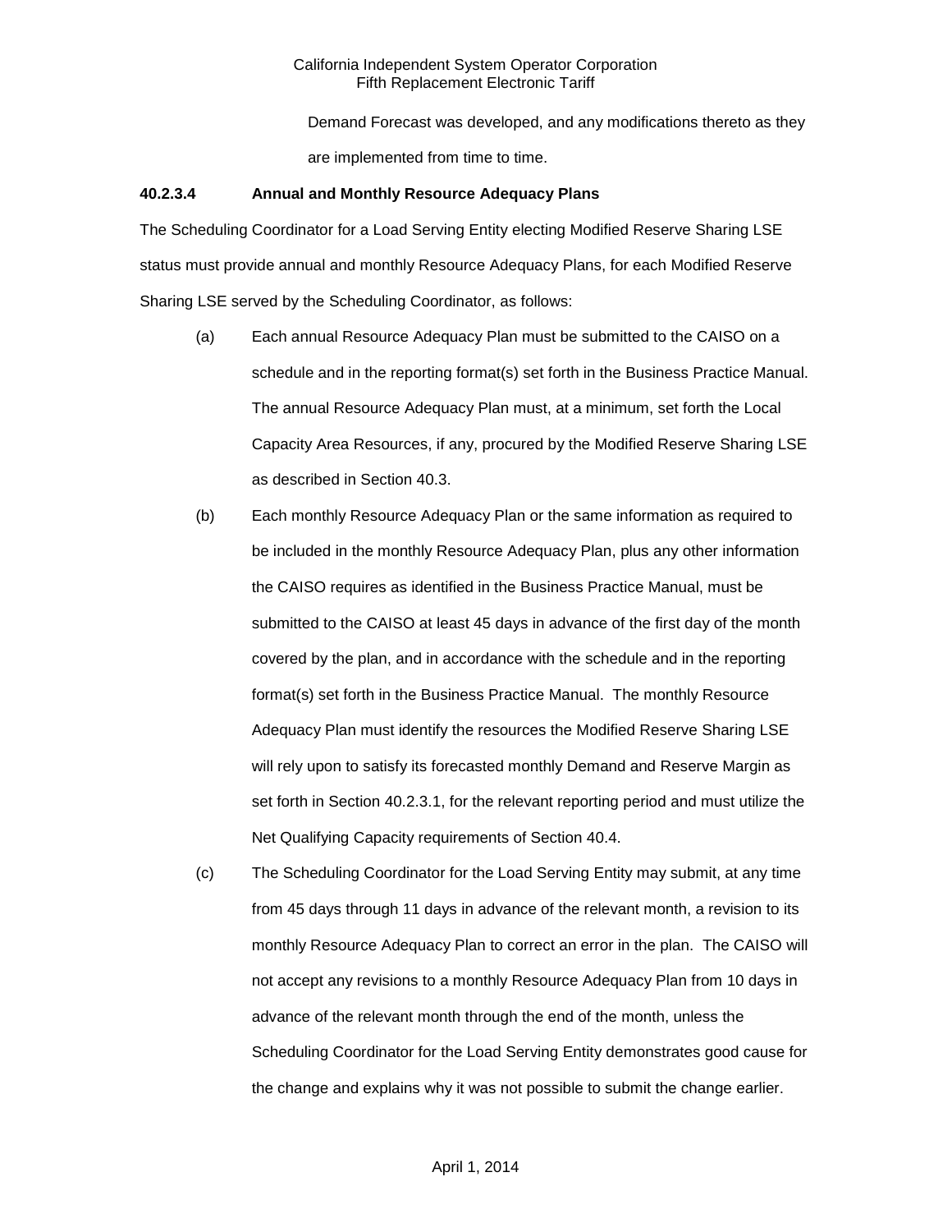Demand Forecast was developed, and any modifications thereto as they are implemented from time to time.

**40.2.3.4 Annual and Monthly Resource Adequacy Plans**

The Scheduling Coordinator for a Load Serving Entity electing Modified Reserve Sharing LSE status must provide annual and monthly Resource Adequacy Plans, for each Modified Reserve Sharing LSE served by the Scheduling Coordinator, as follows:

(a) Each annual Resource Adequacy Plan must be submitted to the CAISO on a schedule and in the reporting format(s) set forth in the Business Practice Manual. The annual Resource Adequacy Plan must, at a minimum, set forth the Local Capacity Area Resources, if any, procured by the Modified Reserve Sharing LSE as described in Section 40.3.

(b) Each monthly Resource Adequacy Plan or the same information as required to be included in the monthly Resource Adequacy Plan, plus any other information the CAISO requires as identified in the Business Practice Manual, must be submitted to the CAISO at least 45 days in advance of the first day of the month covered by the plan, and in accordance with the schedule and in the reporting format(s) set forth in the Business Practice Manual. The monthly Resource Adequacy Plan must identify the resources the Modified Reserve Sharing LSE will rely upon to satisfy its forecasted monthly Demand and Reserve Margin as set forth in Section 40.2.3.1, for the relevant reporting period and must utilize the Net Qualifying Capacity requirements of Section 40.4.

(c) The Scheduling Coordinator for the Load Serving Entity may submit, at any time from 45 days through 11 days in advance of the relevant month, a revision to its monthly Resource Adequacy Plan to correct an error in the plan. The CAISO will not accept any revisions to a monthly Resource Adequacy Plan from 10 days in advance of the relevant month through the end of the month, unless the Scheduling Coordinator for the Load Serving Entity demonstrates good cause for the change and explains why it was not possible to submit the change earlier.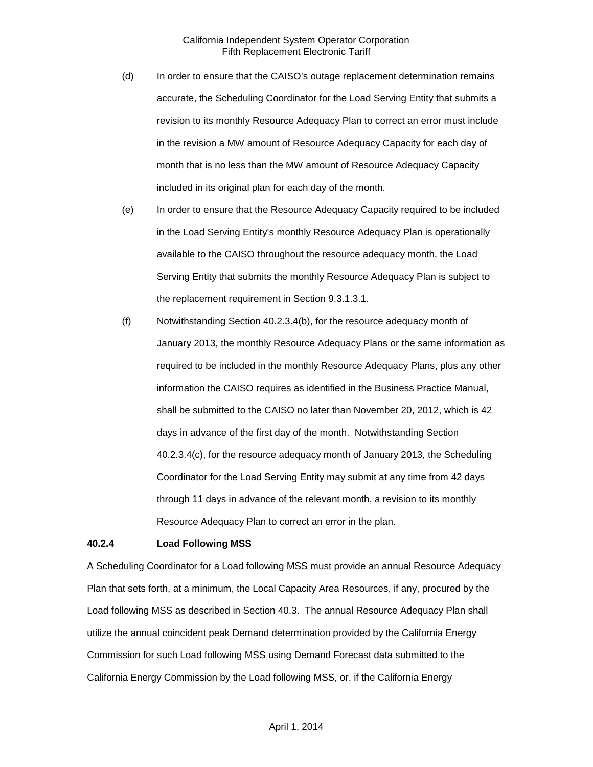(d) In order to ensure that the CAISO's outage replacement determination remains accurate, the Scheduling Coordinator for the Load Serving Entity that submits a revision to its monthly Resource Adequacy Plan to correct an error must include in the revision a MW amount of Resource Adequacy Capacity for each day of month that is no less than the MW amount of Resource Adequacy Capacity included in its original plan for each day of the month.

(e) In order to ensure that the Resource Adequacy Capacity required to be included in the Load Serving Entity's monthly Resource Adequacy Plan is operationally available to the CAISO throughout the resource adequacy month, the Load Serving Entity that submits the monthly Resource Adequacy Plan is subject to the replacement requirement in Section 9.3.1.3.1.

(f) Notwithstanding Section 40.2.3.4(b), for the resource adequacy month of January 2013, the monthly Resource Adequacy Plans or the same information as required to be included in the monthly Resource Adequacy Plans, plus any other information the CAISO requires as identified in the Business Practice Manual, shall be submitted to the CAISO no later than November 20, 2012, which is 42 days in advance of the first day of the month. Notwithstanding Section 40.2.3.4(c), for the resource adequacy month of January 2013, the Scheduling Coordinator for the Load Serving Entity may submit at any time from 42 days through 11 days in advance of the relevant month, a revision to its monthly Resource Adequacy Plan to correct an error in the plan.

**40.2.4 Load Following MSS**

A Scheduling Coordinator for a Load following MSS must provide an annual Resource Adequacy Plan that sets forth, at a minimum, the Local Capacity Area Resources, if any, procured by the Load following MSS as described in Section 40.3. The annual Resource Adequacy Plan shall utilize the annual coincident peak Demand determination provided by the California Energy Commission for such Load following MSS using Demand Forecast data submitted to the California Energy Commission by the Load following MSS, or, if the California Energy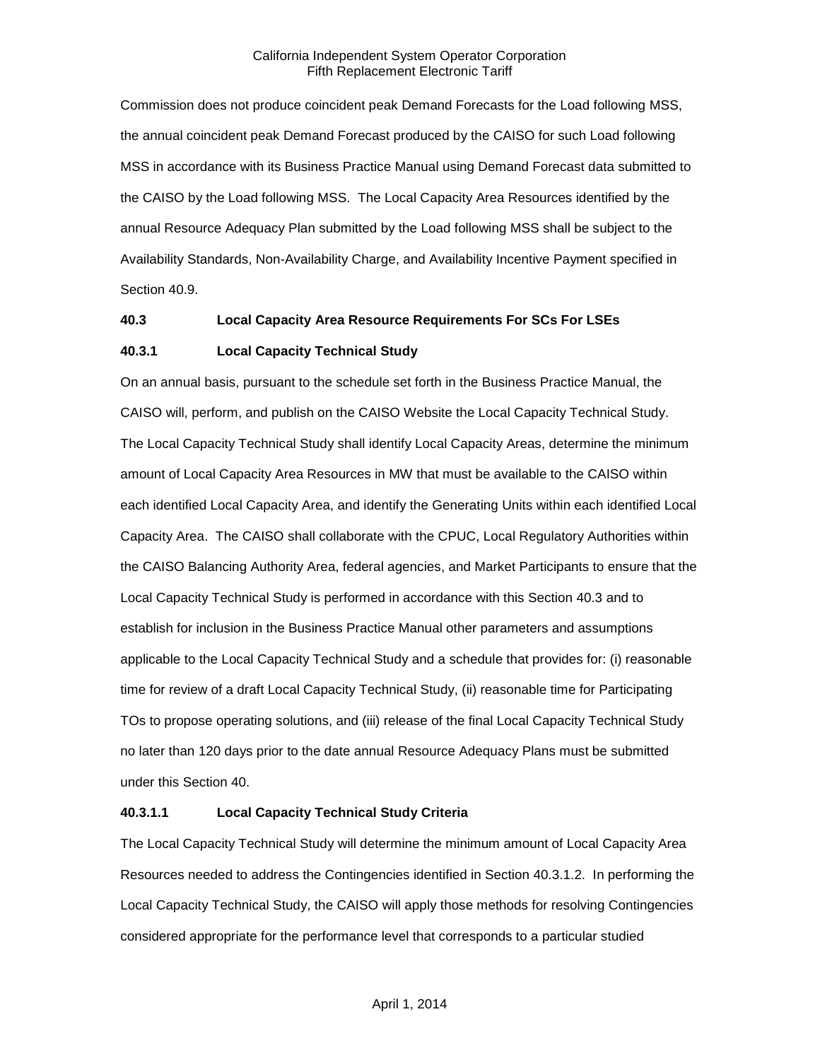Commission does not produce coincident peak Demand Forecasts for the Load following MSS, the annual coincident peak Demand Forecast produced by the CAISO for such Load following MSS in accordance with its Business Practice Manual using Demand Forecast data submitted to the CAISO by the Load following MSS. The Local Capacity Area Resources identified by the annual Resource Adequacy Plan submitted by the Load following MSS shall be subject to the Availability Standards, Non-Availability Charge, and Availability Incentive Payment specified in Section 40.9.

**40.3 Local Capacity Area Resource Requirements For SCs For LSEs**

**40.3.1 Local Capacity Technical Study**

On an annual basis, pursuant to the schedule set forth in the Business Practice Manual, the CAISO will, perform, and publish on the CAISO Website the Local Capacity Technical Study. The Local Capacity Technical Study shall identify Local Capacity Areas, determine the minimum amount of Local Capacity Area Resources in MW that must be available to the CAISO within each identified Local Capacity Area, and identify the Generating Units within each identified Local Capacity Area. The CAISO shall collaborate with the CPUC, Local Regulatory Authorities within the CAISO Balancing Authority Area, federal agencies, and Market Participants to ensure that the Local Capacity Technical Study is performed in accordance with this Section 40.3 and to establish for inclusion in the Business Practice Manual other parameters and assumptions applicable to the Local Capacity Technical Study and a schedule that provides for: (i) reasonable time for review of a draft Local Capacity Technical Study, (ii) reasonable time for Participating TOs to propose operating solutions, and (iii) release of the final Local Capacity Technical Study no later than 120 days prior to the date annual Resource Adequacy Plans must be submitted under this Section 40.

**40.3.1.1 Local Capacity Technical Study Criteria**

The Local Capacity Technical Study will determine the minimum amount of Local Capacity Area Resources needed to address the Contingencies identified in Section 40.3.1.2. In performing the Local Capacity Technical Study, the CAISO will apply those methods for resolving Contingencies considered appropriate for the performance level that corresponds to a particular studied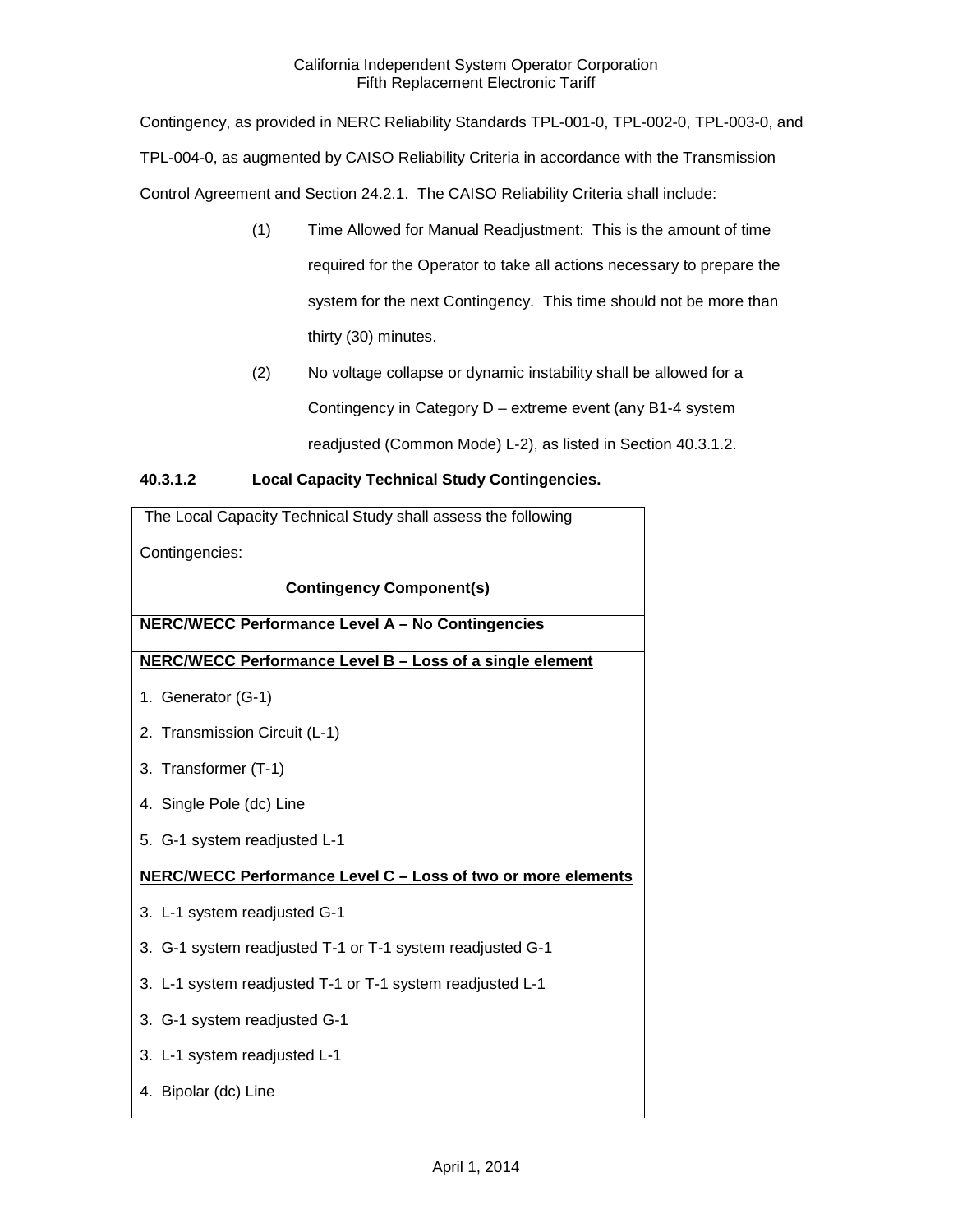Contingency, as provided in NERC Reliability Standards TPL-001-0, TPL-002-0, TPL-003-0, and TPL-004-0, as augmented by CAISO Reliability Criteria in accordance with the Transmission Control Agreement and Section 24.2.1. The CAISO Reliability Criteria shall include:

(1) Time Allowed for Manual Readjustment: This is the amount of time required for the Operator to take all actions necessary to prepare the system for the next Contingency. This time should not be more than thirty (30) minutes.

(2) No voltage collapse or dynamic instability shall be allowed for a Contingency in Category D – extreme event (any B1-4 system readjusted (Common Mode) L-2), as listed in Section 40.3.1.2.

#### 40.3.1.2 Local Capacity Technical Study Contingencies.

| The Local Capacity Technical Study shall assess the following Contingencies: |
|---|
| **Contingency Component(s)** |
| **NERC/WECC Performance Level A – No Contingencies** |
| **NERC/WECC Performance Level B – Loss of a single element** |
| 1. Generator (G-1) |
| 2. Transmission Circuit (L-1) |
| 3. Transformer (T-1) |
| 4. Single Pole (dc) Line |
| 5. G-1 system readjusted L-1 |
| **NERC/WECC Performance Level C – Loss of two or more elements** |
| 3. L-1 system readjusted G-1 |
| 3. G-1 system readjusted T-1 or T-1 system readjusted G-1 |
| 3. L-1 system readjusted T-1 or T-1 system readjusted L-1 |
| 3. G-1 system readjusted G-1 |
| 3. L-1 system readjusted L-1 |
| 4. Bipolar (dc) Line |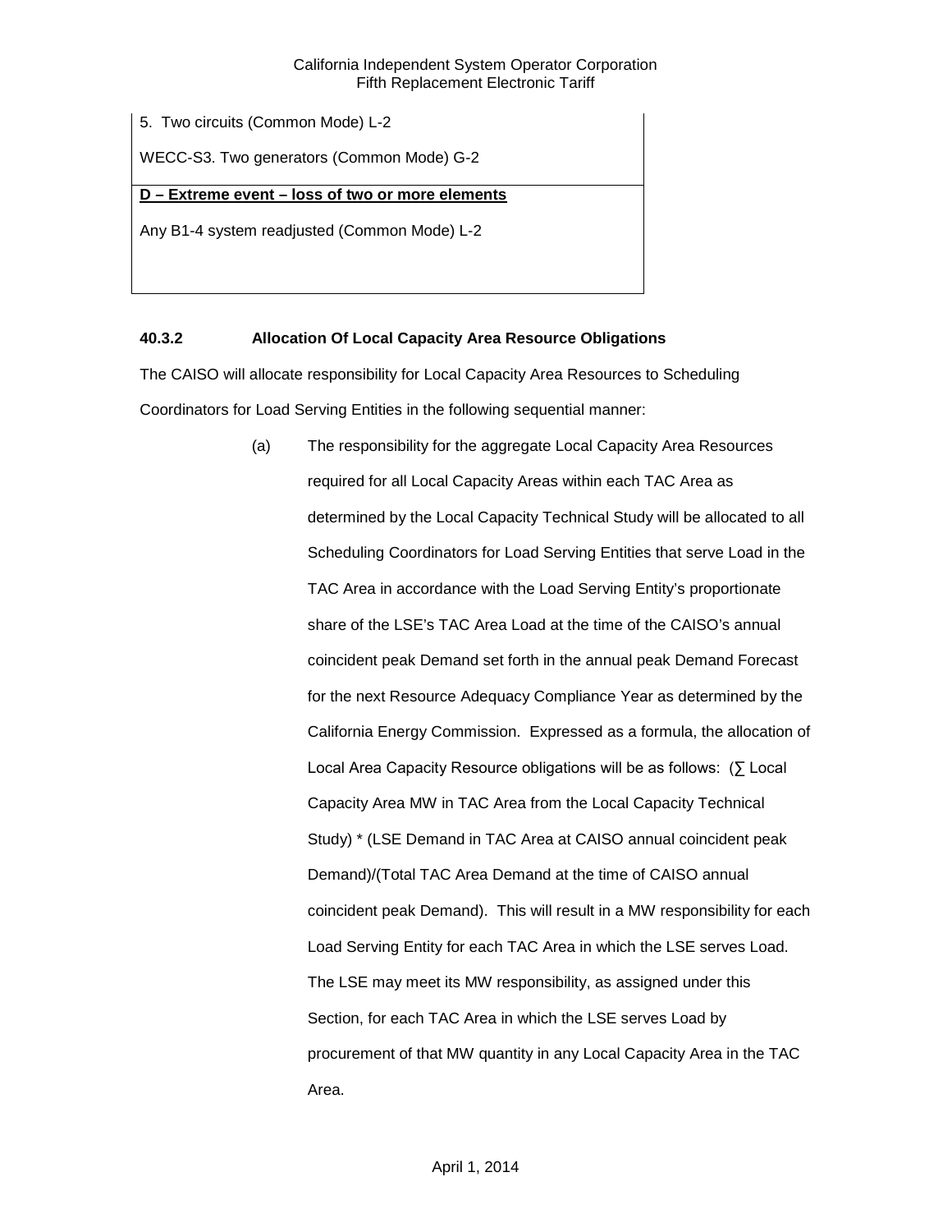| |
|---|
| 5. Two circuits (Common Mode) L-2 |
| WECC-S3. Two generators (Common Mode) G-2 |
| **D – Extreme event – loss of two or more elements** |
| Any B1-4 system readjusted (Common Mode) L-2 |

#### 40.3.2 Allocation Of Local Capacity Area Resource Obligations

The CAISO will allocate responsibility for Local Capacity Area Resources to Scheduling Coordinators for Load Serving Entities in the following sequential manner:

(a) The responsibility for the aggregate Local Capacity Area Resources required for all Local Capacity Areas within each TAC Area as determined by the Local Capacity Technical Study will be allocated to all Scheduling Coordinators for Load Serving Entities that serve Load in the TAC Area in accordance with the Load Serving Entity's proportionate share of the LSE's TAC Area Load at the time of the CAISO's annual coincident peak Demand set forth in the annual peak Demand Forecast for the next Resource Adequacy Compliance Year as determined by the California Energy Commission. Expressed as a formula, the allocation of Local Area Capacity Resource obligations will be as follows: (∑ Local Capacity Area MW in TAC Area from the Local Capacity Technical Study) * (LSE Demand in TAC Area at CAISO annual coincident peak Demand)/(Total TAC Area Demand at the time of CAISO annual coincident peak Demand). This will result in a MW responsibility for each Load Serving Entity for each TAC Area in which the LSE serves Load. The LSE may meet its MW responsibility, as assigned under this Section, for each TAC Area in which the LSE serves Load by procurement of that MW quantity in any Local Capacity Area in the TAC Area.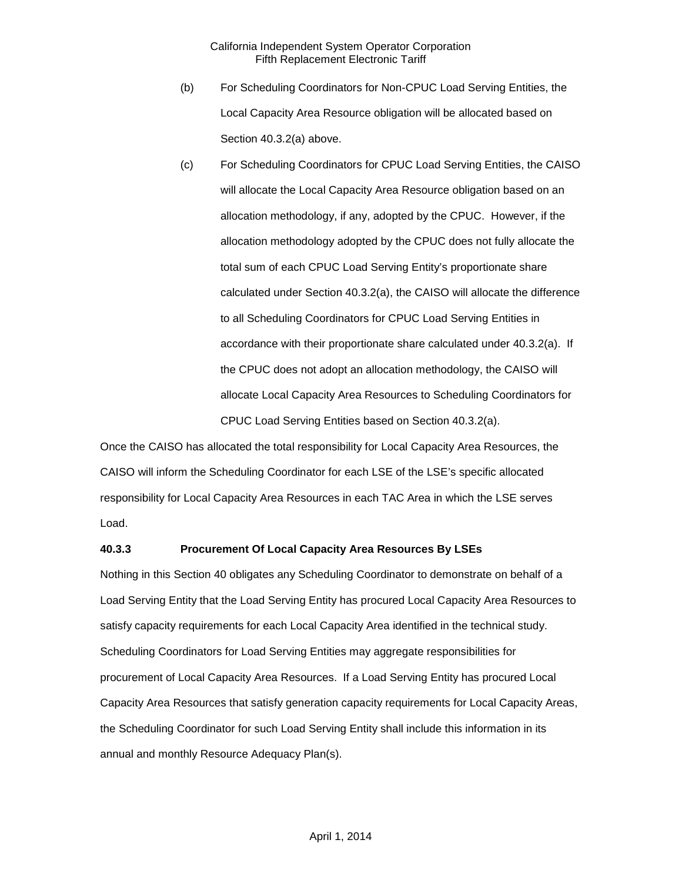(b) For Scheduling Coordinators for Non-CPUC Load Serving Entities, the Local Capacity Area Resource obligation will be allocated based on Section 40.3.2(a) above.

(c) For Scheduling Coordinators for CPUC Load Serving Entities, the CAISO will allocate the Local Capacity Area Resource obligation based on an allocation methodology, if any, adopted by the CPUC. However, if the allocation methodology adopted by the CPUC does not fully allocate the total sum of each CPUC Load Serving Entity's proportionate share calculated under Section 40.3.2(a), the CAISO will allocate the difference to all Scheduling Coordinators for CPUC Load Serving Entities in accordance with their proportionate share calculated under 40.3.2(a). If the CPUC does not adopt an allocation methodology, the CAISO will allocate Local Capacity Area Resources to Scheduling Coordinators for CPUC Load Serving Entities based on Section 40.3.2(a).

Once the CAISO has allocated the total responsibility for Local Capacity Area Resources, the CAISO will inform the Scheduling Coordinator for each LSE of the LSE's specific allocated responsibility for Local Capacity Area Resources in each TAC Area in which the LSE serves Load.

### 40.3.3 Procurement Of Local Capacity Area Resources By LSEs

Nothing in this Section 40 obligates any Scheduling Coordinator to demonstrate on behalf of a Load Serving Entity that the Load Serving Entity has procured Local Capacity Area Resources to satisfy capacity requirements for each Local Capacity Area identified in the technical study. Scheduling Coordinators for Load Serving Entities may aggregate responsibilities for procurement of Local Capacity Area Resources. If a Load Serving Entity has procured Local Capacity Area Resources that satisfy generation capacity requirements for Local Capacity Areas, the Scheduling Coordinator for such Load Serving Entity shall include this information in its annual and monthly Resource Adequacy Plan(s).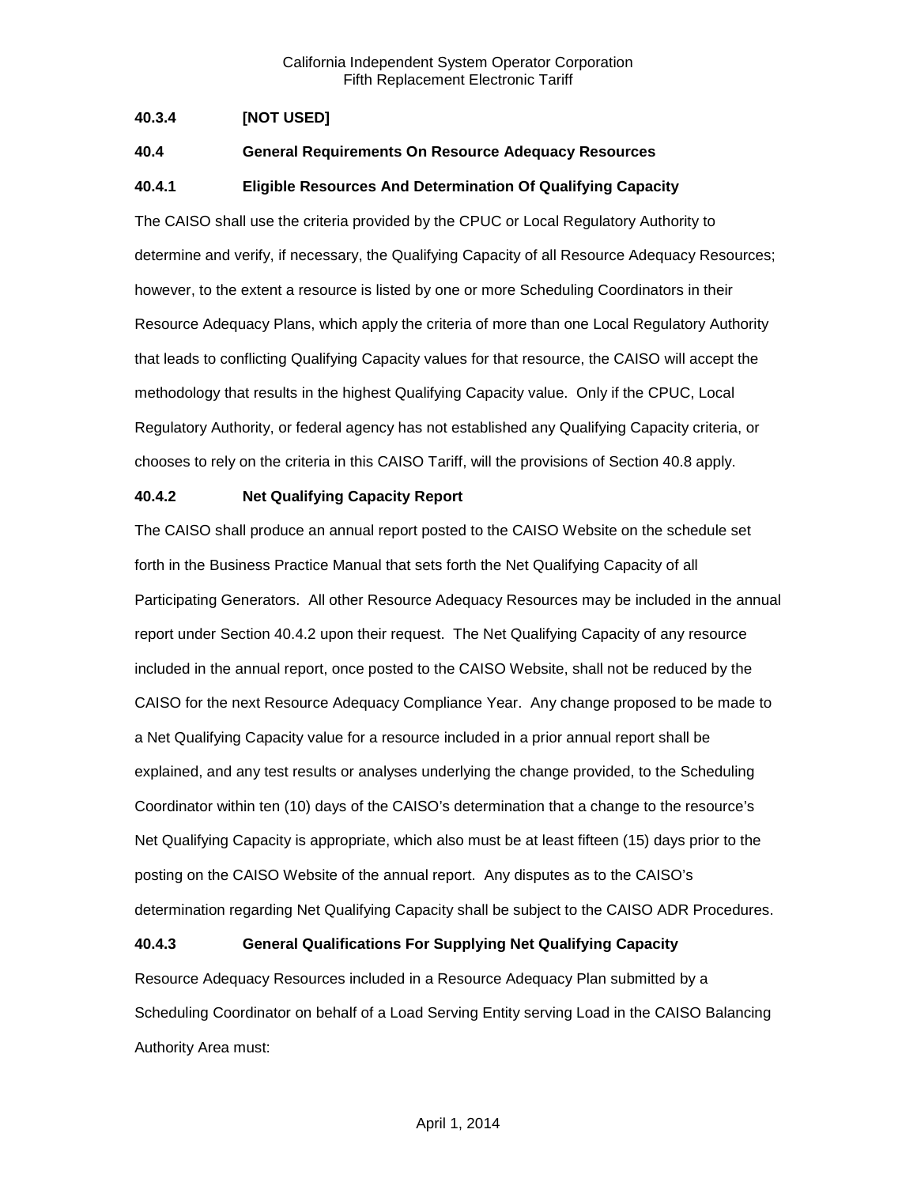**40.3.4 [NOT USED]**

**40.4 General Requirements On Resource Adequacy Resources**

**40.4.1 Eligible Resources And Determination Of Qualifying Capacity**

The CAISO shall use the criteria provided by the CPUC or Local Regulatory Authority to determine and verify, if necessary, the Qualifying Capacity of all Resource Adequacy Resources; however, to the extent a resource is listed by one or more Scheduling Coordinators in their Resource Adequacy Plans, which apply the criteria of more than one Local Regulatory Authority that leads to conflicting Qualifying Capacity values for that resource, the CAISO will accept the methodology that results in the highest Qualifying Capacity value. Only if the CPUC, Local Regulatory Authority, or federal agency has not established any Qualifying Capacity criteria, or chooses to rely on the criteria in this CAISO Tariff, will the provisions of Section 40.8 apply.

**40.4.2 Net Qualifying Capacity Report**

The CAISO shall produce an annual report posted to the CAISO Website on the schedule set forth in the Business Practice Manual that sets forth the Net Qualifying Capacity of all Participating Generators. All other Resource Adequacy Resources may be included in the annual report under Section 40.4.2 upon their request. The Net Qualifying Capacity of any resource included in the annual report, once posted to the CAISO Website, shall not be reduced by the CAISO for the next Resource Adequacy Compliance Year. Any change proposed to be made to a Net Qualifying Capacity value for a resource included in a prior annual report shall be explained, and any test results or analyses underlying the change provided, to the Scheduling Coordinator within ten (10) days of the CAISO's determination that a change to the resource's Net Qualifying Capacity is appropriate, which also must be at least fifteen (15) days prior to the posting on the CAISO Website of the annual report. Any disputes as to the CAISO's determination regarding Net Qualifying Capacity shall be subject to the CAISO ADR Procedures.

**40.4.3 General Qualifications For Supplying Net Qualifying Capacity**

Resource Adequacy Resources included in a Resource Adequacy Plan submitted by a Scheduling Coordinator on behalf of a Load Serving Entity serving Load in the CAISO Balancing Authority Area must: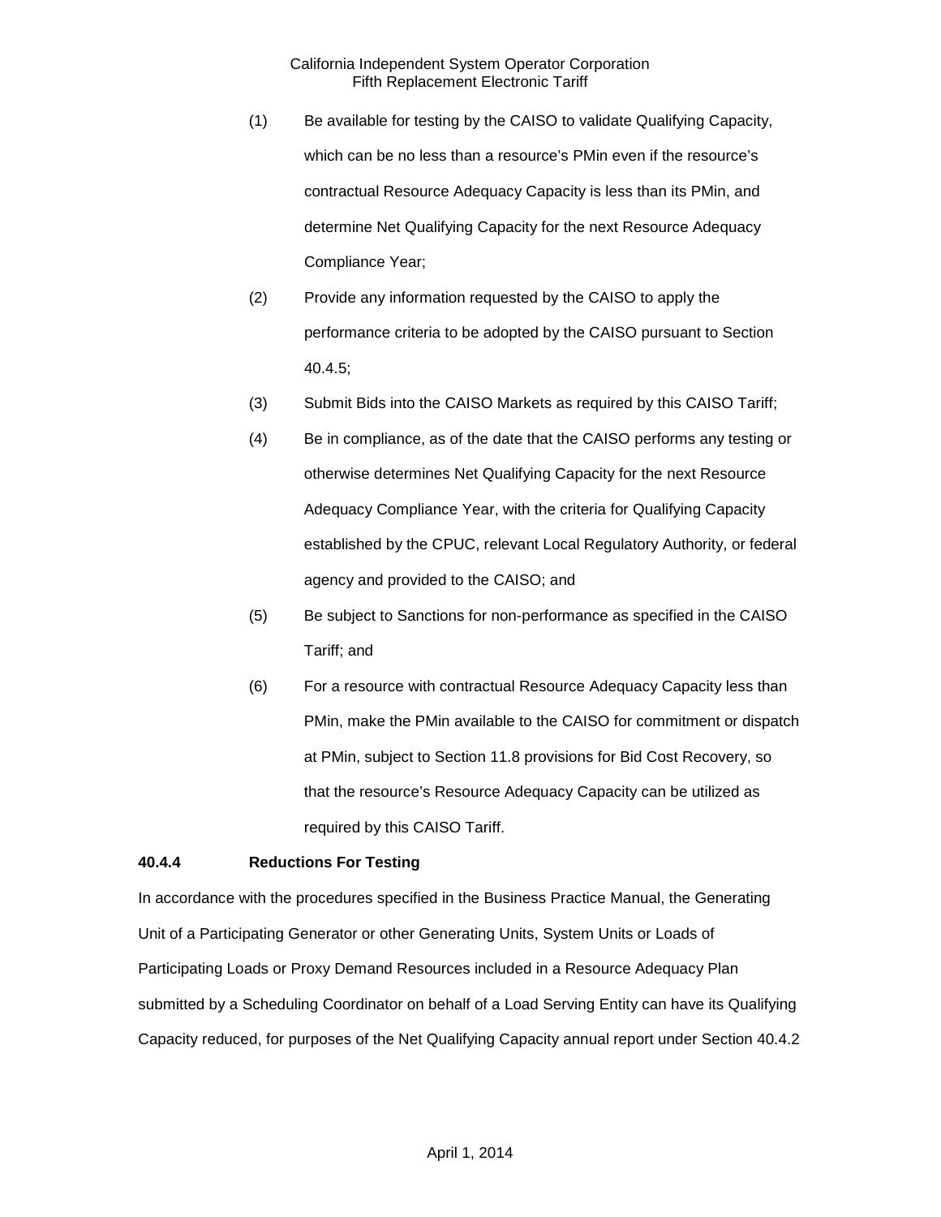(1) Be available for testing by the CAISO to validate Qualifying Capacity, which can be no less than a resource's PMin even if the resource's contractual Resource Adequacy Capacity is less than its PMin, and determine Net Qualifying Capacity for the next Resource Adequacy Compliance Year;

(2) Provide any information requested by the CAISO to apply the performance criteria to be adopted by the CAISO pursuant to Section 40.4.5;

(3) Submit Bids into the CAISO Markets as required by this CAISO Tariff;

(4) Be in compliance, as of the date that the CAISO performs any testing or otherwise determines Net Qualifying Capacity for the next Resource Adequacy Compliance Year, with the criteria for Qualifying Capacity established by the CPUC, relevant Local Regulatory Authority, or federal agency and provided to the CAISO; and

(5) Be subject to Sanctions for non-performance as specified in the CAISO Tariff; and

(6) For a resource with contractual Resource Adequacy Capacity less than PMin, make the PMin available to the CAISO for commitment or dispatch at PMin, subject to Section 11.8 provisions for Bid Cost Recovery, so that the resource's Resource Adequacy Capacity can be utilized as required by this CAISO Tariff.

### 40.4.4 Reductions For Testing

In accordance with the procedures specified in the Business Practice Manual, the Generating Unit of a Participating Generator or other Generating Units, System Units or Loads of Participating Loads or Proxy Demand Resources included in a Resource Adequacy Plan submitted by a Scheduling Coordinator on behalf of a Load Serving Entity can have its Qualifying Capacity reduced, for purposes of the Net Qualifying Capacity annual report under Section 40.4.2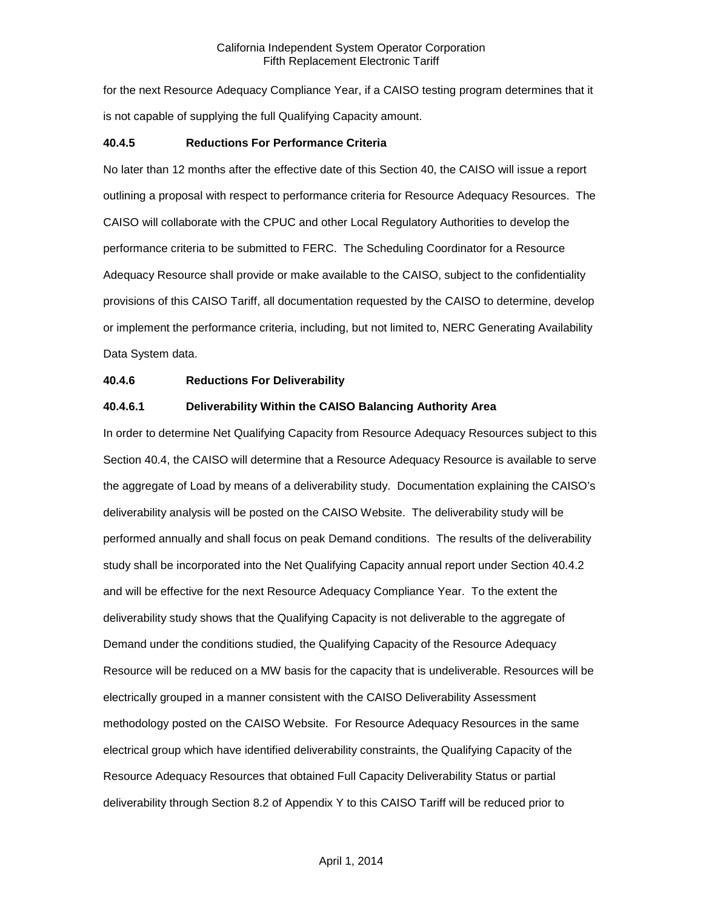for the next Resource Adequacy Compliance Year, if a CAISO testing program determines that it is not capable of supplying the full Qualifying Capacity amount.

**40.4.5 Reductions For Performance Criteria**

No later than 12 months after the effective date of this Section 40, the CAISO will issue a report outlining a proposal with respect to performance criteria for Resource Adequacy Resources. The CAISO will collaborate with the CPUC and other Local Regulatory Authorities to develop the performance criteria to be submitted to FERC. The Scheduling Coordinator for a Resource Adequacy Resource shall provide or make available to the CAISO, subject to the confidentiality provisions of this CAISO Tariff, all documentation requested by the CAISO to determine, develop or implement the performance criteria, including, but not limited to, NERC Generating Availability Data System data.

**40.4.6 Reductions For Deliverability**

**40.4.6.1 Deliverability Within the CAISO Balancing Authority Area**

In order to determine Net Qualifying Capacity from Resource Adequacy Resources subject to this Section 40.4, the CAISO will determine that a Resource Adequacy Resource is available to serve the aggregate of Load by means of a deliverability study. Documentation explaining the CAISO's deliverability analysis will be posted on the CAISO Website. The deliverability study will be performed annually and shall focus on peak Demand conditions. The results of the deliverability study shall be incorporated into the Net Qualifying Capacity annual report under Section 40.4.2 and will be effective for the next Resource Adequacy Compliance Year. To the extent the deliverability study shows that the Qualifying Capacity is not deliverable to the aggregate of Demand under the conditions studied, the Qualifying Capacity of the Resource Adequacy Resource will be reduced on a MW basis for the capacity that is undeliverable. Resources will be electrically grouped in a manner consistent with the CAISO Deliverability Assessment methodology posted on the CAISO Website. For Resource Adequacy Resources in the same electrical group which have identified deliverability constraints, the Qualifying Capacity of the Resource Adequacy Resources that obtained Full Capacity Deliverability Status or partial deliverability through Section 8.2 of Appendix Y to this CAISO Tariff will be reduced prior to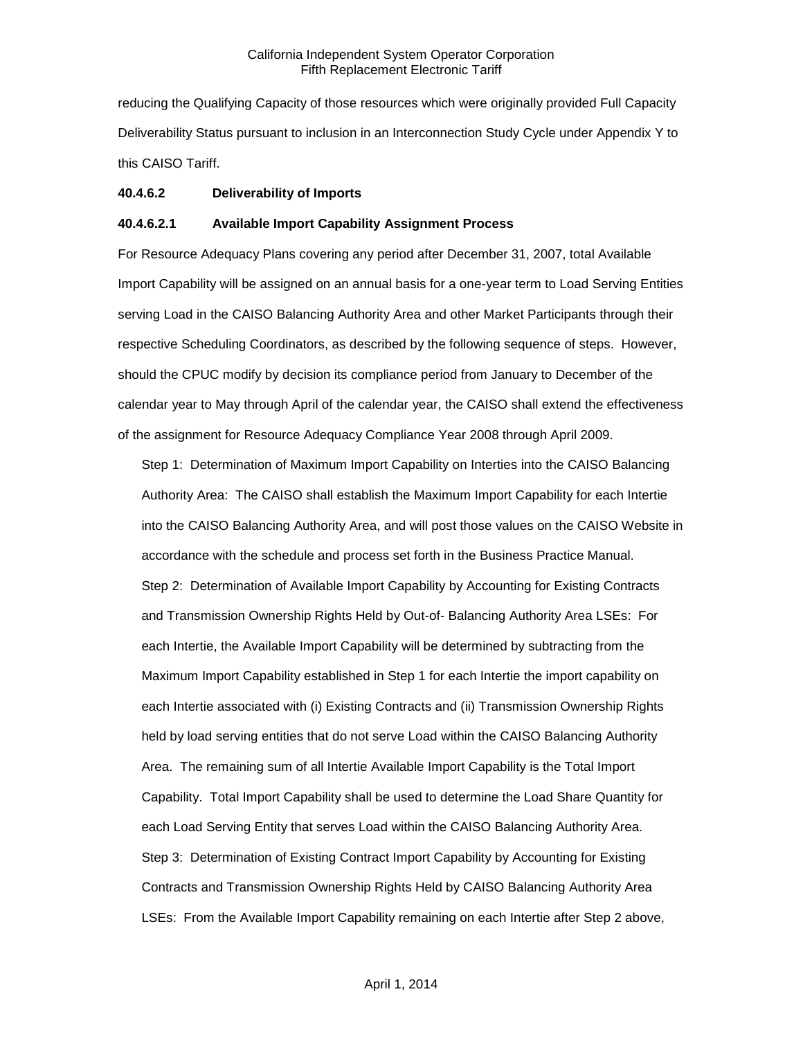reducing the Qualifying Capacity of those resources which were originally provided Full Capacity Deliverability Status pursuant to inclusion in an Interconnection Study Cycle under Appendix Y to this CAISO Tariff.

**40.4.6.2 Deliverability of Imports**

**40.4.6.2.1 Available Import Capability Assignment Process**

For Resource Adequacy Plans covering any period after December 31, 2007, total Available Import Capability will be assigned on an annual basis for a one-year term to Load Serving Entities serving Load in the CAISO Balancing Authority Area and other Market Participants through their respective Scheduling Coordinators, as described by the following sequence of steps. However, should the CPUC modify by decision its compliance period from January to December of the calendar year to May through April of the calendar year, the CAISO shall extend the effectiveness of the assignment for Resource Adequacy Compliance Year 2008 through April 2009.

Step 1: Determination of Maximum Import Capability on Interties into the CAISO Balancing Authority Area: The CAISO shall establish the Maximum Import Capability for each Intertie into the CAISO Balancing Authority Area, and will post those values on the CAISO Website in accordance with the schedule and process set forth in the Business Practice Manual.

Step 2: Determination of Available Import Capability by Accounting for Existing Contracts and Transmission Ownership Rights Held by Out-of- Balancing Authority Area LSEs: For each Intertie, the Available Import Capability will be determined by subtracting from the Maximum Import Capability established in Step 1 for each Intertie the import capability on each Intertie associated with (i) Existing Contracts and (ii) Transmission Ownership Rights held by load serving entities that do not serve Load within the CAISO Balancing Authority Area. The remaining sum of all Intertie Available Import Capability is the Total Import Capability. Total Import Capability shall be used to determine the Load Share Quantity for each Load Serving Entity that serves Load within the CAISO Balancing Authority Area.

Step 3: Determination of Existing Contract Import Capability by Accounting for Existing Contracts and Transmission Ownership Rights Held by CAISO Balancing Authority Area LSEs: From the Available Import Capability remaining on each Intertie after Step 2 above,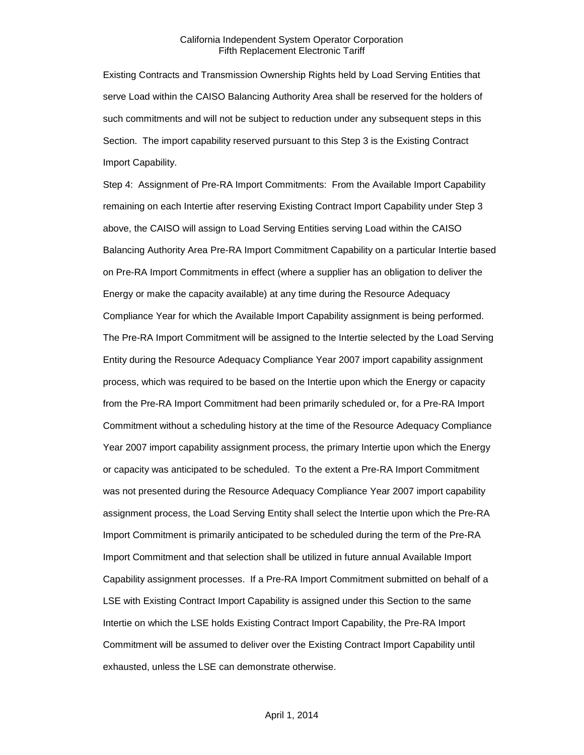Existing Contracts and Transmission Ownership Rights held by Load Serving Entities that serve Load within the CAISO Balancing Authority Area shall be reserved for the holders of such commitments and will not be subject to reduction under any subsequent steps in this Section. The import capability reserved pursuant to this Step 3 is the Existing Contract Import Capability.

Step 4: Assignment of Pre-RA Import Commitments: From the Available Import Capability remaining on each Intertie after reserving Existing Contract Import Capability under Step 3 above, the CAISO will assign to Load Serving Entities serving Load within the CAISO Balancing Authority Area Pre-RA Import Commitment Capability on a particular Intertie based on Pre-RA Import Commitments in effect (where a supplier has an obligation to deliver the Energy or make the capacity available) at any time during the Resource Adequacy Compliance Year for which the Available Import Capability assignment is being performed. The Pre-RA Import Commitment will be assigned to the Intertie selected by the Load Serving Entity during the Resource Adequacy Compliance Year 2007 import capability assignment process, which was required to be based on the Intertie upon which the Energy or capacity from the Pre-RA Import Commitment had been primarily scheduled or, for a Pre-RA Import Commitment without a scheduling history at the time of the Resource Adequacy Compliance Year 2007 import capability assignment process, the primary Intertie upon which the Energy or capacity was anticipated to be scheduled. To the extent a Pre-RA Import Commitment was not presented during the Resource Adequacy Compliance Year 2007 import capability assignment process, the Load Serving Entity shall select the Intertie upon which the Pre-RA Import Commitment is primarily anticipated to be scheduled during the term of the Pre-RA Import Commitment and that selection shall be utilized in future annual Available Import Capability assignment processes. If a Pre-RA Import Commitment submitted on behalf of a LSE with Existing Contract Import Capability is assigned under this Section to the same Intertie on which the LSE holds Existing Contract Import Capability, the Pre-RA Import Commitment will be assumed to deliver over the Existing Contract Import Capability until exhausted, unless the LSE can demonstrate otherwise.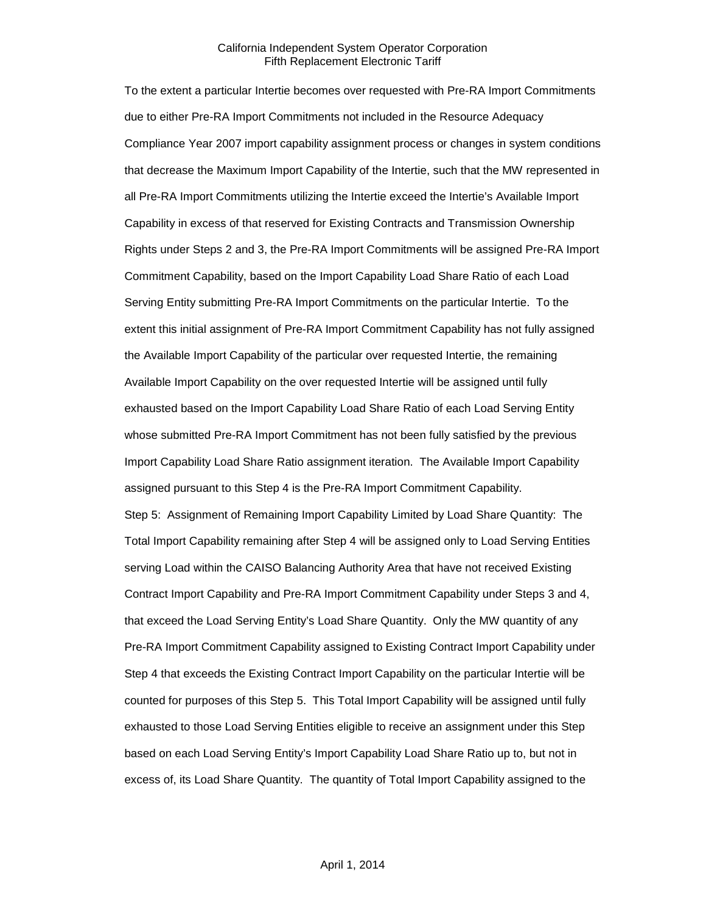To the extent a particular Intertie becomes over requested with Pre-RA Import Commitments due to either Pre-RA Import Commitments not included in the Resource Adequacy Compliance Year 2007 import capability assignment process or changes in system conditions that decrease the Maximum Import Capability of the Intertie, such that the MW represented in all Pre-RA Import Commitments utilizing the Intertie exceed the Intertie's Available Import Capability in excess of that reserved for Existing Contracts and Transmission Ownership Rights under Steps 2 and 3, the Pre-RA Import Commitments will be assigned Pre-RA Import Commitment Capability, based on the Import Capability Load Share Ratio of each Load Serving Entity submitting Pre-RA Import Commitments on the particular Intertie. To the extent this initial assignment of Pre-RA Import Commitment Capability has not fully assigned the Available Import Capability of the particular over requested Intertie, the remaining Available Import Capability on the over requested Intertie will be assigned until fully exhausted based on the Import Capability Load Share Ratio of each Load Serving Entity whose submitted Pre-RA Import Commitment has not been fully satisfied by the previous Import Capability Load Share Ratio assignment iteration. The Available Import Capability assigned pursuant to this Step 4 is the Pre-RA Import Commitment Capability.

Step 5: Assignment of Remaining Import Capability Limited by Load Share Quantity: The Total Import Capability remaining after Step 4 will be assigned only to Load Serving Entities serving Load within the CAISO Balancing Authority Area that have not received Existing Contract Import Capability and Pre-RA Import Commitment Capability under Steps 3 and 4, that exceed the Load Serving Entity's Load Share Quantity. Only the MW quantity of any Pre-RA Import Commitment Capability assigned to Existing Contract Import Capability under Step 4 that exceeds the Existing Contract Import Capability on the particular Intertie will be counted for purposes of this Step 5. This Total Import Capability will be assigned until fully exhausted to those Load Serving Entities eligible to receive an assignment under this Step based on each Load Serving Entity's Import Capability Load Share Ratio up to, but not in excess of, its Load Share Quantity. The quantity of Total Import Capability assigned to the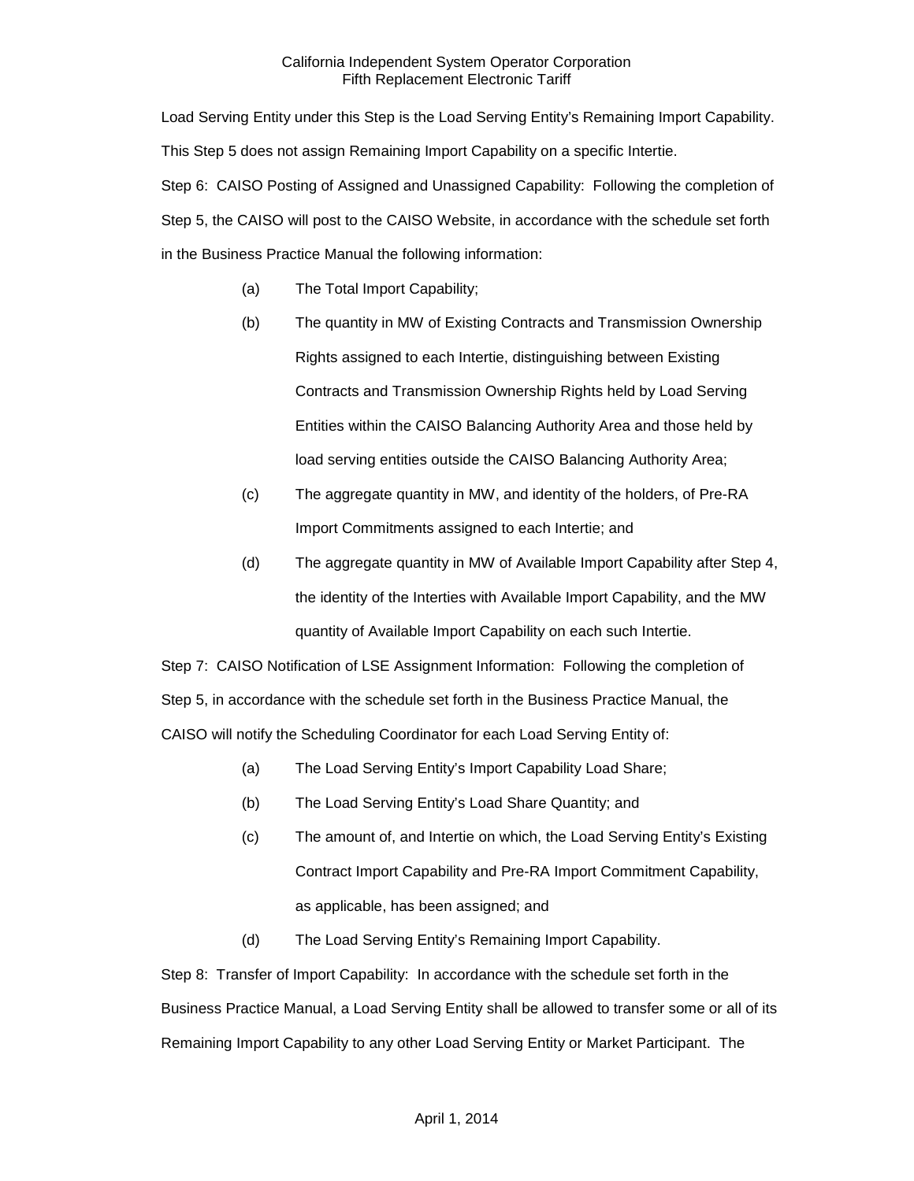Load Serving Entity under this Step is the Load Serving Entity's Remaining Import Capability. This Step 5 does not assign Remaining Import Capability on a specific Intertie.

Step 6: CAISO Posting of Assigned and Unassigned Capability: Following the completion of Step 5, the CAISO will post to the CAISO Website, in accordance with the schedule set forth in the Business Practice Manual the following information:

(a) The Total Import Capability;

(b) The quantity in MW of Existing Contracts and Transmission Ownership Rights assigned to each Intertie, distinguishing between Existing Contracts and Transmission Ownership Rights held by Load Serving Entities within the CAISO Balancing Authority Area and those held by load serving entities outside the CAISO Balancing Authority Area;

(c) The aggregate quantity in MW, and identity of the holders, of Pre-RA Import Commitments assigned to each Intertie; and

(d) The aggregate quantity in MW of Available Import Capability after Step 4, the identity of the Interties with Available Import Capability, and the MW quantity of Available Import Capability on each such Intertie.

Step 7: CAISO Notification of LSE Assignment Information: Following the completion of Step 5, in accordance with the schedule set forth in the Business Practice Manual, the CAISO will notify the Scheduling Coordinator for each Load Serving Entity of:

(a) The Load Serving Entity's Import Capability Load Share;

(b) The Load Serving Entity's Load Share Quantity; and

(c) The amount of, and Intertie on which, the Load Serving Entity's Existing Contract Import Capability and Pre-RA Import Commitment Capability, as applicable, has been assigned; and

(d) The Load Serving Entity's Remaining Import Capability.

Step 8: Transfer of Import Capability: In accordance with the schedule set forth in the Business Practice Manual, a Load Serving Entity shall be allowed to transfer some or all of its Remaining Import Capability to any other Load Serving Entity or Market Participant. The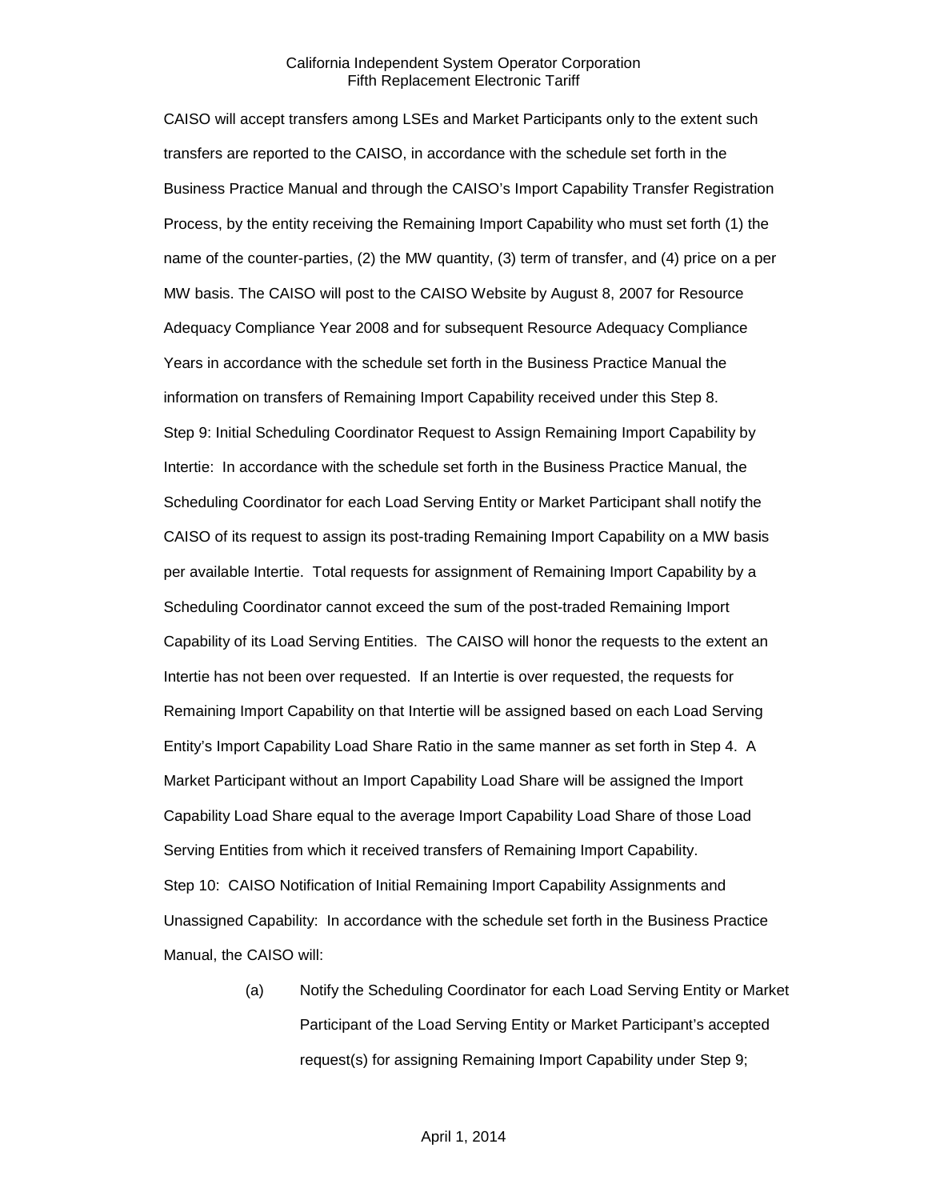CAISO will accept transfers among LSEs and Market Participants only to the extent such transfers are reported to the CAISO, in accordance with the schedule set forth in the Business Practice Manual and through the CAISO's Import Capability Transfer Registration Process, by the entity receiving the Remaining Import Capability who must set forth (1) the name of the counter-parties, (2) the MW quantity, (3) term of transfer, and (4) price on a per MW basis. The CAISO will post to the CAISO Website by August 8, 2007 for Resource Adequacy Compliance Year 2008 and for subsequent Resource Adequacy Compliance Years in accordance with the schedule set forth in the Business Practice Manual the information on transfers of Remaining Import Capability received under this Step 8.

Step 9: Initial Scheduling Coordinator Request to Assign Remaining Import Capability by Intertie: In accordance with the schedule set forth in the Business Practice Manual, the Scheduling Coordinator for each Load Serving Entity or Market Participant shall notify the CAISO of its request to assign its post-trading Remaining Import Capability on a MW basis per available Intertie. Total requests for assignment of Remaining Import Capability by a Scheduling Coordinator cannot exceed the sum of the post-traded Remaining Import Capability of its Load Serving Entities. The CAISO will honor the requests to the extent an Intertie has not been over requested. If an Intertie is over requested, the requests for Remaining Import Capability on that Intertie will be assigned based on each Load Serving Entity's Import Capability Load Share Ratio in the same manner as set forth in Step 4. A Market Participant without an Import Capability Load Share will be assigned the Import Capability Load Share equal to the average Import Capability Load Share of those Load Serving Entities from which it received transfers of Remaining Import Capability.

Step 10: CAISO Notification of Initial Remaining Import Capability Assignments and Unassigned Capability: In accordance with the schedule set forth in the Business Practice Manual, the CAISO will:

(a) Notify the Scheduling Coordinator for each Load Serving Entity or Market Participant of the Load Serving Entity or Market Participant's accepted request(s) for assigning Remaining Import Capability under Step 9;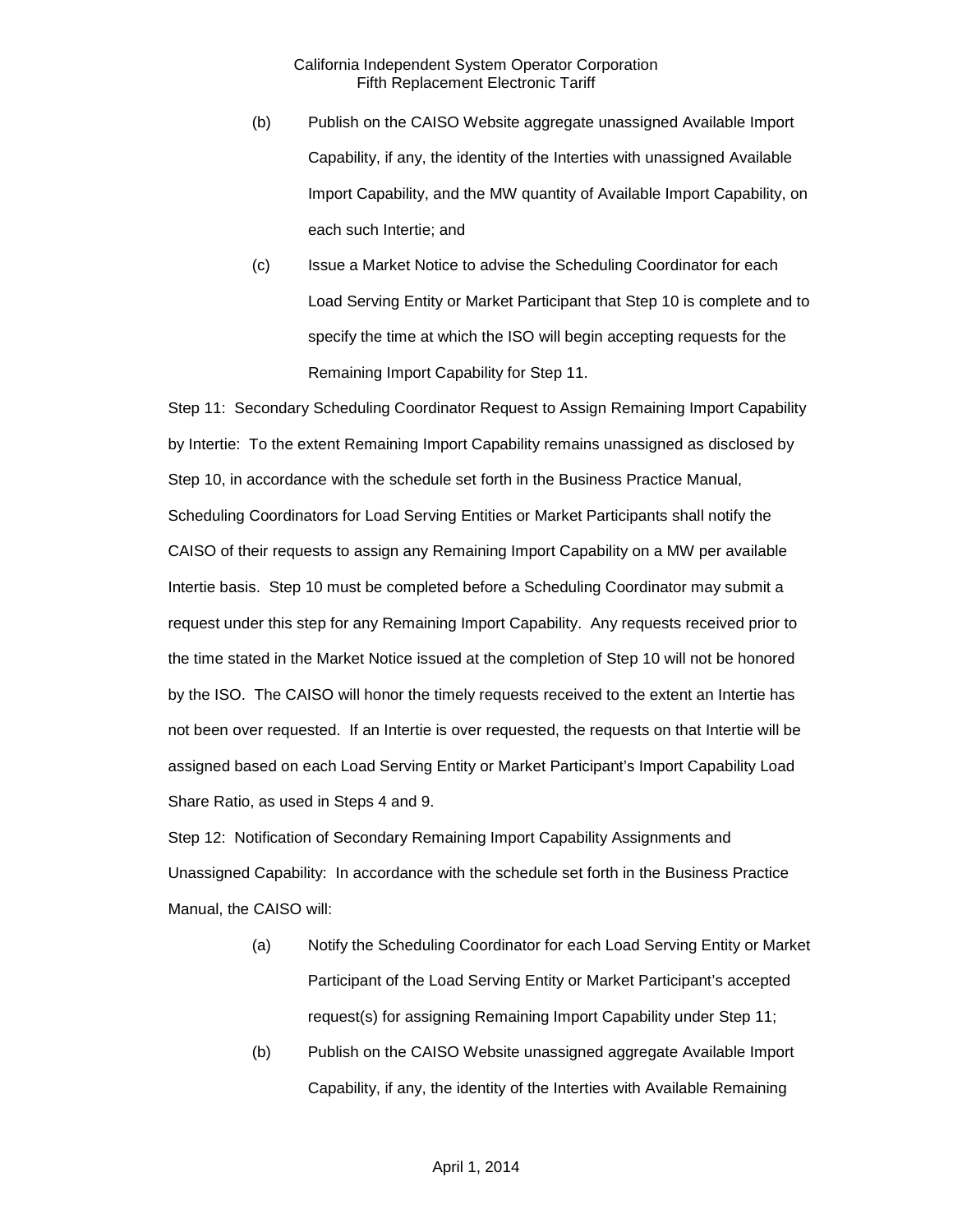(b) Publish on the CAISO Website aggregate unassigned Available Import Capability, if any, the identity of the Interties with unassigned Available Import Capability, and the MW quantity of Available Import Capability, on each such Intertie; and

(c) Issue a Market Notice to advise the Scheduling Coordinator for each Load Serving Entity or Market Participant that Step 10 is complete and to specify the time at which the ISO will begin accepting requests for the Remaining Import Capability for Step 11.

Step 11: Secondary Scheduling Coordinator Request to Assign Remaining Import Capability by Intertie: To the extent Remaining Import Capability remains unassigned as disclosed by Step 10, in accordance with the schedule set forth in the Business Practice Manual, Scheduling Coordinators for Load Serving Entities or Market Participants shall notify the CAISO of their requests to assign any Remaining Import Capability on a MW per available Intertie basis. Step 10 must be completed before a Scheduling Coordinator may submit a request under this step for any Remaining Import Capability. Any requests received prior to the time stated in the Market Notice issued at the completion of Step 10 will not be honored by the ISO. The CAISO will honor the timely requests received to the extent an Intertie has not been over requested. If an Intertie is over requested, the requests on that Intertie will be assigned based on each Load Serving Entity or Market Participant's Import Capability Load Share Ratio, as used in Steps 4 and 9.

Step 12: Notification of Secondary Remaining Import Capability Assignments and Unassigned Capability: In accordance with the schedule set forth in the Business Practice Manual, the CAISO will:

(a) Notify the Scheduling Coordinator for each Load Serving Entity or Market Participant of the Load Serving Entity or Market Participant's accepted request(s) for assigning Remaining Import Capability under Step 11;

(b) Publish on the CAISO Website unassigned aggregate Available Import Capability, if any, the identity of the Interties with Available Remaining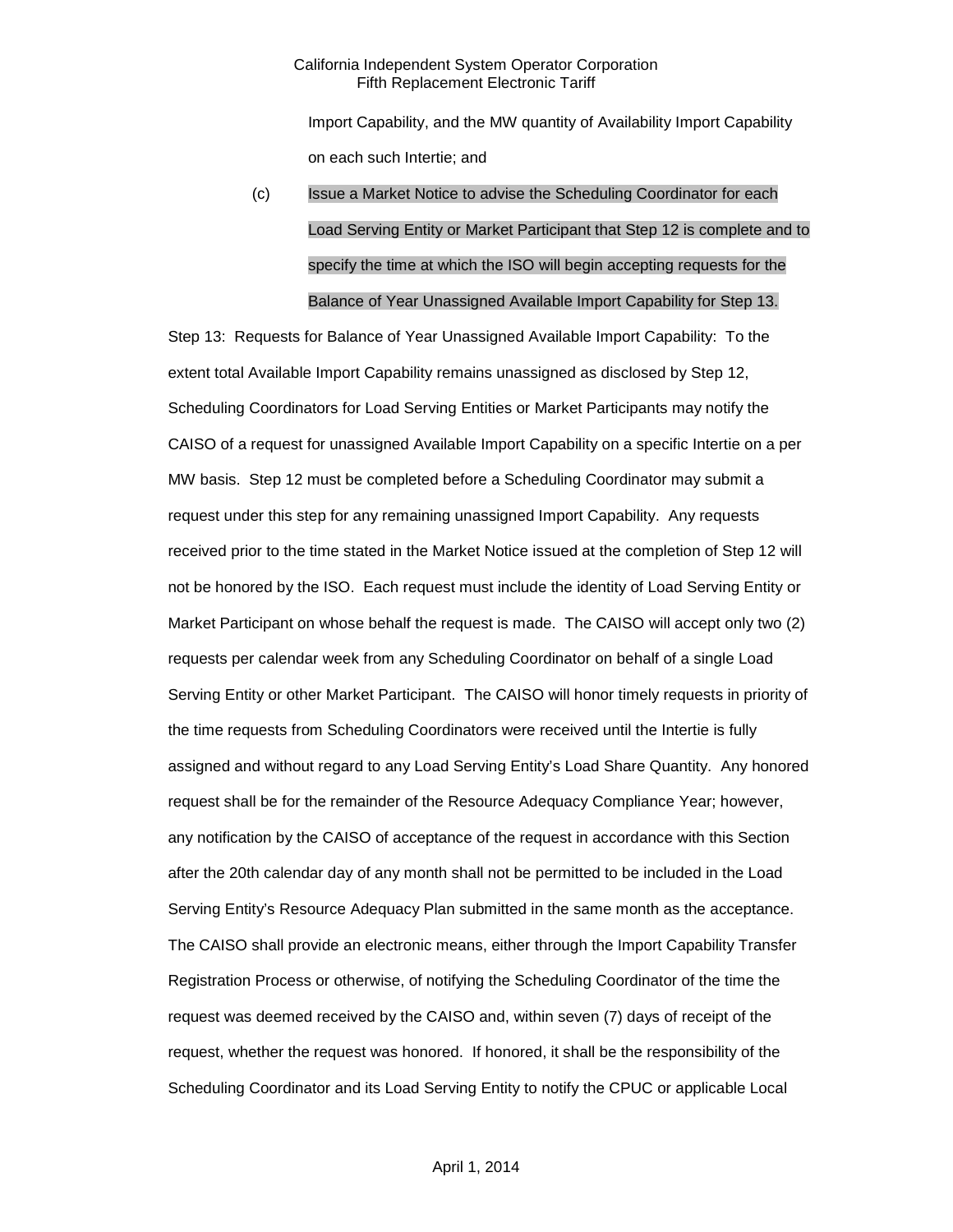Import Capability, and the MW quantity of Availability Import Capability on each such Intertie; and

(c) Issue a Market Notice to advise the Scheduling Coordinator for each Load Serving Entity or Market Participant that Step 12 is complete and to specify the time at which the ISO will begin accepting requests for the Balance of Year Unassigned Available Import Capability for Step 13.

Step 13: Requests for Balance of Year Unassigned Available Import Capability: To the extent total Available Import Capability remains unassigned as disclosed by Step 12, Scheduling Coordinators for Load Serving Entities or Market Participants may notify the CAISO of a request for unassigned Available Import Capability on a specific Intertie on a per MW basis. Step 12 must be completed before a Scheduling Coordinator may submit a request under this step for any remaining unassigned Import Capability. Any requests received prior to the time stated in the Market Notice issued at the completion of Step 12 will not be honored by the ISO. Each request must include the identity of Load Serving Entity or Market Participant on whose behalf the request is made. The CAISO will accept only two (2) requests per calendar week from any Scheduling Coordinator on behalf of a single Load Serving Entity or other Market Participant. The CAISO will honor timely requests in priority of the time requests from Scheduling Coordinators were received until the Intertie is fully assigned and without regard to any Load Serving Entity's Load Share Quantity. Any honored request shall be for the remainder of the Resource Adequacy Compliance Year; however, any notification by the CAISO of acceptance of the request in accordance with this Section after the 20th calendar day of any month shall not be permitted to be included in the Load Serving Entity's Resource Adequacy Plan submitted in the same month as the acceptance. The CAISO shall provide an electronic means, either through the Import Capability Transfer Registration Process or otherwise, of notifying the Scheduling Coordinator of the time the request was deemed received by the CAISO and, within seven (7) days of receipt of the request, whether the request was honored. If honored, it shall be the responsibility of the Scheduling Coordinator and its Load Serving Entity to notify the CPUC or applicable Local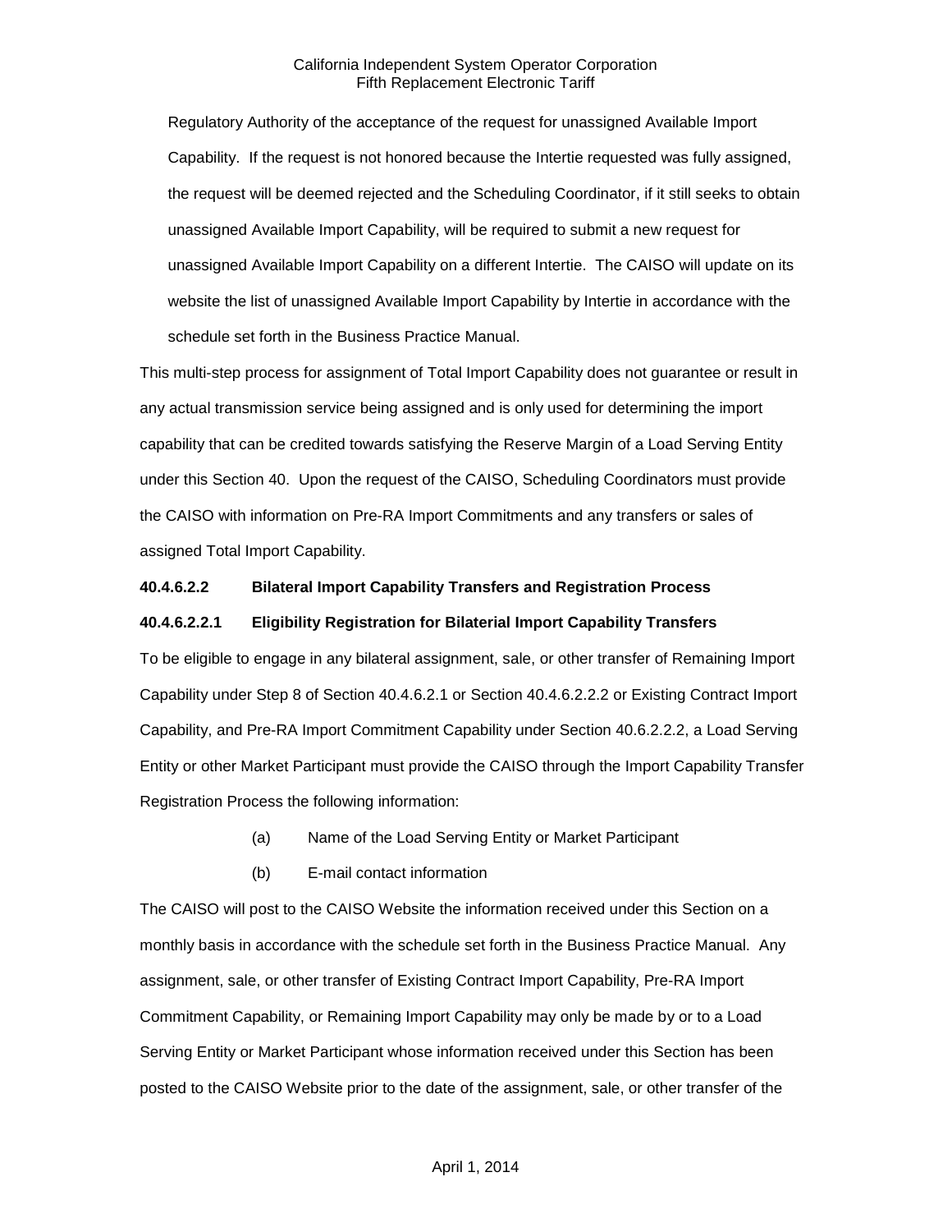Regulatory Authority of the acceptance of the request for unassigned Available Import Capability. If the request is not honored because the Intertie requested was fully assigned, the request will be deemed rejected and the Scheduling Coordinator, if it still seeks to obtain unassigned Available Import Capability, will be required to submit a new request for unassigned Available Import Capability on a different Intertie. The CAISO will update on its website the list of unassigned Available Import Capability by Intertie in accordance with the schedule set forth in the Business Practice Manual.

This multi-step process for assignment of Total Import Capability does not guarantee or result in any actual transmission service being assigned and is only used for determining the import capability that can be credited towards satisfying the Reserve Margin of a Load Serving Entity under this Section 40. Upon the request of the CAISO, Scheduling Coordinators must provide the CAISO with information on Pre-RA Import Commitments and any transfers or sales of assigned Total Import Capability.

**40.4.6.2.2 Bilateral Import Capability Transfers and Registration Process**

**40.4.6.2.2.1 Eligibility Registration for Bilaterial Import Capability Transfers**

To be eligible to engage in any bilateral assignment, sale, or other transfer of Remaining Import Capability under Step 8 of Section 40.4.6.2.1 or Section 40.4.6.2.2.2 or Existing Contract Import Capability, and Pre-RA Import Commitment Capability under Section 40.6.2.2.2, a Load Serving Entity or other Market Participant must provide the CAISO through the Import Capability Transfer Registration Process the following information:

(a) Name of the Load Serving Entity or Market Participant

(b) E-mail contact information

The CAISO will post to the CAISO Website the information received under this Section on a monthly basis in accordance with the schedule set forth in the Business Practice Manual. Any assignment, sale, or other transfer of Existing Contract Import Capability, Pre-RA Import Commitment Capability, or Remaining Import Capability may only be made by or to a Load Serving Entity or Market Participant whose information received under this Section has been posted to the CAISO Website prior to the date of the assignment, sale, or other transfer of the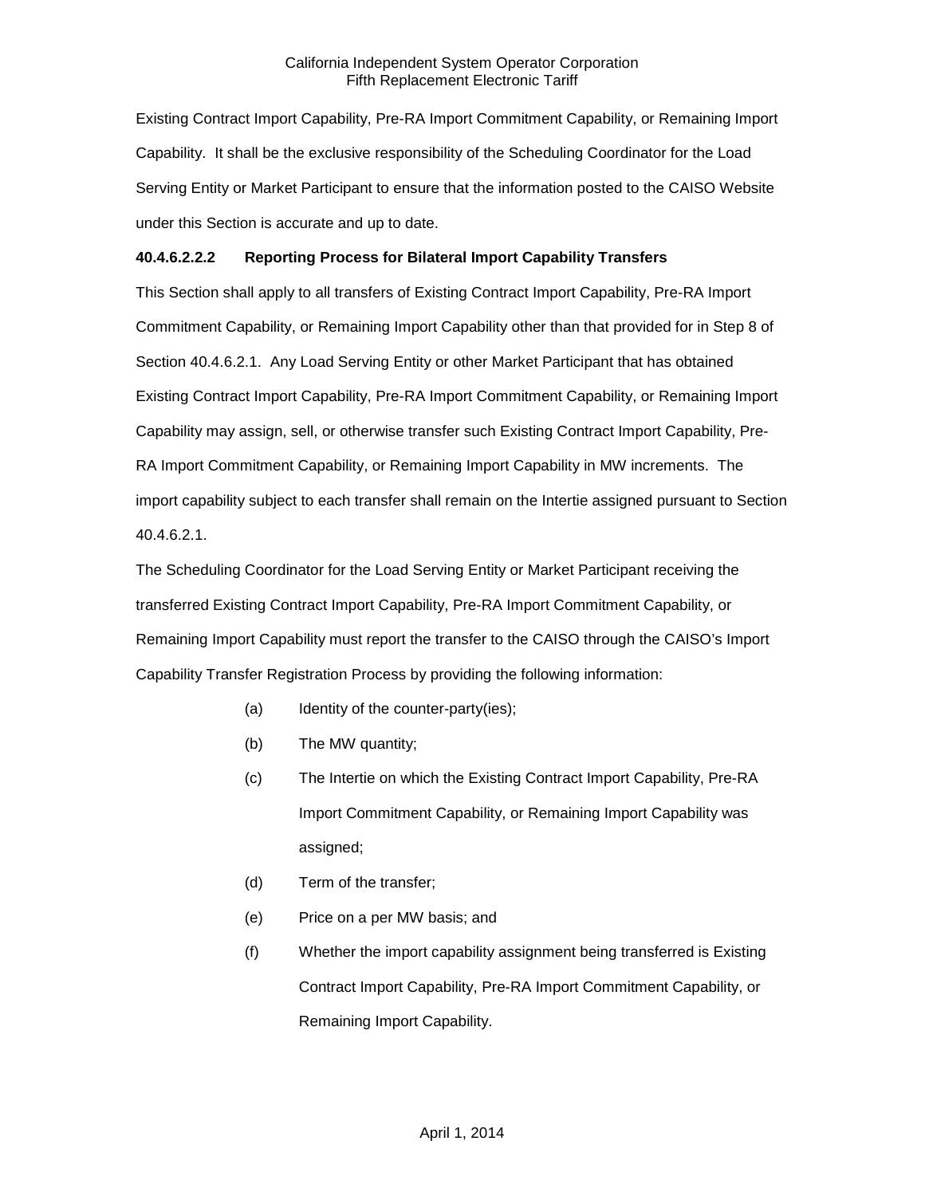Existing Contract Import Capability, Pre-RA Import Commitment Capability, or Remaining Import Capability. It shall be the exclusive responsibility of the Scheduling Coordinator for the Load Serving Entity or Market Participant to ensure that the information posted to the CAISO Website under this Section is accurate and up to date.

**40.4.6.2.2.2 Reporting Process for Bilateral Import Capability Transfers**

This Section shall apply to all transfers of Existing Contract Import Capability, Pre-RA Import Commitment Capability, or Remaining Import Capability other than that provided for in Step 8 of Section 40.4.6.2.1. Any Load Serving Entity or other Market Participant that has obtained Existing Contract Import Capability, Pre-RA Import Commitment Capability, or Remaining Import Capability may assign, sell, or otherwise transfer such Existing Contract Import Capability, Pre-RA Import Commitment Capability, or Remaining Import Capability in MW increments. The import capability subject to each transfer shall remain on the Intertie assigned pursuant to Section 40.4.6.2.1.

The Scheduling Coordinator for the Load Serving Entity or Market Participant receiving the transferred Existing Contract Import Capability, Pre-RA Import Commitment Capability, or Remaining Import Capability must report the transfer to the CAISO through the CAISO's Import Capability Transfer Registration Process by providing the following information:

(a) Identity of the counter-party(ies);

(b) The MW quantity;

(c) The Intertie on which the Existing Contract Import Capability, Pre-RA Import Commitment Capability, or Remaining Import Capability was assigned;

(d) Term of the transfer;

(e) Price on a per MW basis; and

(f) Whether the import capability assignment being transferred is Existing Contract Import Capability, Pre-RA Import Commitment Capability, or Remaining Import Capability.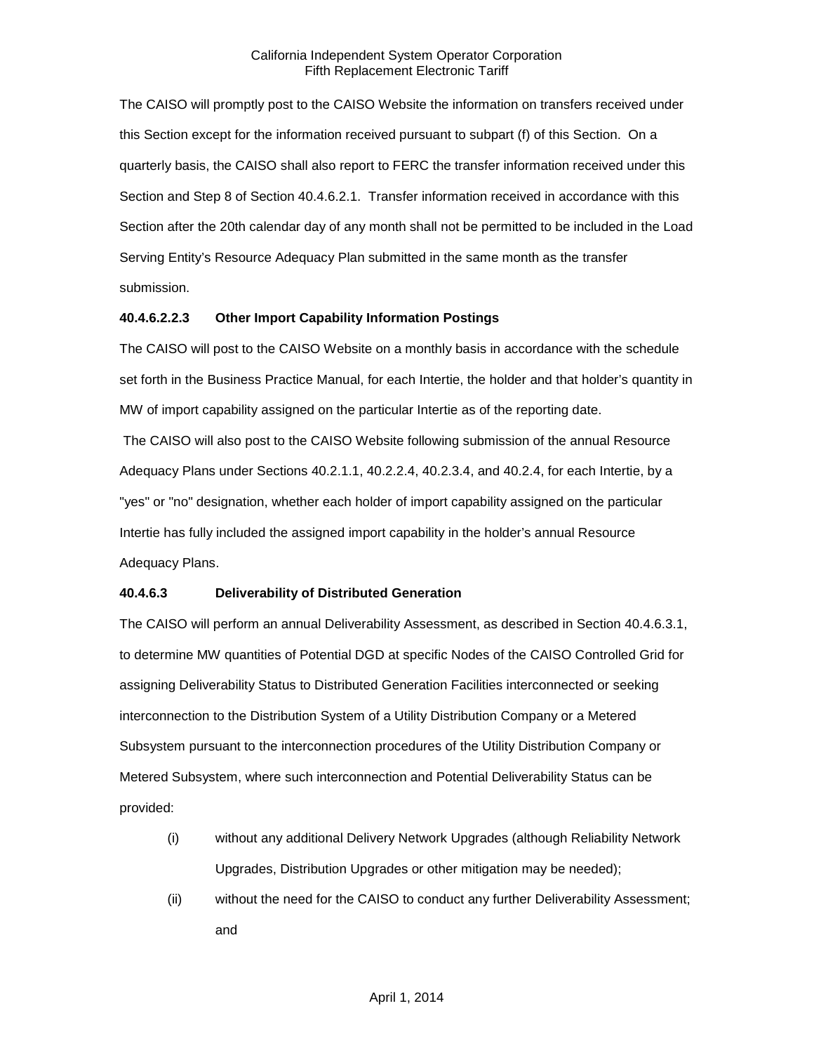The CAISO will promptly post to the CAISO Website the information on transfers received under this Section except for the information received pursuant to subpart (f) of this Section. On a quarterly basis, the CAISO shall also report to FERC the transfer information received under this Section and Step 8 of Section 40.4.6.2.1. Transfer information received in accordance with this Section after the 20th calendar day of any month shall not be permitted to be included in the Load Serving Entity's Resource Adequacy Plan submitted in the same month as the transfer submission.

**40.4.6.2.2.3 Other Import Capability Information Postings**

The CAISO will post to the CAISO Website on a monthly basis in accordance with the schedule set forth in the Business Practice Manual, for each Intertie, the holder and that holder's quantity in MW of import capability assigned on the particular Intertie as of the reporting date.

The CAISO will also post to the CAISO Website following submission of the annual Resource Adequacy Plans under Sections 40.2.1.1, 40.2.2.4, 40.2.3.4, and 40.2.4, for each Intertie, by a "yes" or "no" designation, whether each holder of import capability assigned on the particular Intertie has fully included the assigned import capability in the holder's annual Resource Adequacy Plans.

**40.4.6.3 Deliverability of Distributed Generation**

The CAISO will perform an annual Deliverability Assessment, as described in Section 40.4.6.3.1, to determine MW quantities of Potential DGD at specific Nodes of the CAISO Controlled Grid for assigning Deliverability Status to Distributed Generation Facilities interconnected or seeking interconnection to the Distribution System of a Utility Distribution Company or a Metered Subsystem pursuant to the interconnection procedures of the Utility Distribution Company or Metered Subsystem, where such interconnection and Potential Deliverability Status can be provided:

(i) without any additional Delivery Network Upgrades (although Reliability Network Upgrades, Distribution Upgrades or other mitigation may be needed);

(ii) without the need for the CAISO to conduct any further Deliverability Assessment; and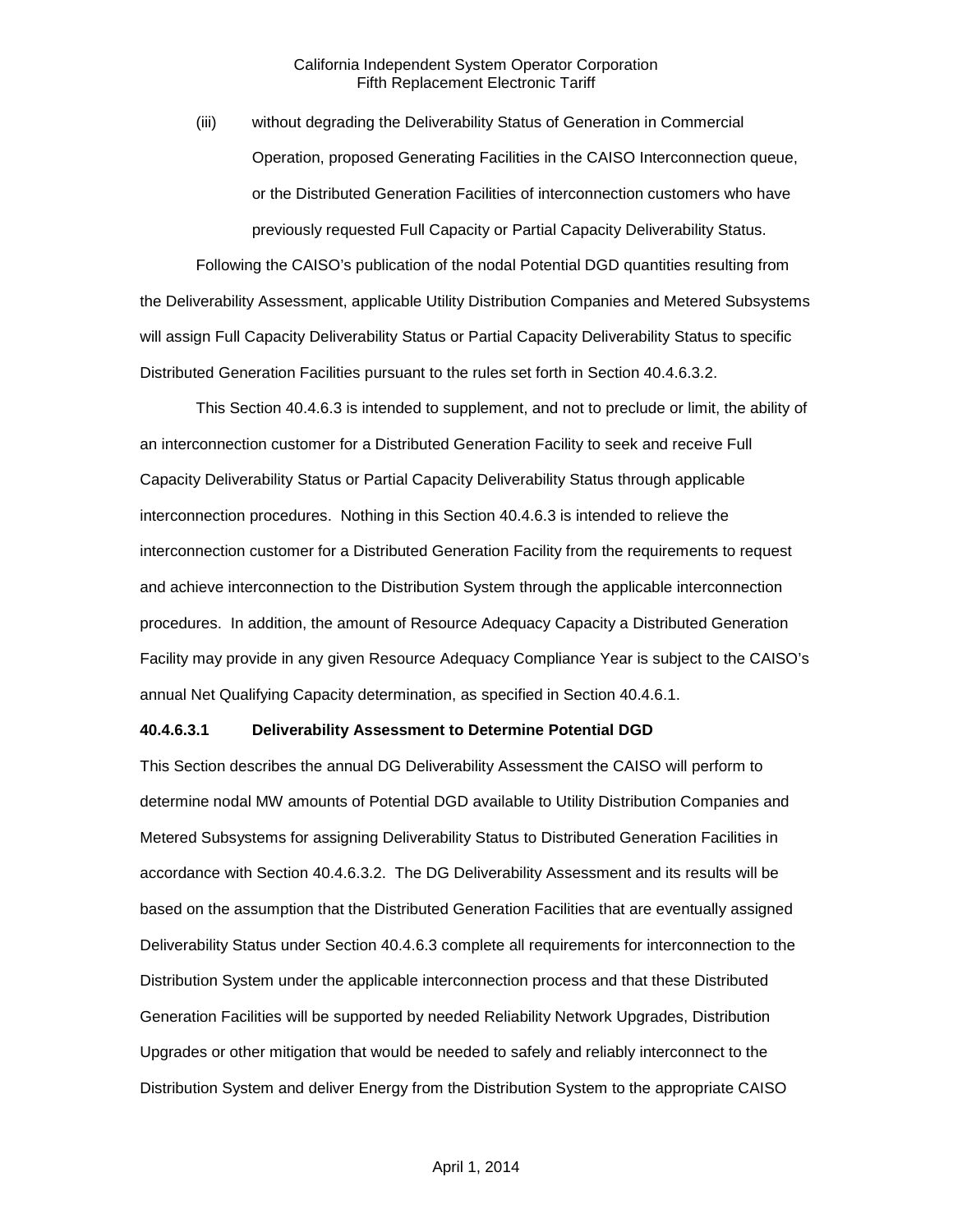(iii) without degrading the Deliverability Status of Generation in Commercial Operation, proposed Generating Facilities in the CAISO Interconnection queue, or the Distributed Generation Facilities of interconnection customers who have previously requested Full Capacity or Partial Capacity Deliverability Status.

Following the CAISO's publication of the nodal Potential DGD quantities resulting from the Deliverability Assessment, applicable Utility Distribution Companies and Metered Subsystems will assign Full Capacity Deliverability Status or Partial Capacity Deliverability Status to specific Distributed Generation Facilities pursuant to the rules set forth in Section 40.4.6.3.2.

This Section 40.4.6.3 is intended to supplement, and not to preclude or limit, the ability of an interconnection customer for a Distributed Generation Facility to seek and receive Full Capacity Deliverability Status or Partial Capacity Deliverability Status through applicable interconnection procedures. Nothing in this Section 40.4.6.3 is intended to relieve the interconnection customer for a Distributed Generation Facility from the requirements to request and achieve interconnection to the Distribution System through the applicable interconnection procedures. In addition, the amount of Resource Adequacy Capacity a Distributed Generation Facility may provide in any given Resource Adequacy Compliance Year is subject to the CAISO's annual Net Qualifying Capacity determination, as specified in Section 40.4.6.1.

**40.4.6.3.1 Deliverability Assessment to Determine Potential DGD**

This Section describes the annual DG Deliverability Assessment the CAISO will perform to determine nodal MW amounts of Potential DGD available to Utility Distribution Companies and Metered Subsystems for assigning Deliverability Status to Distributed Generation Facilities in accordance with Section 40.4.6.3.2. The DG Deliverability Assessment and its results will be based on the assumption that the Distributed Generation Facilities that are eventually assigned Deliverability Status under Section 40.4.6.3 complete all requirements for interconnection to the Distribution System under the applicable interconnection process and that these Distributed Generation Facilities will be supported by needed Reliability Network Upgrades, Distribution Upgrades or other mitigation that would be needed to safely and reliably interconnect to the Distribution System and deliver Energy from the Distribution System to the appropriate CAISO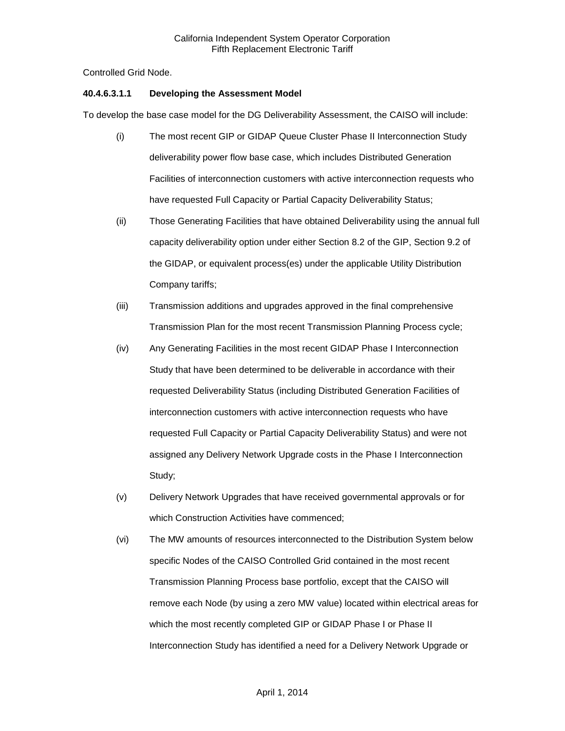Controlled Grid Node.

**40.4.6.3.1.1 Developing the Assessment Model**

To develop the base case model for the DG Deliverability Assessment, the CAISO will include:

(i) The most recent GIP or GIDAP Queue Cluster Phase II Interconnection Study deliverability power flow base case, which includes Distributed Generation Facilities of interconnection customers with active interconnection requests who have requested Full Capacity or Partial Capacity Deliverability Status;

(ii) Those Generating Facilities that have obtained Deliverability using the annual full capacity deliverability option under either Section 8.2 of the GIP, Section 9.2 of the GIDAP, or equivalent process(es) under the applicable Utility Distribution Company tariffs;

(iii) Transmission additions and upgrades approved in the final comprehensive Transmission Plan for the most recent Transmission Planning Process cycle;

(iv) Any Generating Facilities in the most recent GIDAP Phase I Interconnection Study that have been determined to be deliverable in accordance with their requested Deliverability Status (including Distributed Generation Facilities of interconnection customers with active interconnection requests who have requested Full Capacity or Partial Capacity Deliverability Status) and were not assigned any Delivery Network Upgrade costs in the Phase I Interconnection Study;

(v) Delivery Network Upgrades that have received governmental approvals or for which Construction Activities have commenced;

(vi) The MW amounts of resources interconnected to the Distribution System below specific Nodes of the CAISO Controlled Grid contained in the most recent Transmission Planning Process base portfolio, except that the CAISO will remove each Node (by using a zero MW value) located within electrical areas for which the most recently completed GIP or GIDAP Phase I or Phase II Interconnection Study has identified a need for a Delivery Network Upgrade or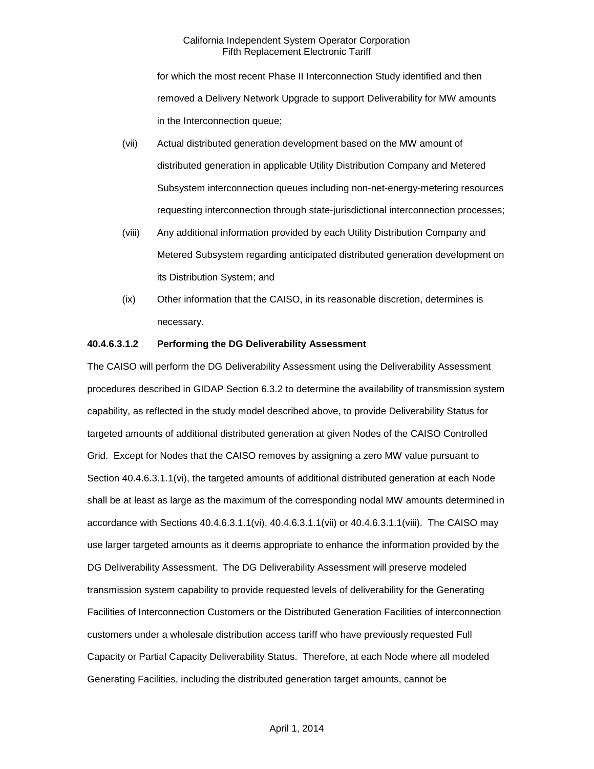for which the most recent Phase II Interconnection Study identified and then removed a Delivery Network Upgrade to support Deliverability for MW amounts in the Interconnection queue;

(vii) Actual distributed generation development based on the MW amount of distributed generation in applicable Utility Distribution Company and Metered Subsystem interconnection queues including non-net-energy-metering resources requesting interconnection through state-jurisdictional interconnection processes;

(viii) Any additional information provided by each Utility Distribution Company and Metered Subsystem regarding anticipated distributed generation development on its Distribution System; and

(ix) Other information that the CAISO, in its reasonable discretion, determines is necessary.

**40.4.6.3.1.2 Performing the DG Deliverability Assessment**

The CAISO will perform the DG Deliverability Assessment using the Deliverability Assessment procedures described in GIDAP Section 6.3.2 to determine the availability of transmission system capability, as reflected in the study model described above, to provide Deliverability Status for targeted amounts of additional distributed generation at given Nodes of the CAISO Controlled Grid. Except for Nodes that the CAISO removes by assigning a zero MW value pursuant to Section 40.4.6.3.1.1(vi), the targeted amounts of additional distributed generation at each Node shall be at least as large as the maximum of the corresponding nodal MW amounts determined in accordance with Sections 40.4.6.3.1.1(vi), 40.4.6.3.1.1(vii) or 40.4.6.3.1.1(viii). The CAISO may use larger targeted amounts as it deems appropriate to enhance the information provided by the DG Deliverability Assessment. The DG Deliverability Assessment will preserve modeled transmission system capability to provide requested levels of deliverability for the Generating Facilities of Interconnection Customers or the Distributed Generation Facilities of interconnection customers under a wholesale distribution access tariff who have previously requested Full Capacity or Partial Capacity Deliverability Status. Therefore, at each Node where all modeled Generating Facilities, including the distributed generation target amounts, cannot be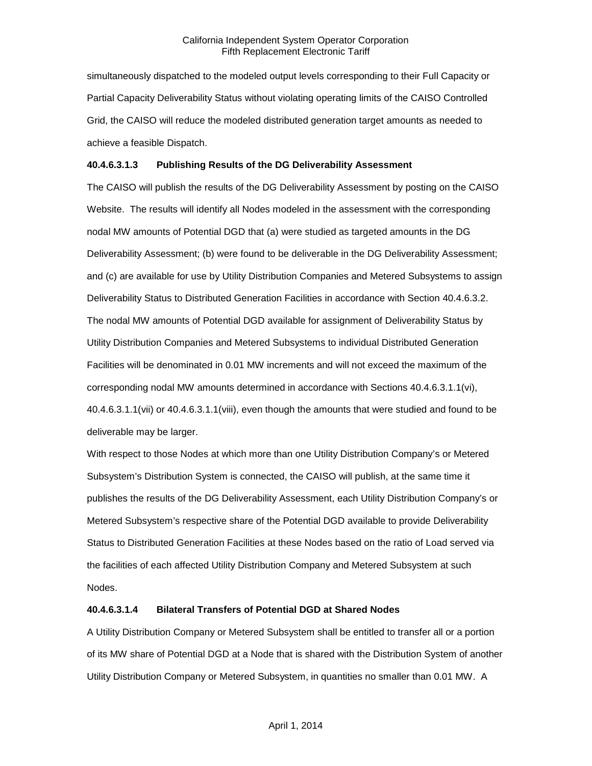simultaneously dispatched to the modeled output levels corresponding to their Full Capacity or Partial Capacity Deliverability Status without violating operating limits of the CAISO Controlled Grid, the CAISO will reduce the modeled distributed generation target amounts as needed to achieve a feasible Dispatch.

**40.4.6.3.1.3 Publishing Results of the DG Deliverability Assessment**

The CAISO will publish the results of the DG Deliverability Assessment by posting on the CAISO Website. The results will identify all Nodes modeled in the assessment with the corresponding nodal MW amounts of Potential DGD that (a) were studied as targeted amounts in the DG Deliverability Assessment; (b) were found to be deliverable in the DG Deliverability Assessment; and (c) are available for use by Utility Distribution Companies and Metered Subsystems to assign Deliverability Status to Distributed Generation Facilities in accordance with Section 40.4.6.3.2. The nodal MW amounts of Potential DGD available for assignment of Deliverability Status by Utility Distribution Companies and Metered Subsystems to individual Distributed Generation Facilities will be denominated in 0.01 MW increments and will not exceed the maximum of the corresponding nodal MW amounts determined in accordance with Sections 40.4.6.3.1.1(vi), 40.4.6.3.1.1(vii) or 40.4.6.3.1.1(viii), even though the amounts that were studied and found to be deliverable may be larger.

With respect to those Nodes at which more than one Utility Distribution Company's or Metered Subsystem's Distribution System is connected, the CAISO will publish, at the same time it publishes the results of the DG Deliverability Assessment, each Utility Distribution Company's or Metered Subsystem's respective share of the Potential DGD available to provide Deliverability Status to Distributed Generation Facilities at these Nodes based on the ratio of Load served via the facilities of each affected Utility Distribution Company and Metered Subsystem at such Nodes.

**40.4.6.3.1.4 Bilateral Transfers of Potential DGD at Shared Nodes**

A Utility Distribution Company or Metered Subsystem shall be entitled to transfer all or a portion of its MW share of Potential DGD at a Node that is shared with the Distribution System of another Utility Distribution Company or Metered Subsystem, in quantities no smaller than 0.01 MW. A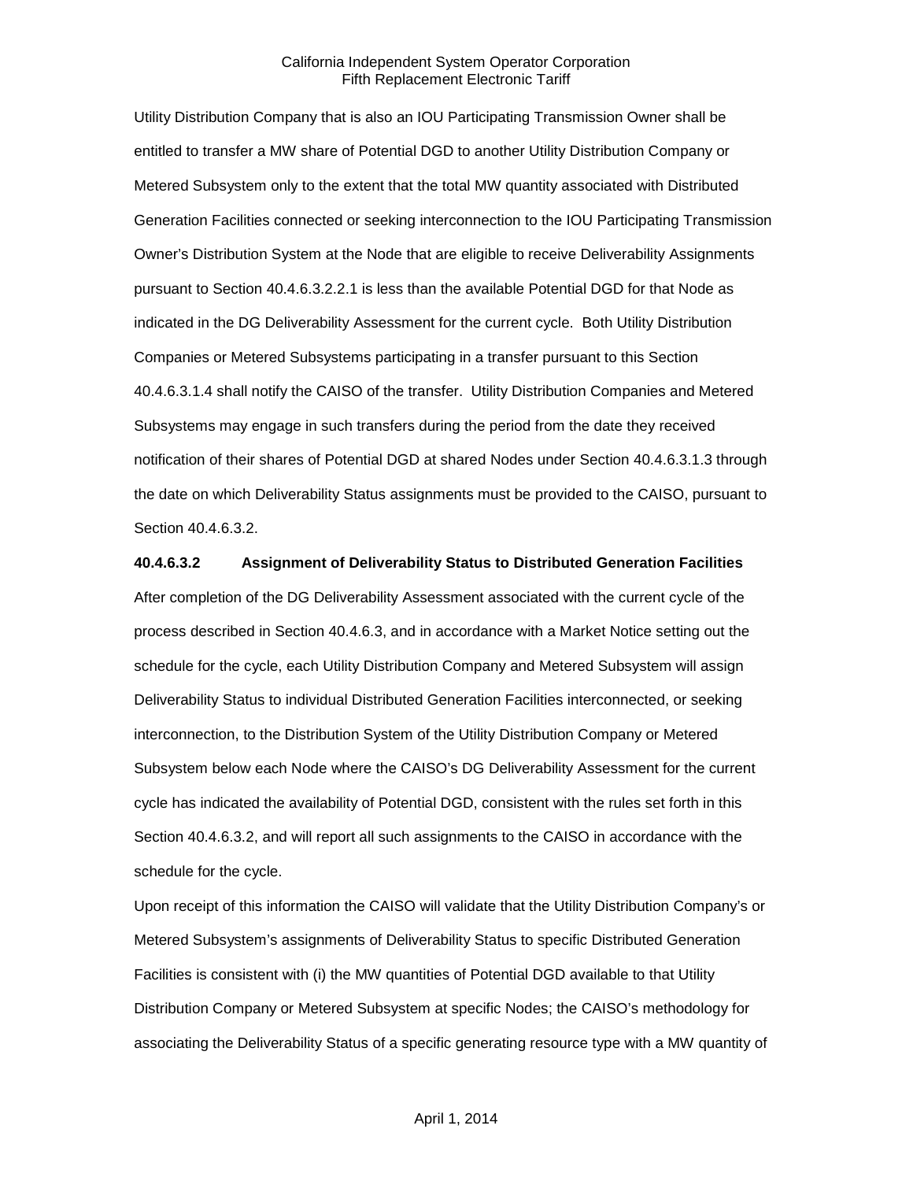Utility Distribution Company that is also an IOU Participating Transmission Owner shall be entitled to transfer a MW share of Potential DGD to another Utility Distribution Company or Metered Subsystem only to the extent that the total MW quantity associated with Distributed Generation Facilities connected or seeking interconnection to the IOU Participating Transmission Owner's Distribution System at the Node that are eligible to receive Deliverability Assignments pursuant to Section 40.4.6.3.2.2.1 is less than the available Potential DGD for that Node as indicated in the DG Deliverability Assessment for the current cycle. Both Utility Distribution Companies or Metered Subsystems participating in a transfer pursuant to this Section 40.4.6.3.1.4 shall notify the CAISO of the transfer. Utility Distribution Companies and Metered Subsystems may engage in such transfers during the period from the date they received notification of their shares of Potential DGD at shared Nodes under Section 40.4.6.3.1.3 through the date on which Deliverability Status assignments must be provided to the CAISO, pursuant to Section 40.4.6.3.2.

**40.4.6.3.2 Assignment of Deliverability Status to Distributed Generation Facilities**

After completion of the DG Deliverability Assessment associated with the current cycle of the process described in Section 40.4.6.3, and in accordance with a Market Notice setting out the schedule for the cycle, each Utility Distribution Company and Metered Subsystem will assign Deliverability Status to individual Distributed Generation Facilities interconnected, or seeking interconnection, to the Distribution System of the Utility Distribution Company or Metered Subsystem below each Node where the CAISO's DG Deliverability Assessment for the current cycle has indicated the availability of Potential DGD, consistent with the rules set forth in this Section 40.4.6.3.2, and will report all such assignments to the CAISO in accordance with the schedule for the cycle.

Upon receipt of this information the CAISO will validate that the Utility Distribution Company's or Metered Subsystem's assignments of Deliverability Status to specific Distributed Generation Facilities is consistent with (i) the MW quantities of Potential DGD available to that Utility Distribution Company or Metered Subsystem at specific Nodes; the CAISO's methodology for associating the Deliverability Status of a specific generating resource type with a MW quantity of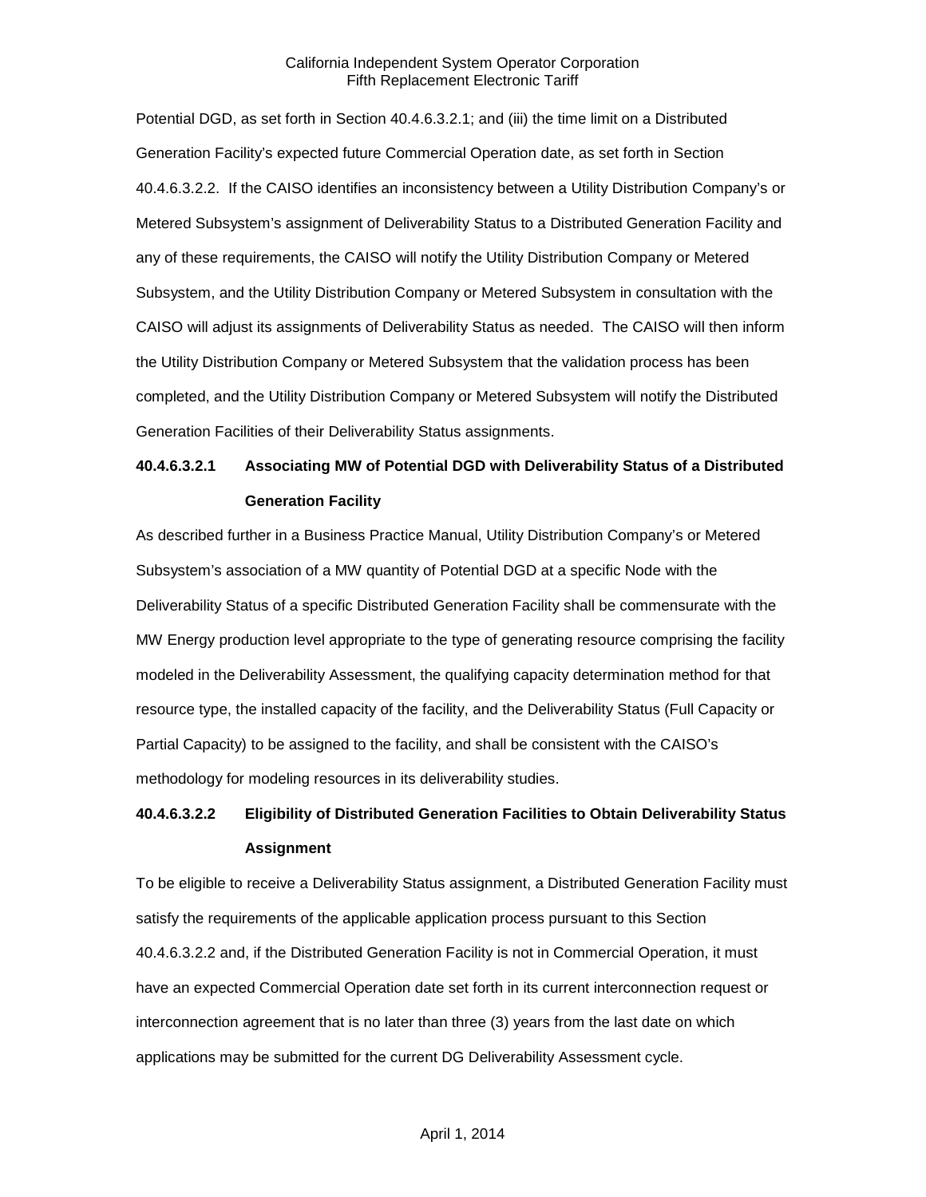Potential DGD, as set forth in Section 40.4.6.3.2.1; and (iii) the time limit on a Distributed Generation Facility's expected future Commercial Operation date, as set forth in Section 40.4.6.3.2.2. If the CAISO identifies an inconsistency between a Utility Distribution Company's or Metered Subsystem's assignment of Deliverability Status to a Distributed Generation Facility and any of these requirements, the CAISO will notify the Utility Distribution Company or Metered Subsystem, and the Utility Distribution Company or Metered Subsystem in consultation with the CAISO will adjust its assignments of Deliverability Status as needed. The CAISO will then inform the Utility Distribution Company or Metered Subsystem that the validation process has been completed, and the Utility Distribution Company or Metered Subsystem will notify the Distributed Generation Facilities of their Deliverability Status assignments.

#### 40.4.6.3.2.1 Associating MW of Potential DGD with Deliverability Status of a Distributed Generation Facility

As described further in a Business Practice Manual, Utility Distribution Company's or Metered Subsystem's association of a MW quantity of Potential DGD at a specific Node with the Deliverability Status of a specific Distributed Generation Facility shall be commensurate with the MW Energy production level appropriate to the type of generating resource comprising the facility modeled in the Deliverability Assessment, the qualifying capacity determination method for that resource type, the installed capacity of the facility, and the Deliverability Status (Full Capacity or Partial Capacity) to be assigned to the facility, and shall be consistent with the CAISO's methodology for modeling resources in its deliverability studies.

#### 40.4.6.3.2.2 Eligibility of Distributed Generation Facilities to Obtain Deliverability Status Assignment

To be eligible to receive a Deliverability Status assignment, a Distributed Generation Facility must satisfy the requirements of the applicable application process pursuant to this Section 40.4.6.3.2.2 and, if the Distributed Generation Facility is not in Commercial Operation, it must have an expected Commercial Operation date set forth in its current interconnection request or interconnection agreement that is no later than three (3) years from the last date on which applications may be submitted for the current DG Deliverability Assessment cycle.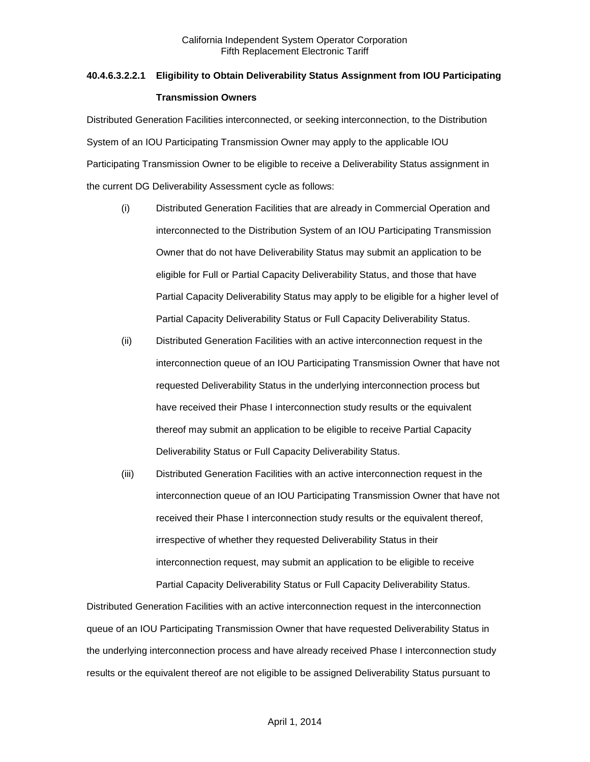**40.4.6.3.2.2.1 Eligibility to Obtain Deliverability Status Assignment from IOU Participating Transmission Owners**

Distributed Generation Facilities interconnected, or seeking interconnection, to the Distribution System of an IOU Participating Transmission Owner may apply to the applicable IOU Participating Transmission Owner to be eligible to receive a Deliverability Status assignment in the current DG Deliverability Assessment cycle as follows:

(i) Distributed Generation Facilities that are already in Commercial Operation and interconnected to the Distribution System of an IOU Participating Transmission Owner that do not have Deliverability Status may submit an application to be eligible for Full or Partial Capacity Deliverability Status, and those that have Partial Capacity Deliverability Status may apply to be eligible for a higher level of Partial Capacity Deliverability Status or Full Capacity Deliverability Status.

(ii) Distributed Generation Facilities with an active interconnection request in the interconnection queue of an IOU Participating Transmission Owner that have not requested Deliverability Status in the underlying interconnection process but have received their Phase I interconnection study results or the equivalent thereof may submit an application to be eligible to receive Partial Capacity Deliverability Status or Full Capacity Deliverability Status.

(iii) Distributed Generation Facilities with an active interconnection request in the interconnection queue of an IOU Participating Transmission Owner that have not received their Phase I interconnection study results or the equivalent thereof, irrespective of whether they requested Deliverability Status in their interconnection request, may submit an application to be eligible to receive Partial Capacity Deliverability Status or Full Capacity Deliverability Status.

Distributed Generation Facilities with an active interconnection request in the interconnection queue of an IOU Participating Transmission Owner that have requested Deliverability Status in the underlying interconnection process and have already received Phase I interconnection study results or the equivalent thereof are not eligible to be assigned Deliverability Status pursuant to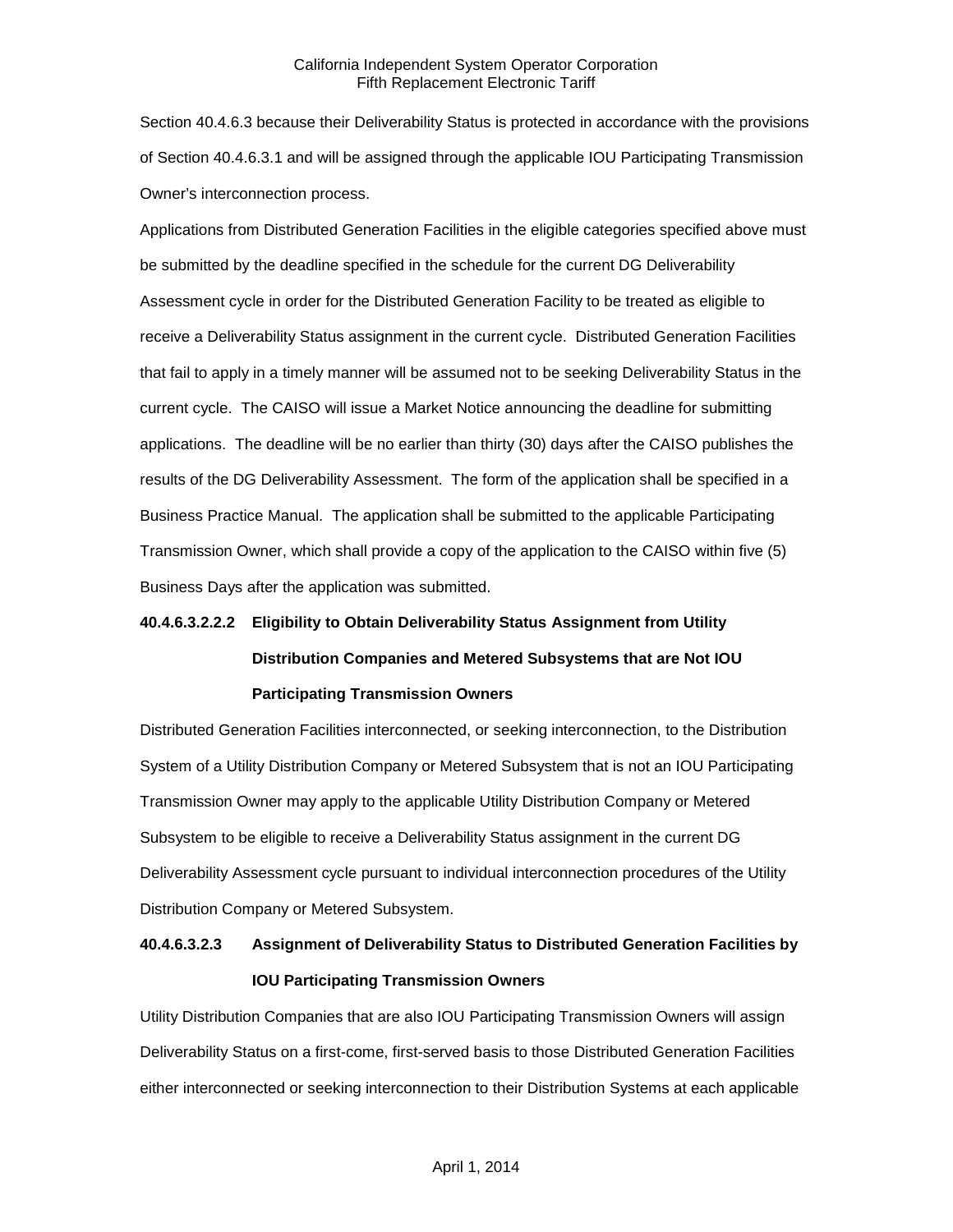Section 40.4.6.3 because their Deliverability Status is protected in accordance with the provisions of Section 40.4.6.3.1 and will be assigned through the applicable IOU Participating Transmission Owner's interconnection process.

Applications from Distributed Generation Facilities in the eligible categories specified above must be submitted by the deadline specified in the schedule for the current DG Deliverability Assessment cycle in order for the Distributed Generation Facility to be treated as eligible to receive a Deliverability Status assignment in the current cycle. Distributed Generation Facilities that fail to apply in a timely manner will be assumed not to be seeking Deliverability Status in the current cycle. The CAISO will issue a Market Notice announcing the deadline for submitting applications. The deadline will be no earlier than thirty (30) days after the CAISO publishes the results of the DG Deliverability Assessment. The form of the application shall be specified in a Business Practice Manual. The application shall be submitted to the applicable Participating Transmission Owner, which shall provide a copy of the application to the CAISO within five (5) Business Days after the application was submitted.

**40.4.6.3.2.2.2 Eligibility to Obtain Deliverability Status Assignment from Utility Distribution Companies and Metered Subsystems that are Not IOU Participating Transmission Owners**

Distributed Generation Facilities interconnected, or seeking interconnection, to the Distribution System of a Utility Distribution Company or Metered Subsystem that is not an IOU Participating Transmission Owner may apply to the applicable Utility Distribution Company or Metered Subsystem to be eligible to receive a Deliverability Status assignment in the current DG Deliverability Assessment cycle pursuant to individual interconnection procedures of the Utility Distribution Company or Metered Subsystem.

**40.4.6.3.2.3 Assignment of Deliverability Status to Distributed Generation Facilities by IOU Participating Transmission Owners**

Utility Distribution Companies that are also IOU Participating Transmission Owners will assign Deliverability Status on a first-come, first-served basis to those Distributed Generation Facilities either interconnected or seeking interconnection to their Distribution Systems at each applicable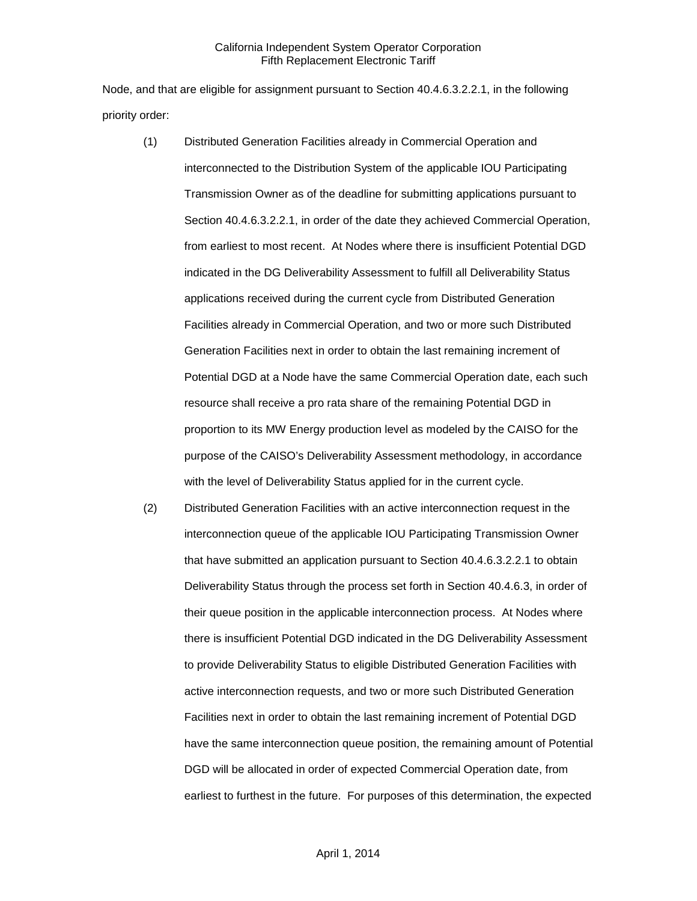Node, and that are eligible for assignment pursuant to Section 40.4.6.3.2.2.1, in the following priority order:

(1) Distributed Generation Facilities already in Commercial Operation and interconnected to the Distribution System of the applicable IOU Participating Transmission Owner as of the deadline for submitting applications pursuant to Section 40.4.6.3.2.2.1, in order of the date they achieved Commercial Operation, from earliest to most recent. At Nodes where there is insufficient Potential DGD indicated in the DG Deliverability Assessment to fulfill all Deliverability Status applications received during the current cycle from Distributed Generation Facilities already in Commercial Operation, and two or more such Distributed Generation Facilities next in order to obtain the last remaining increment of Potential DGD at a Node have the same Commercial Operation date, each such resource shall receive a pro rata share of the remaining Potential DGD in proportion to its MW Energy production level as modeled by the CAISO for the purpose of the CAISO's Deliverability Assessment methodology, in accordance with the level of Deliverability Status applied for in the current cycle.

(2) Distributed Generation Facilities with an active interconnection request in the interconnection queue of the applicable IOU Participating Transmission Owner that have submitted an application pursuant to Section 40.4.6.3.2.2.1 to obtain Deliverability Status through the process set forth in Section 40.4.6.3, in order of their queue position in the applicable interconnection process. At Nodes where there is insufficient Potential DGD indicated in the DG Deliverability Assessment to provide Deliverability Status to eligible Distributed Generation Facilities with active interconnection requests, and two or more such Distributed Generation Facilities next in order to obtain the last remaining increment of Potential DGD have the same interconnection queue position, the remaining amount of Potential DGD will be allocated in order of expected Commercial Operation date, from earliest to furthest in the future. For purposes of this determination, the expected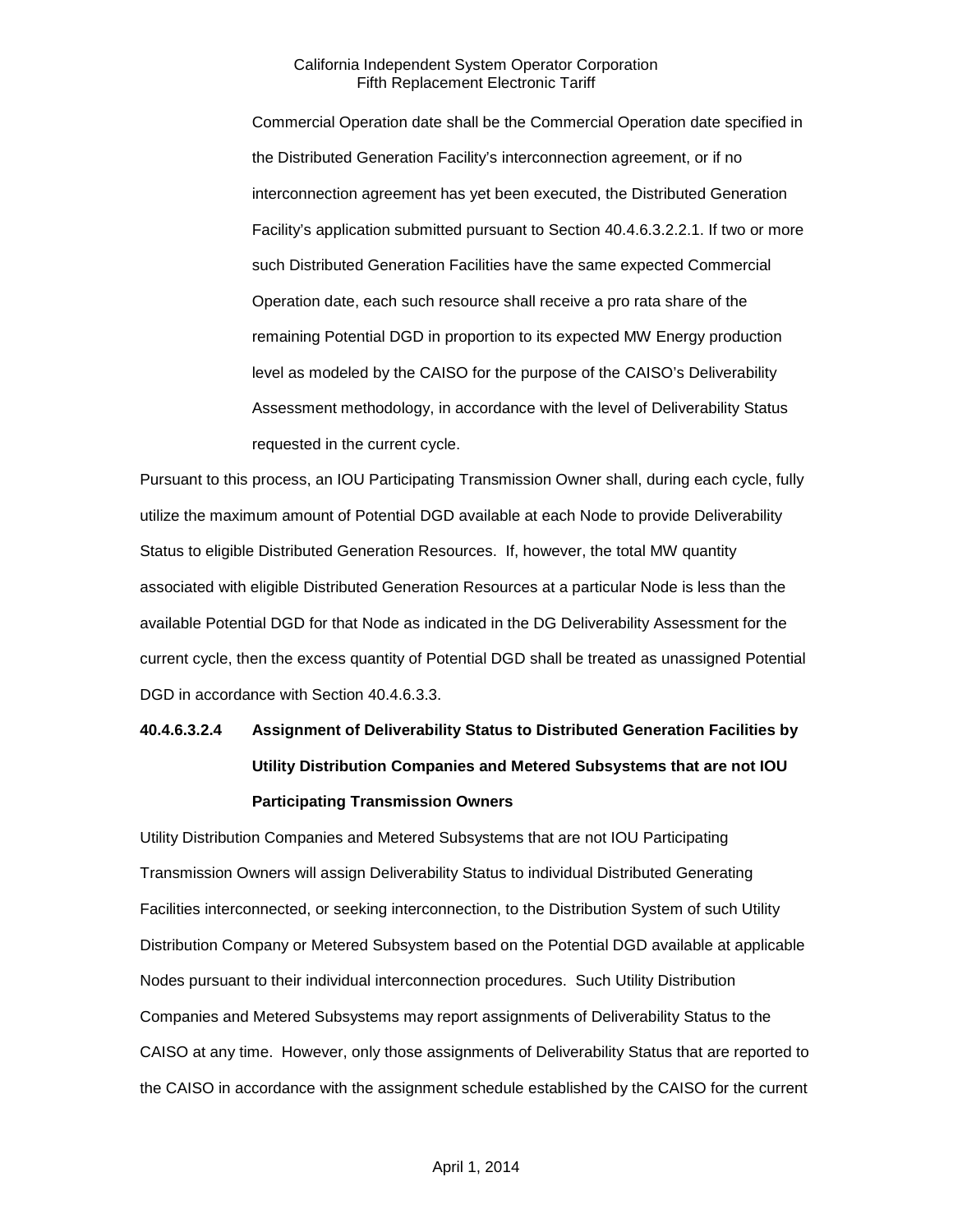Commercial Operation date shall be the Commercial Operation date specified in the Distributed Generation Facility's interconnection agreement, or if no interconnection agreement has yet been executed, the Distributed Generation Facility's application submitted pursuant to Section 40.4.6.3.2.2.1. If two or more such Distributed Generation Facilities have the same expected Commercial Operation date, each such resource shall receive a pro rata share of the remaining Potential DGD in proportion to its expected MW Energy production level as modeled by the CAISO for the purpose of the CAISO's Deliverability Assessment methodology, in accordance with the level of Deliverability Status requested in the current cycle.

Pursuant to this process, an IOU Participating Transmission Owner shall, during each cycle, fully utilize the maximum amount of Potential DGD available at each Node to provide Deliverability Status to eligible Distributed Generation Resources. If, however, the total MW quantity associated with eligible Distributed Generation Resources at a particular Node is less than the available Potential DGD for that Node as indicated in the DG Deliverability Assessment for the current cycle, then the excess quantity of Potential DGD shall be treated as unassigned Potential DGD in accordance with Section 40.4.6.3.3.

**40.4.6.3.2.4 Assignment of Deliverability Status to Distributed Generation Facilities by Utility Distribution Companies and Metered Subsystems that are not IOU Participating Transmission Owners**

Utility Distribution Companies and Metered Subsystems that are not IOU Participating Transmission Owners will assign Deliverability Status to individual Distributed Generating Facilities interconnected, or seeking interconnection, to the Distribution System of such Utility Distribution Company or Metered Subsystem based on the Potential DGD available at applicable Nodes pursuant to their individual interconnection procedures. Such Utility Distribution Companies and Metered Subsystems may report assignments of Deliverability Status to the CAISO at any time. However, only those assignments of Deliverability Status that are reported to the CAISO in accordance with the assignment schedule established by the CAISO for the current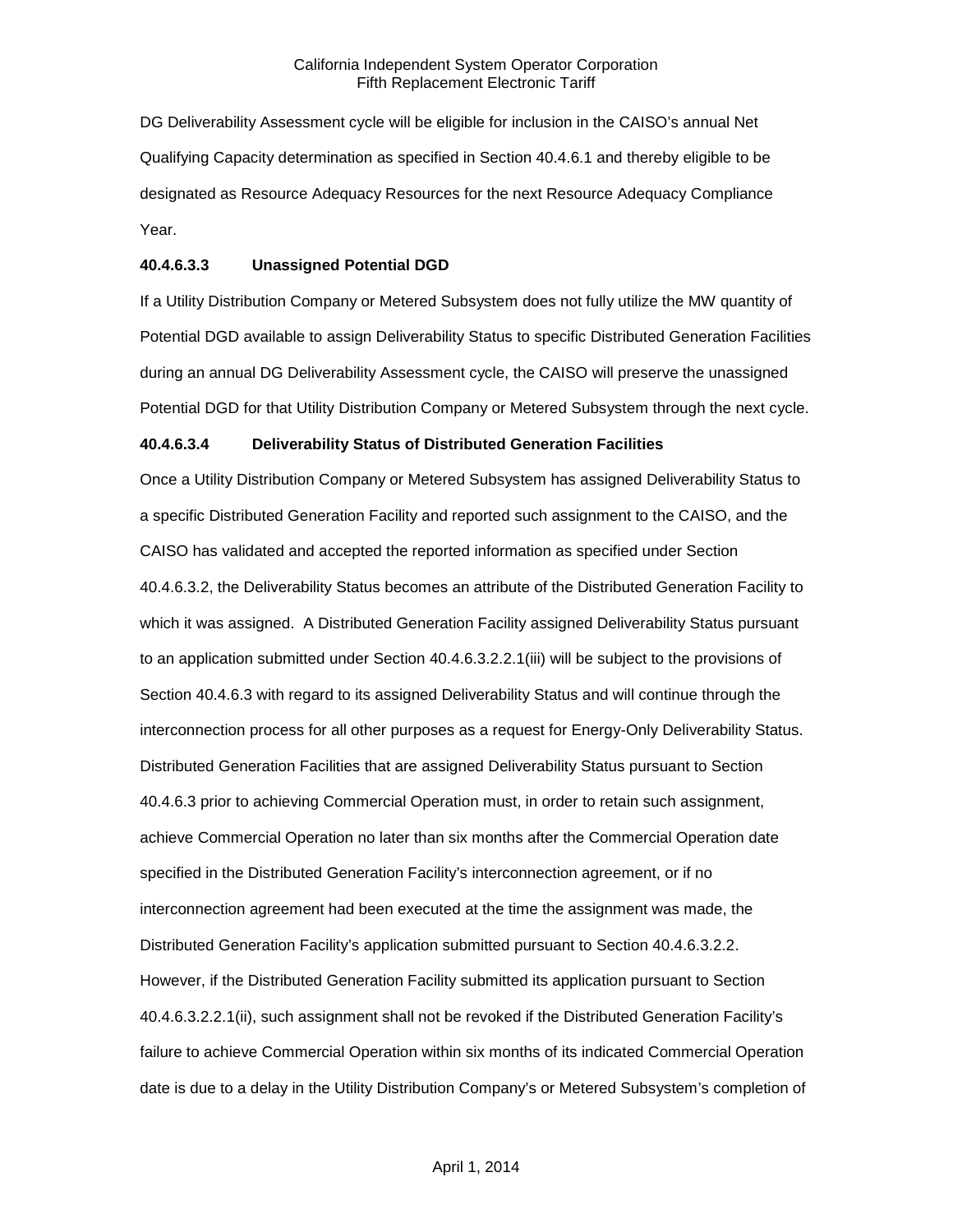DG Deliverability Assessment cycle will be eligible for inclusion in the CAISO's annual Net Qualifying Capacity determination as specified in Section 40.4.6.1 and thereby eligible to be designated as Resource Adequacy Resources for the next Resource Adequacy Compliance Year.

**40.4.6.3.3 Unassigned Potential DGD**

If a Utility Distribution Company or Metered Subsystem does not fully utilize the MW quantity of Potential DGD available to assign Deliverability Status to specific Distributed Generation Facilities during an annual DG Deliverability Assessment cycle, the CAISO will preserve the unassigned Potential DGD for that Utility Distribution Company or Metered Subsystem through the next cycle.

**40.4.6.3.4 Deliverability Status of Distributed Generation Facilities**

Once a Utility Distribution Company or Metered Subsystem has assigned Deliverability Status to a specific Distributed Generation Facility and reported such assignment to the CAISO, and the CAISO has validated and accepted the reported information as specified under Section 40.4.6.3.2, the Deliverability Status becomes an attribute of the Distributed Generation Facility to which it was assigned. A Distributed Generation Facility assigned Deliverability Status pursuant to an application submitted under Section 40.4.6.3.2.2.1(iii) will be subject to the provisions of Section 40.4.6.3 with regard to its assigned Deliverability Status and will continue through the interconnection process for all other purposes as a request for Energy-Only Deliverability Status. Distributed Generation Facilities that are assigned Deliverability Status pursuant to Section 40.4.6.3 prior to achieving Commercial Operation must, in order to retain such assignment, achieve Commercial Operation no later than six months after the Commercial Operation date specified in the Distributed Generation Facility's interconnection agreement, or if no interconnection agreement had been executed at the time the assignment was made, the Distributed Generation Facility's application submitted pursuant to Section 40.4.6.3.2.2. However, if the Distributed Generation Facility submitted its application pursuant to Section 40.4.6.3.2.2.1(ii), such assignment shall not be revoked if the Distributed Generation Facility's failure to achieve Commercial Operation within six months of its indicated Commercial Operation date is due to a delay in the Utility Distribution Company's or Metered Subsystem's completion of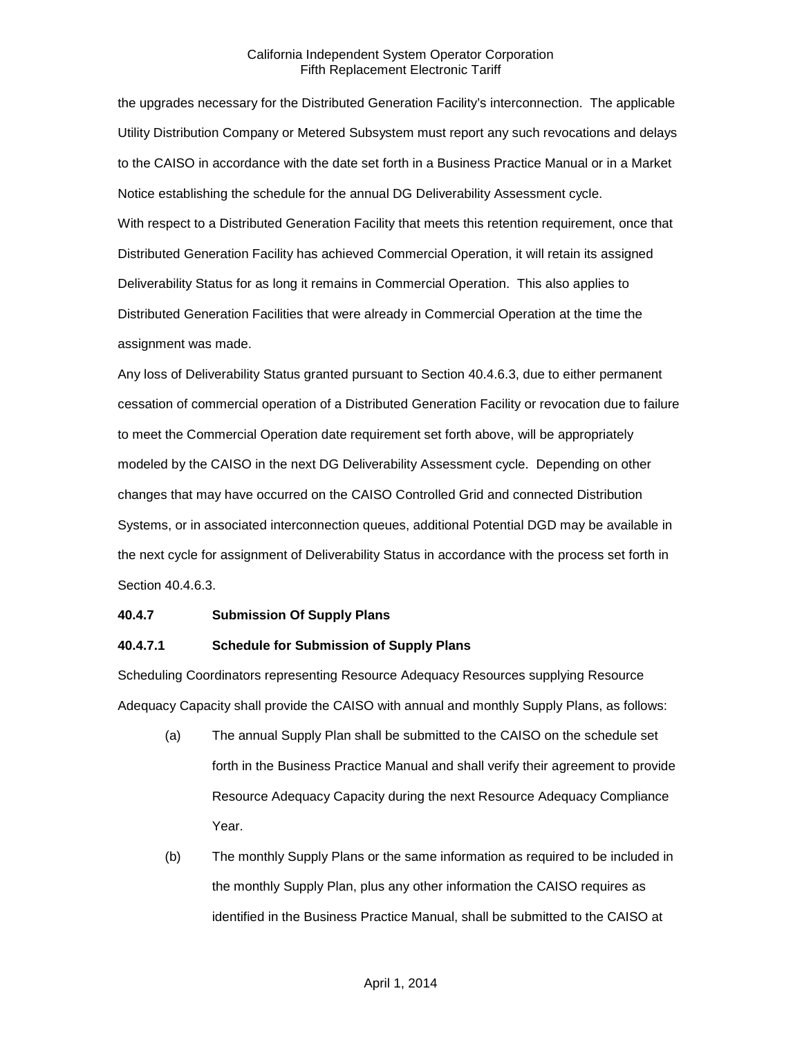the upgrades necessary for the Distributed Generation Facility's interconnection. The applicable Utility Distribution Company or Metered Subsystem must report any such revocations and delays to the CAISO in accordance with the date set forth in a Business Practice Manual or in a Market Notice establishing the schedule for the annual DG Deliverability Assessment cycle.

With respect to a Distributed Generation Facility that meets this retention requirement, once that Distributed Generation Facility has achieved Commercial Operation, it will retain its assigned Deliverability Status for as long it remains in Commercial Operation. This also applies to Distributed Generation Facilities that were already in Commercial Operation at the time the assignment was made.

Any loss of Deliverability Status granted pursuant to Section 40.4.6.3, due to either permanent cessation of commercial operation of a Distributed Generation Facility or revocation due to failure to meet the Commercial Operation date requirement set forth above, will be appropriately modeled by the CAISO in the next DG Deliverability Assessment cycle. Depending on other changes that may have occurred on the CAISO Controlled Grid and connected Distribution Systems, or in associated interconnection queues, additional Potential DGD may be available in the next cycle for assignment of Deliverability Status in accordance with the process set forth in Section 40.4.6.3.

**40.4.7 Submission Of Supply Plans**

**40.4.7.1 Schedule for Submission of Supply Plans**

Scheduling Coordinators representing Resource Adequacy Resources supplying Resource Adequacy Capacity shall provide the CAISO with annual and monthly Supply Plans, as follows:

(a) The annual Supply Plan shall be submitted to the CAISO on the schedule set forth in the Business Practice Manual and shall verify their agreement to provide Resource Adequacy Capacity during the next Resource Adequacy Compliance Year.

(b) The monthly Supply Plans or the same information as required to be included in the monthly Supply Plan, plus any other information the CAISO requires as identified in the Business Practice Manual, shall be submitted to the CAISO at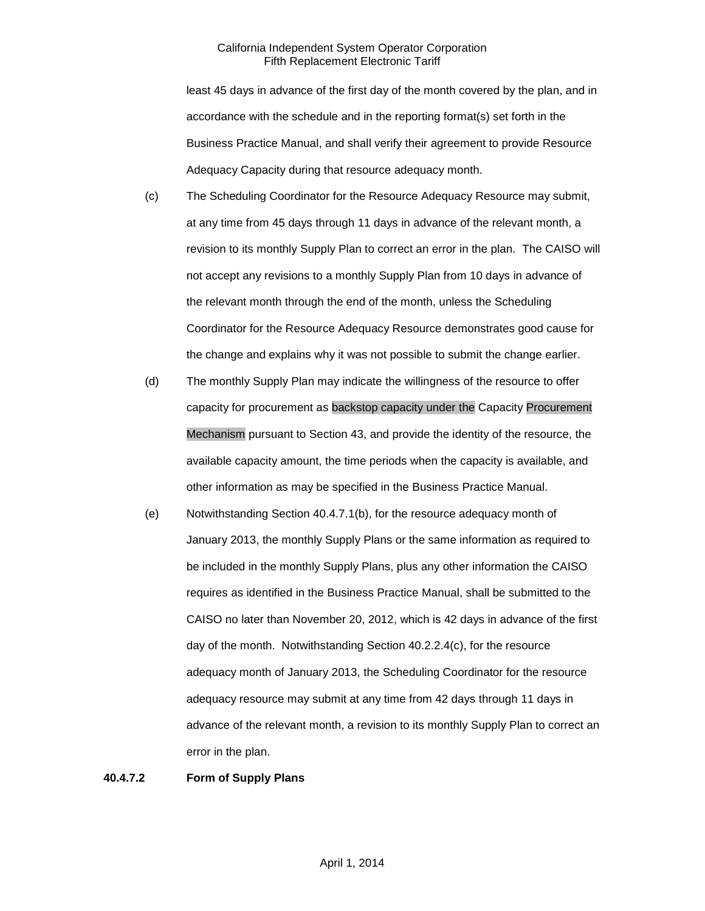least 45 days in advance of the first day of the month covered by the plan, and in accordance with the schedule and in the reporting format(s) set forth in the Business Practice Manual, and shall verify their agreement to provide Resource Adequacy Capacity during that resource adequacy month.

(c) The Scheduling Coordinator for the Resource Adequacy Resource may submit, at any time from 45 days through 11 days in advance of the relevant month, a revision to its monthly Supply Plan to correct an error in the plan. The CAISO will not accept any revisions to a monthly Supply Plan from 10 days in advance of the relevant month through the end of the month, unless the Scheduling Coordinator for the Resource Adequacy Resource demonstrates good cause for the change and explains why it was not possible to submit the change earlier.

(d) The monthly Supply Plan may indicate the willingness of the resource to offer capacity for procurement as backstop capacity under the Capacity Procurement Mechanism pursuant to Section 43, and provide the identity of the resource, the available capacity amount, the time periods when the capacity is available, and other information as may be specified in the Business Practice Manual.

(e) Notwithstanding Section 40.4.7.1(b), for the resource adequacy month of January 2013, the monthly Supply Plans or the same information as required to be included in the monthly Supply Plans, plus any other information the CAISO requires as identified in the Business Practice Manual, shall be submitted to the CAISO no later than November 20, 2012, which is 42 days in advance of the first day of the month. Notwithstanding Section 40.2.2.4(c), for the resource adequacy month of January 2013, the Scheduling Coordinator for the resource adequacy resource may submit at any time from 42 days through 11 days in advance of the relevant month, a revision to its monthly Supply Plan to correct an error in the plan.

**40.4.7.2 Form of Supply Plans**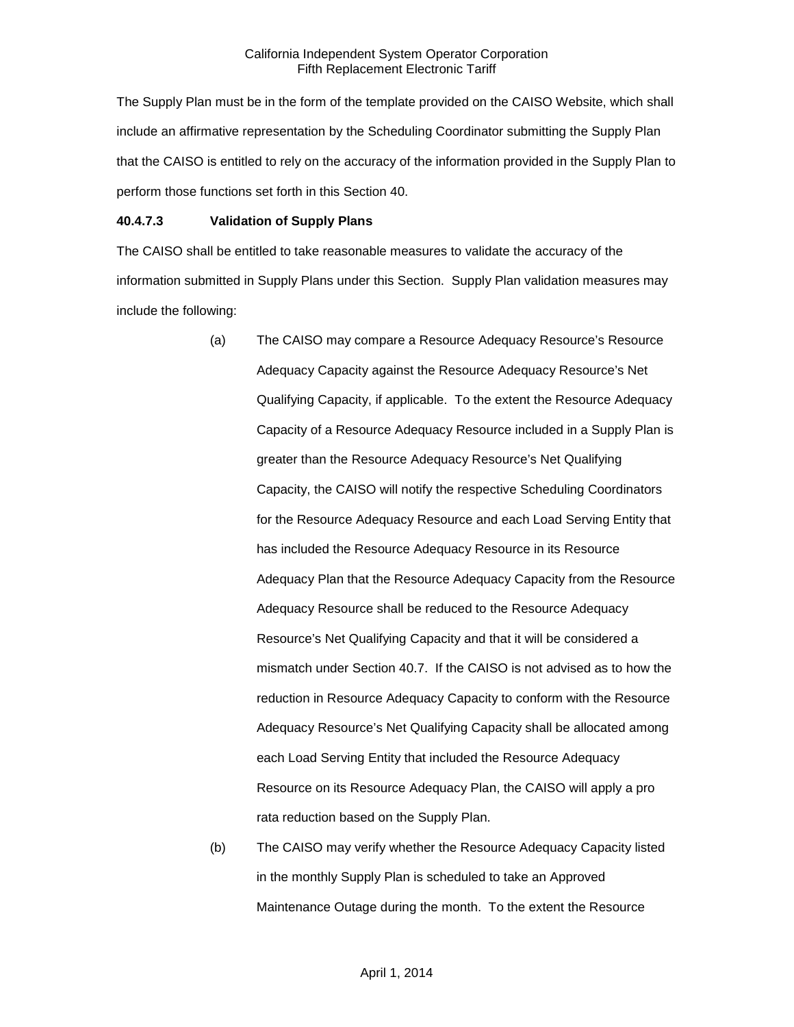The Supply Plan must be in the form of the template provided on the CAISO Website, which shall include an affirmative representation by the Scheduling Coordinator submitting the Supply Plan that the CAISO is entitled to rely on the accuracy of the information provided in the Supply Plan to perform those functions set forth in this Section 40.

**40.4.7.3 Validation of Supply Plans**

The CAISO shall be entitled to take reasonable measures to validate the accuracy of the information submitted in Supply Plans under this Section. Supply Plan validation measures may include the following:

(a) The CAISO may compare a Resource Adequacy Resource's Resource Adequacy Capacity against the Resource Adequacy Resource's Net Qualifying Capacity, if applicable. To the extent the Resource Adequacy Capacity of a Resource Adequacy Resource included in a Supply Plan is greater than the Resource Adequacy Resource's Net Qualifying Capacity, the CAISO will notify the respective Scheduling Coordinators for the Resource Adequacy Resource and each Load Serving Entity that has included the Resource Adequacy Resource in its Resource Adequacy Plan that the Resource Adequacy Capacity from the Resource Adequacy Resource shall be reduced to the Resource Adequacy Resource's Net Qualifying Capacity and that it will be considered a mismatch under Section 40.7. If the CAISO is not advised as to how the reduction in Resource Adequacy Capacity to conform with the Resource Adequacy Resource's Net Qualifying Capacity shall be allocated among each Load Serving Entity that included the Resource Adequacy Resource on its Resource Adequacy Plan, the CAISO will apply a pro rata reduction based on the Supply Plan.

(b) The CAISO may verify whether the Resource Adequacy Capacity listed in the monthly Supply Plan is scheduled to take an Approved Maintenance Outage during the month. To the extent the Resource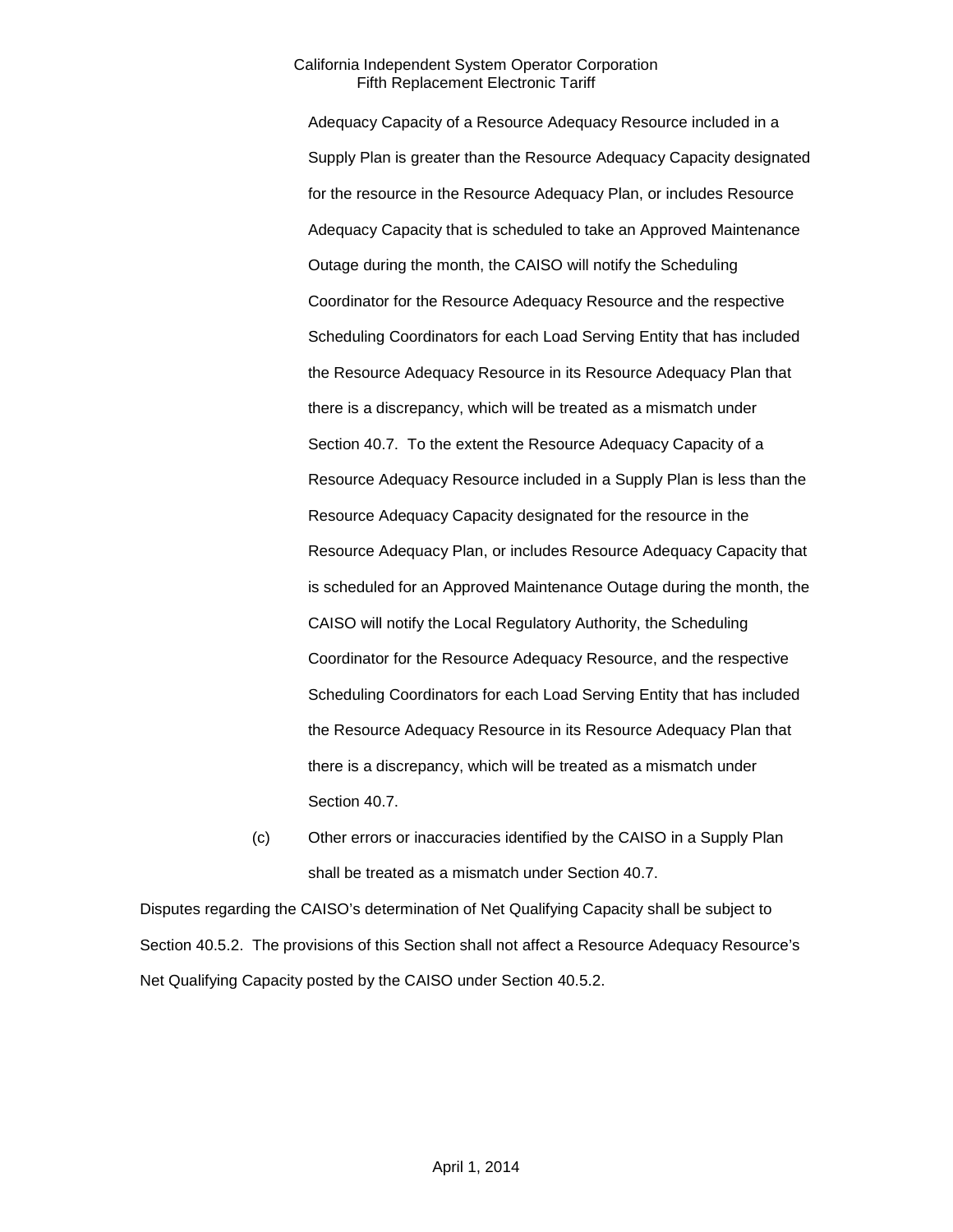Adequacy Capacity of a Resource Adequacy Resource included in a Supply Plan is greater than the Resource Adequacy Capacity designated for the resource in the Resource Adequacy Plan, or includes Resource Adequacy Capacity that is scheduled to take an Approved Maintenance Outage during the month, the CAISO will notify the Scheduling Coordinator for the Resource Adequacy Resource and the respective Scheduling Coordinators for each Load Serving Entity that has included the Resource Adequacy Resource in its Resource Adequacy Plan that there is a discrepancy, which will be treated as a mismatch under Section 40.7. To the extent the Resource Adequacy Capacity of a Resource Adequacy Resource included in a Supply Plan is less than the Resource Adequacy Capacity designated for the resource in the Resource Adequacy Plan, or includes Resource Adequacy Capacity that is scheduled for an Approved Maintenance Outage during the month, the CAISO will notify the Local Regulatory Authority, the Scheduling Coordinator for the Resource Adequacy Resource, and the respective Scheduling Coordinators for each Load Serving Entity that has included the Resource Adequacy Resource in its Resource Adequacy Plan that there is a discrepancy, which will be treated as a mismatch under Section 40.7.

(c) Other errors or inaccuracies identified by the CAISO in a Supply Plan shall be treated as a mismatch under Section 40.7.

Disputes regarding the CAISO's determination of Net Qualifying Capacity shall be subject to Section 40.5.2. The provisions of this Section shall not affect a Resource Adequacy Resource's Net Qualifying Capacity posted by the CAISO under Section 40.5.2.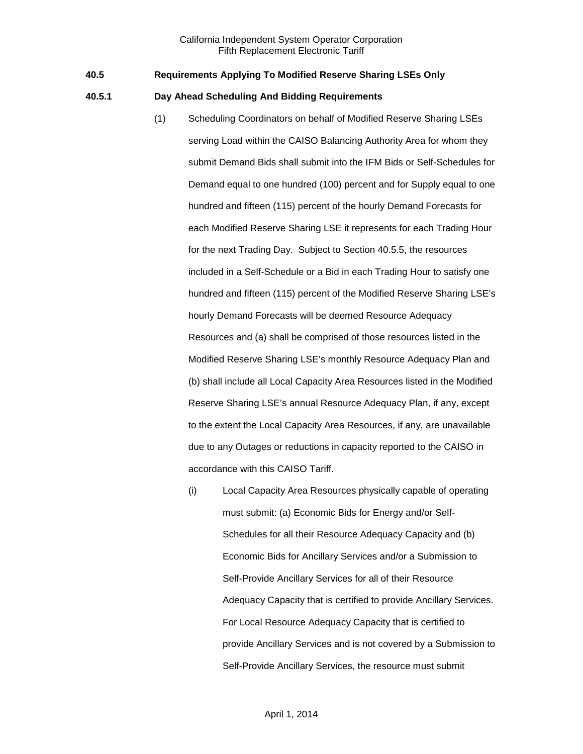## 40.5 Requirements Applying To Modified Reserve Sharing LSEs Only

### 40.5.1 Day Ahead Scheduling And Bidding Requirements

(1) Scheduling Coordinators on behalf of Modified Reserve Sharing LSEs serving Load within the CAISO Balancing Authority Area for whom they submit Demand Bids shall submit into the IFM Bids or Self-Schedules for Demand equal to one hundred (100) percent and for Supply equal to one hundred and fifteen (115) percent of the hourly Demand Forecasts for each Modified Reserve Sharing LSE it represents for each Trading Hour for the next Trading Day. Subject to Section 40.5.5, the resources included in a Self-Schedule or a Bid in each Trading Hour to satisfy one hundred and fifteen (115) percent of the Modified Reserve Sharing LSE's hourly Demand Forecasts will be deemed Resource Adequacy Resources and (a) shall be comprised of those resources listed in the Modified Reserve Sharing LSE's monthly Resource Adequacy Plan and (b) shall include all Local Capacity Area Resources listed in the Modified Reserve Sharing LSE's annual Resource Adequacy Plan, if any, except to the extent the Local Capacity Area Resources, if any, are unavailable due to any Outages or reductions in capacity reported to the CAISO in accordance with this CAISO Tariff.

(i) Local Capacity Area Resources physically capable of operating must submit: (a) Economic Bids for Energy and/or Self-Schedules for all their Resource Adequacy Capacity and (b) Economic Bids for Ancillary Services and/or a Submission to Self-Provide Ancillary Services for all of their Resource Adequacy Capacity that is certified to provide Ancillary Services. For Local Resource Adequacy Capacity that is certified to provide Ancillary Services and is not covered by a Submission to Self-Provide Ancillary Services, the resource must submit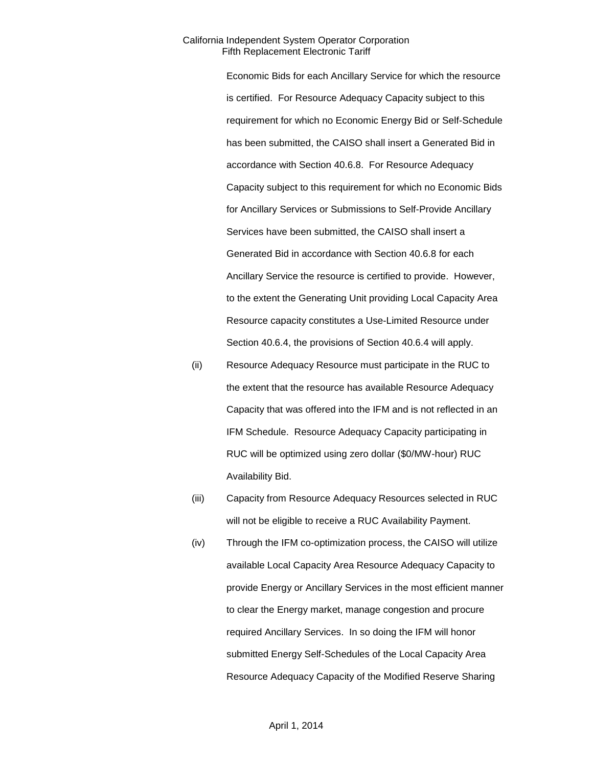Economic Bids for each Ancillary Service for which the resource is certified. For Resource Adequacy Capacity subject to this requirement for which no Economic Energy Bid or Self-Schedule has been submitted, the CAISO shall insert a Generated Bid in accordance with Section 40.6.8. For Resource Adequacy Capacity subject to this requirement for which no Economic Bids for Ancillary Services or Submissions to Self-Provide Ancillary Services have been submitted, the CAISO shall insert a Generated Bid in accordance with Section 40.6.8 for each Ancillary Service the resource is certified to provide. However, to the extent the Generating Unit providing Local Capacity Area Resource capacity constitutes a Use-Limited Resource under Section 40.6.4, the provisions of Section 40.6.4 will apply.

(ii) Resource Adequacy Resource must participate in the RUC to the extent that the resource has available Resource Adequacy Capacity that was offered into the IFM and is not reflected in an IFM Schedule. Resource Adequacy Capacity participating in RUC will be optimized using zero dollar ($0/MW-hour) RUC Availability Bid.

(iii) Capacity from Resource Adequacy Resources selected in RUC will not be eligible to receive a RUC Availability Payment.

(iv) Through the IFM co-optimization process, the CAISO will utilize available Local Capacity Area Resource Adequacy Capacity to provide Energy or Ancillary Services in the most efficient manner to clear the Energy market, manage congestion and procure required Ancillary Services. In so doing the IFM will honor submitted Energy Self-Schedules of the Local Capacity Area Resource Adequacy Capacity of the Modified Reserve Sharing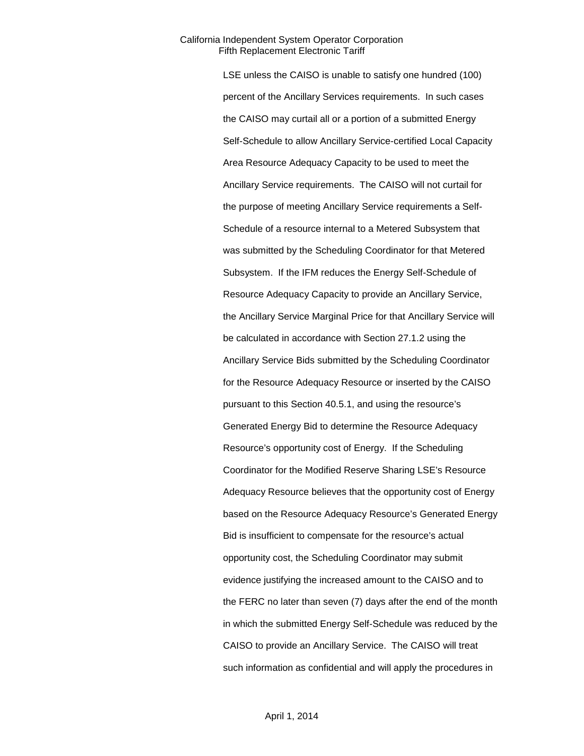LSE unless the CAISO is unable to satisfy one hundred (100) percent of the Ancillary Services requirements. In such cases the CAISO may curtail all or a portion of a submitted Energy Self-Schedule to allow Ancillary Service-certified Local Capacity Area Resource Adequacy Capacity to be used to meet the Ancillary Service requirements. The CAISO will not curtail for the purpose of meeting Ancillary Service requirements a Self-Schedule of a resource internal to a Metered Subsystem that was submitted by the Scheduling Coordinator for that Metered Subsystem. If the IFM reduces the Energy Self-Schedule of Resource Adequacy Capacity to provide an Ancillary Service, the Ancillary Service Marginal Price for that Ancillary Service will be calculated in accordance with Section 27.1.2 using the Ancillary Service Bids submitted by the Scheduling Coordinator for the Resource Adequacy Resource or inserted by the CAISO pursuant to this Section 40.5.1, and using the resource's Generated Energy Bid to determine the Resource Adequacy Resource's opportunity cost of Energy. If the Scheduling Coordinator for the Modified Reserve Sharing LSE's Resource Adequacy Resource believes that the opportunity cost of Energy based on the Resource Adequacy Resource's Generated Energy Bid is insufficient to compensate for the resource's actual opportunity cost, the Scheduling Coordinator may submit evidence justifying the increased amount to the CAISO and to the FERC no later than seven (7) days after the end of the month in which the submitted Energy Self-Schedule was reduced by the CAISO to provide an Ancillary Service. The CAISO will treat such information as confidential and will apply the procedures in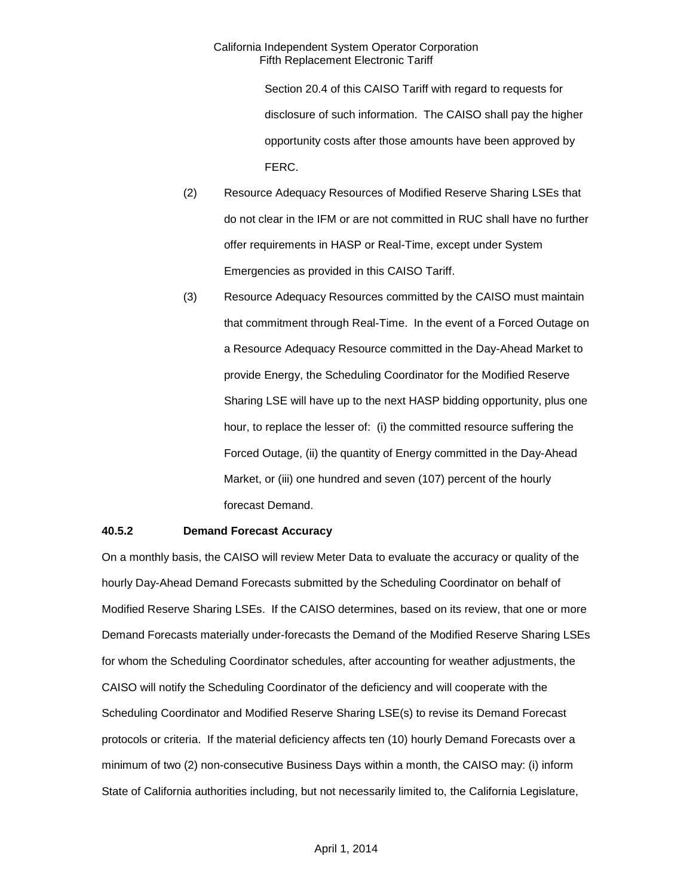Section 20.4 of this CAISO Tariff with regard to requests for disclosure of such information. The CAISO shall pay the higher opportunity costs after those amounts have been approved by FERC.

(2) Resource Adequacy Resources of Modified Reserve Sharing LSEs that do not clear in the IFM or are not committed in RUC shall have no further offer requirements in HASP or Real-Time, except under System Emergencies as provided in this CAISO Tariff.

(3) Resource Adequacy Resources committed by the CAISO must maintain that commitment through Real-Time. In the event of a Forced Outage on a Resource Adequacy Resource committed in the Day-Ahead Market to provide Energy, the Scheduling Coordinator for the Modified Reserve Sharing LSE will have up to the next HASP bidding opportunity, plus one hour, to replace the lesser of: (i) the committed resource suffering the Forced Outage, (ii) the quantity of Energy committed in the Day-Ahead Market, or (iii) one hundred and seven (107) percent of the hourly forecast Demand.

**40.5.2 Demand Forecast Accuracy**

On a monthly basis, the CAISO will review Meter Data to evaluate the accuracy or quality of the hourly Day-Ahead Demand Forecasts submitted by the Scheduling Coordinator on behalf of Modified Reserve Sharing LSEs. If the CAISO determines, based on its review, that one or more Demand Forecasts materially under-forecasts the Demand of the Modified Reserve Sharing LSEs for whom the Scheduling Coordinator schedules, after accounting for weather adjustments, the CAISO will notify the Scheduling Coordinator of the deficiency and will cooperate with the Scheduling Coordinator and Modified Reserve Sharing LSE(s) to revise its Demand Forecast protocols or criteria. If the material deficiency affects ten (10) hourly Demand Forecasts over a minimum of two (2) non-consecutive Business Days within a month, the CAISO may: (i) inform State of California authorities including, but not necessarily limited to, the California Legislature,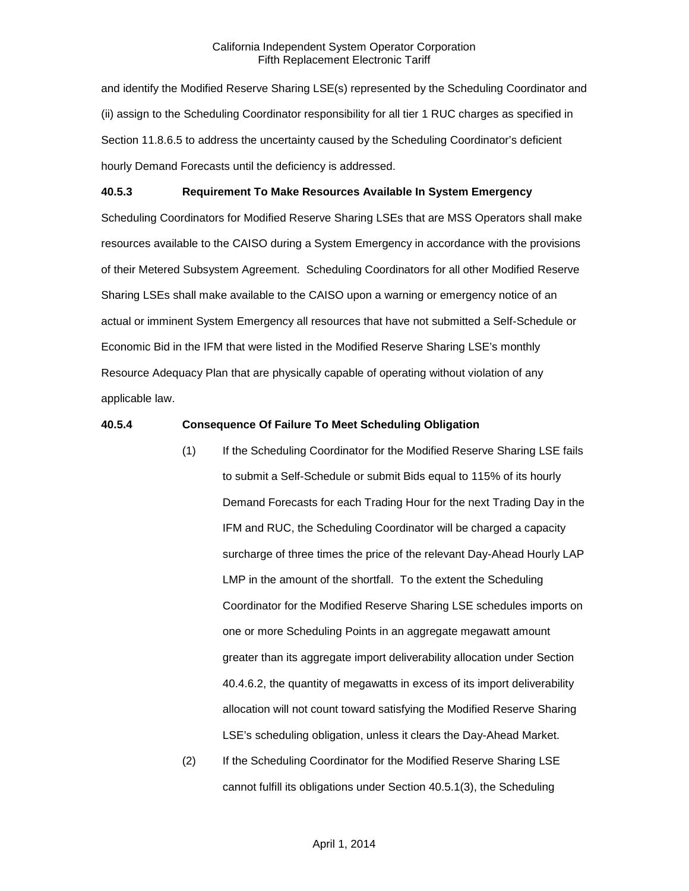and identify the Modified Reserve Sharing LSE(s) represented by the Scheduling Coordinator and (ii) assign to the Scheduling Coordinator responsibility for all tier 1 RUC charges as specified in Section 11.8.6.5 to address the uncertainty caused by the Scheduling Coordinator's deficient hourly Demand Forecasts until the deficiency is addressed.

**40.5.3 Requirement To Make Resources Available In System Emergency**

Scheduling Coordinators for Modified Reserve Sharing LSEs that are MSS Operators shall make resources available to the CAISO during a System Emergency in accordance with the provisions of their Metered Subsystem Agreement. Scheduling Coordinators for all other Modified Reserve Sharing LSEs shall make available to the CAISO upon a warning or emergency notice of an actual or imminent System Emergency all resources that have not submitted a Self-Schedule or Economic Bid in the IFM that were listed in the Modified Reserve Sharing LSE's monthly Resource Adequacy Plan that are physically capable of operating without violation of any applicable law.

**40.5.4 Consequence Of Failure To Meet Scheduling Obligation**

(1) If the Scheduling Coordinator for the Modified Reserve Sharing LSE fails to submit a Self-Schedule or submit Bids equal to 115% of its hourly Demand Forecasts for each Trading Hour for the next Trading Day in the IFM and RUC, the Scheduling Coordinator will be charged a capacity surcharge of three times the price of the relevant Day-Ahead Hourly LAP LMP in the amount of the shortfall. To the extent the Scheduling Coordinator for the Modified Reserve Sharing LSE schedules imports on one or more Scheduling Points in an aggregate megawatt amount greater than its aggregate import deliverability allocation under Section 40.4.6.2, the quantity of megawatts in excess of its import deliverability allocation will not count toward satisfying the Modified Reserve Sharing LSE's scheduling obligation, unless it clears the Day-Ahead Market.

(2) If the Scheduling Coordinator for the Modified Reserve Sharing LSE cannot fulfill its obligations under Section 40.5.1(3), the Scheduling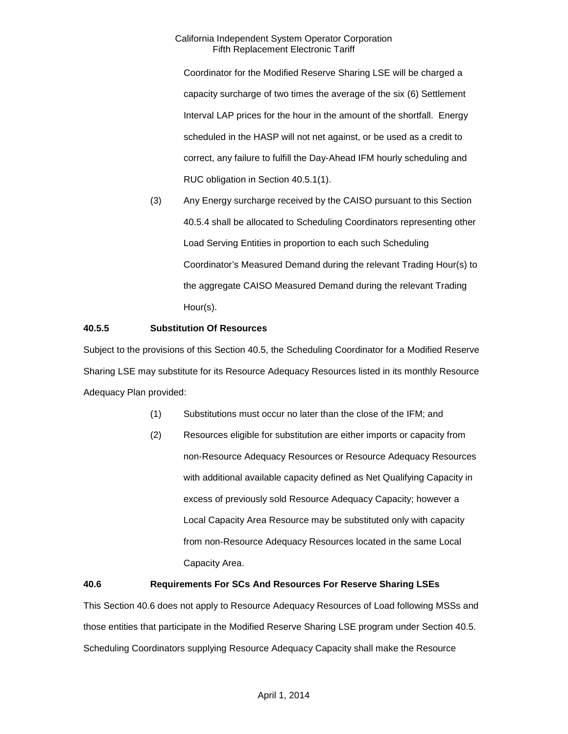Coordinator for the Modified Reserve Sharing LSE will be charged a capacity surcharge of two times the average of the six (6) Settlement Interval LAP prices for the hour in the amount of the shortfall. Energy scheduled in the HASP will not net against, or be used as a credit to correct, any failure to fulfill the Day-Ahead IFM hourly scheduling and RUC obligation in Section 40.5.1(1).

(3) Any Energy surcharge received by the CAISO pursuant to this Section 40.5.4 shall be allocated to Scheduling Coordinators representing other Load Serving Entities in proportion to each such Scheduling Coordinator's Measured Demand during the relevant Trading Hour(s) to the aggregate CAISO Measured Demand during the relevant Trading Hour(s).

**40.5.5 Substitution Of Resources**

Subject to the provisions of this Section 40.5, the Scheduling Coordinator for a Modified Reserve Sharing LSE may substitute for its Resource Adequacy Resources listed in its monthly Resource Adequacy Plan provided:

(1) Substitutions must occur no later than the close of the IFM; and

(2) Resources eligible for substitution are either imports or capacity from non-Resource Adequacy Resources or Resource Adequacy Resources with additional available capacity defined as Net Qualifying Capacity in excess of previously sold Resource Adequacy Capacity; however a Local Capacity Area Resource may be substituted only with capacity from non-Resource Adequacy Resources located in the same Local Capacity Area.

**40.6 Requirements For SCs And Resources For Reserve Sharing LSEs**

This Section 40.6 does not apply to Resource Adequacy Resources of Load following MSSs and those entities that participate in the Modified Reserve Sharing LSE program under Section 40.5. Scheduling Coordinators supplying Resource Adequacy Capacity shall make the Resource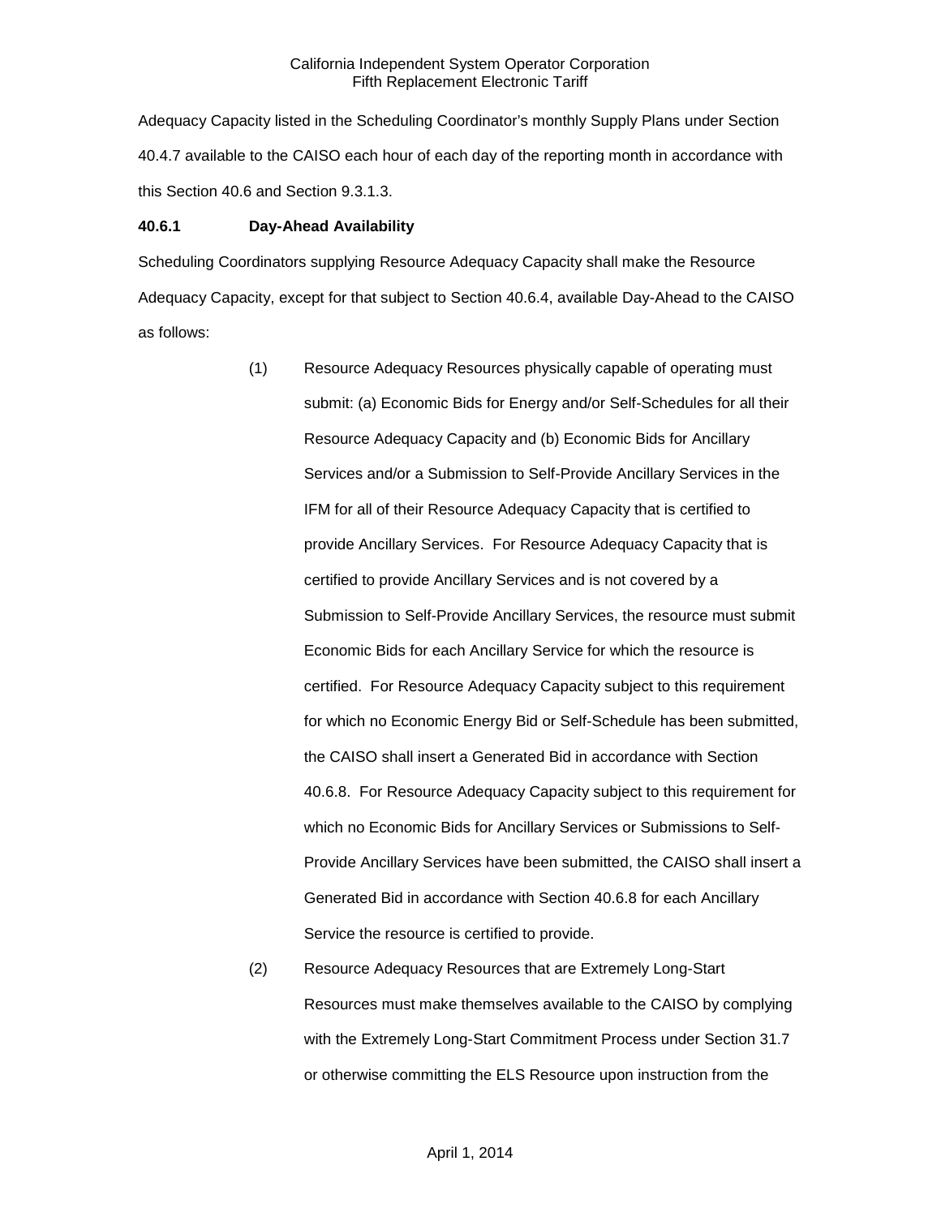Adequacy Capacity listed in the Scheduling Coordinator's monthly Supply Plans under Section 40.4.7 available to the CAISO each hour of each day of the reporting month in accordance with this Section 40.6 and Section 9.3.1.3.

**40.6.1 Day-Ahead Availability**

Scheduling Coordinators supplying Resource Adequacy Capacity shall make the Resource Adequacy Capacity, except for that subject to Section 40.6.4, available Day-Ahead to the CAISO as follows:

(1) Resource Adequacy Resources physically capable of operating must submit: (a) Economic Bids for Energy and/or Self-Schedules for all their Resource Adequacy Capacity and (b) Economic Bids for Ancillary Services and/or a Submission to Self-Provide Ancillary Services in the IFM for all of their Resource Adequacy Capacity that is certified to provide Ancillary Services. For Resource Adequacy Capacity that is certified to provide Ancillary Services and is not covered by a Submission to Self-Provide Ancillary Services, the resource must submit Economic Bids for each Ancillary Service for which the resource is certified. For Resource Adequacy Capacity subject to this requirement for which no Economic Energy Bid or Self-Schedule has been submitted, the CAISO shall insert a Generated Bid in accordance with Section 40.6.8. For Resource Adequacy Capacity subject to this requirement for which no Economic Bids for Ancillary Services or Submissions to Self-Provide Ancillary Services have been submitted, the CAISO shall insert a Generated Bid in accordance with Section 40.6.8 for each Ancillary Service the resource is certified to provide.

(2) Resource Adequacy Resources that are Extremely Long-Start Resources must make themselves available to the CAISO by complying with the Extremely Long-Start Commitment Process under Section 31.7 or otherwise committing the ELS Resource upon instruction from the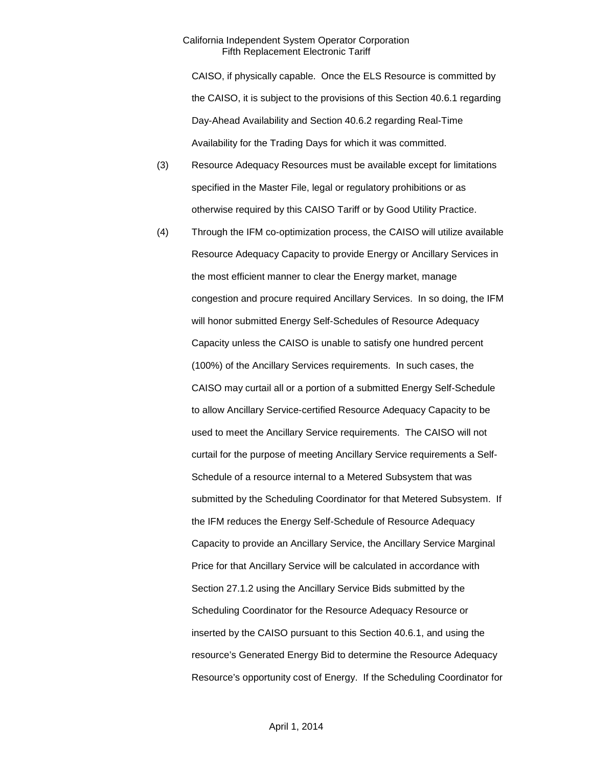CAISO, if physically capable. Once the ELS Resource is committed by the CAISO, it is subject to the provisions of this Section 40.6.1 regarding Day-Ahead Availability and Section 40.6.2 regarding Real-Time Availability for the Trading Days for which it was committed.

(3) Resource Adequacy Resources must be available except for limitations specified in the Master File, legal or regulatory prohibitions or as otherwise required by this CAISO Tariff or by Good Utility Practice.

(4) Through the IFM co-optimization process, the CAISO will utilize available Resource Adequacy Capacity to provide Energy or Ancillary Services in the most efficient manner to clear the Energy market, manage congestion and procure required Ancillary Services. In so doing, the IFM will honor submitted Energy Self-Schedules of Resource Adequacy Capacity unless the CAISO is unable to satisfy one hundred percent (100%) of the Ancillary Services requirements. In such cases, the CAISO may curtail all or a portion of a submitted Energy Self-Schedule to allow Ancillary Service-certified Resource Adequacy Capacity to be used to meet the Ancillary Service requirements. The CAISO will not curtail for the purpose of meeting Ancillary Service requirements a Self-Schedule of a resource internal to a Metered Subsystem that was submitted by the Scheduling Coordinator for that Metered Subsystem. If the IFM reduces the Energy Self-Schedule of Resource Adequacy Capacity to provide an Ancillary Service, the Ancillary Service Marginal Price for that Ancillary Service will be calculated in accordance with Section 27.1.2 using the Ancillary Service Bids submitted by the Scheduling Coordinator for the Resource Adequacy Resource or inserted by the CAISO pursuant to this Section 40.6.1, and using the resource's Generated Energy Bid to determine the Resource Adequacy Resource's opportunity cost of Energy. If the Scheduling Coordinator for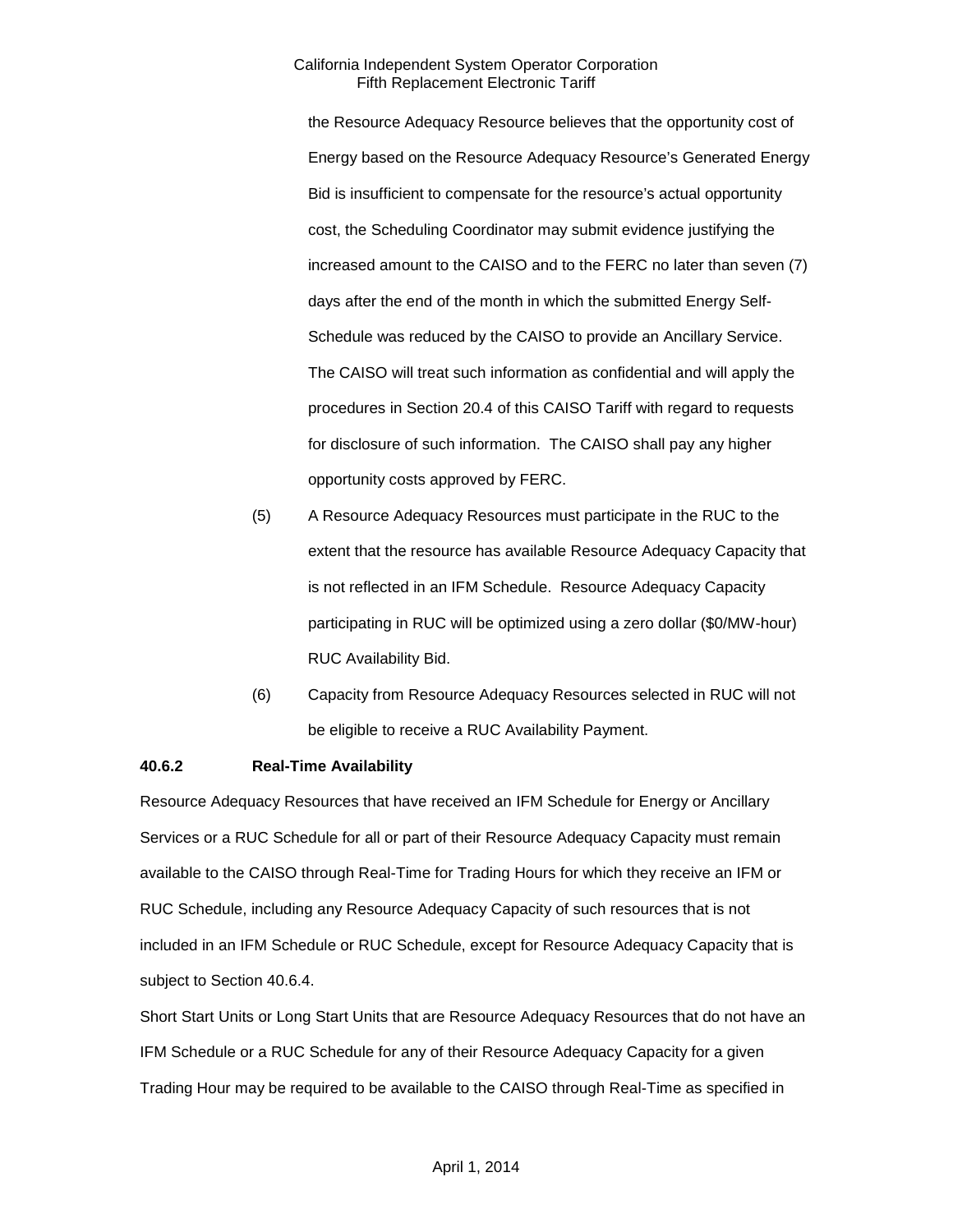the Resource Adequacy Resource believes that the opportunity cost of Energy based on the Resource Adequacy Resource's Generated Energy Bid is insufficient to compensate for the resource's actual opportunity cost, the Scheduling Coordinator may submit evidence justifying the increased amount to the CAISO and to the FERC no later than seven (7) days after the end of the month in which the submitted Energy Self-Schedule was reduced by the CAISO to provide an Ancillary Service. The CAISO will treat such information as confidential and will apply the procedures in Section 20.4 of this CAISO Tariff with regard to requests for disclosure of such information. The CAISO shall pay any higher opportunity costs approved by FERC.

(5) A Resource Adequacy Resources must participate in the RUC to the extent that the resource has available Resource Adequacy Capacity that is not reflected in an IFM Schedule. Resource Adequacy Capacity participating in RUC will be optimized using a zero dollar ($0/MW-hour) RUC Availability Bid.

(6) Capacity from Resource Adequacy Resources selected in RUC will not be eligible to receive a RUC Availability Payment.

**40.6.2 Real-Time Availability**

Resource Adequacy Resources that have received an IFM Schedule for Energy or Ancillary Services or a RUC Schedule for all or part of their Resource Adequacy Capacity must remain available to the CAISO through Real-Time for Trading Hours for which they receive an IFM or RUC Schedule, including any Resource Adequacy Capacity of such resources that is not included in an IFM Schedule or RUC Schedule, except for Resource Adequacy Capacity that is subject to Section 40.6.4.

Short Start Units or Long Start Units that are Resource Adequacy Resources that do not have an IFM Schedule or a RUC Schedule for any of their Resource Adequacy Capacity for a given Trading Hour may be required to be available to the CAISO through Real-Time as specified in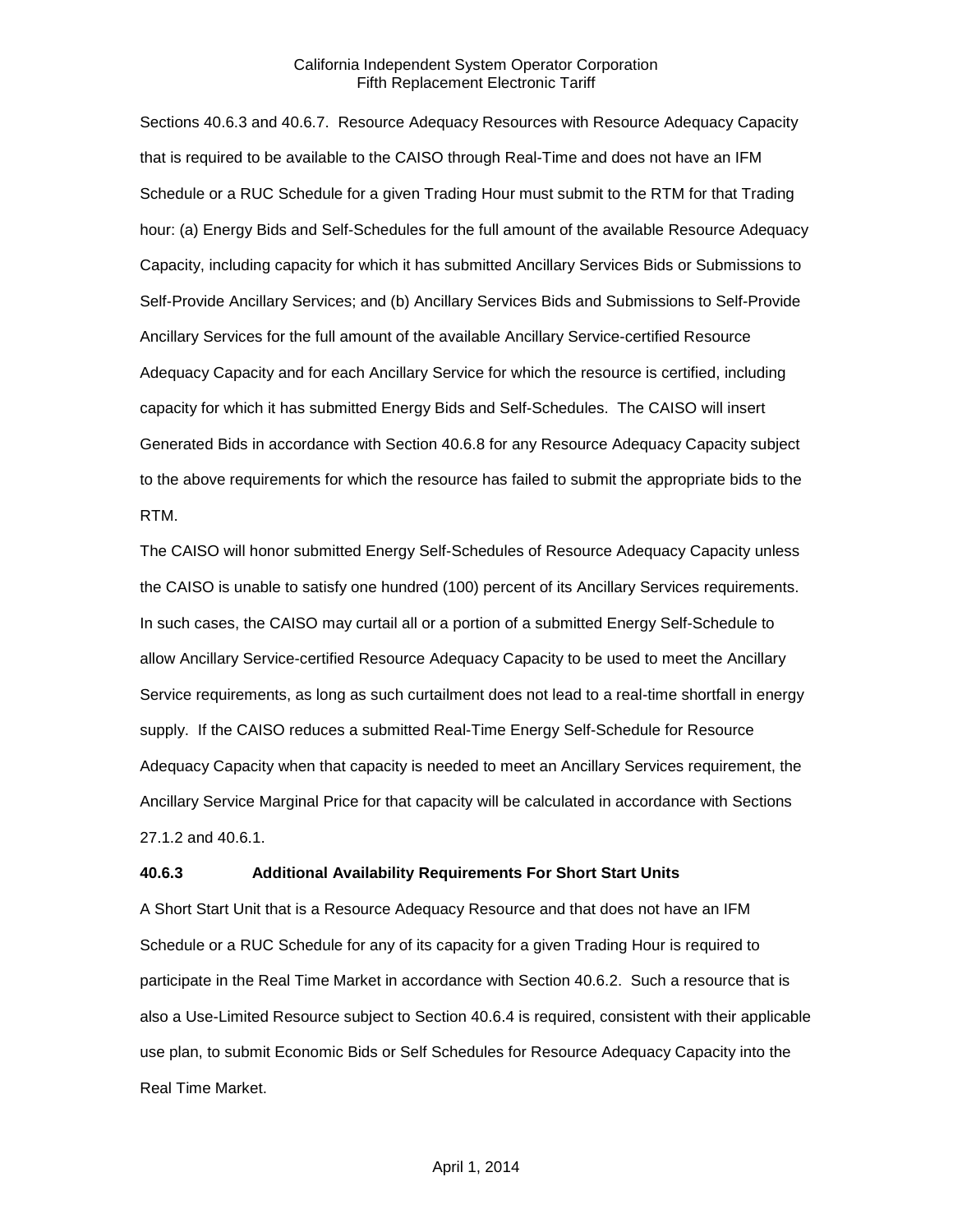Sections 40.6.3 and 40.6.7. Resource Adequacy Resources with Resource Adequacy Capacity that is required to be available to the CAISO through Real-Time and does not have an IFM Schedule or a RUC Schedule for a given Trading Hour must submit to the RTM for that Trading hour: (a) Energy Bids and Self-Schedules for the full amount of the available Resource Adequacy Capacity, including capacity for which it has submitted Ancillary Services Bids or Submissions to Self-Provide Ancillary Services; and (b) Ancillary Services Bids and Submissions to Self-Provide Ancillary Services for the full amount of the available Ancillary Service-certified Resource Adequacy Capacity and for each Ancillary Service for which the resource is certified, including capacity for which it has submitted Energy Bids and Self-Schedules. The CAISO will insert Generated Bids in accordance with Section 40.6.8 for any Resource Adequacy Capacity subject to the above requirements for which the resource has failed to submit the appropriate bids to the RTM.

The CAISO will honor submitted Energy Self-Schedules of Resource Adequacy Capacity unless the CAISO is unable to satisfy one hundred (100) percent of its Ancillary Services requirements. In such cases, the CAISO may curtail all or a portion of a submitted Energy Self-Schedule to allow Ancillary Service-certified Resource Adequacy Capacity to be used to meet the Ancillary Service requirements, as long as such curtailment does not lead to a real-time shortfall in energy supply. If the CAISO reduces a submitted Real-Time Energy Self-Schedule for Resource Adequacy Capacity when that capacity is needed to meet an Ancillary Services requirement, the Ancillary Service Marginal Price for that capacity will be calculated in accordance with Sections 27.1.2 and 40.6.1.

**40.6.3 Additional Availability Requirements For Short Start Units**

A Short Start Unit that is a Resource Adequacy Resource and that does not have an IFM Schedule or a RUC Schedule for any of its capacity for a given Trading Hour is required to participate in the Real Time Market in accordance with Section 40.6.2. Such a resource that is also a Use-Limited Resource subject to Section 40.6.4 is required, consistent with their applicable use plan, to submit Economic Bids or Self Schedules for Resource Adequacy Capacity into the Real Time Market.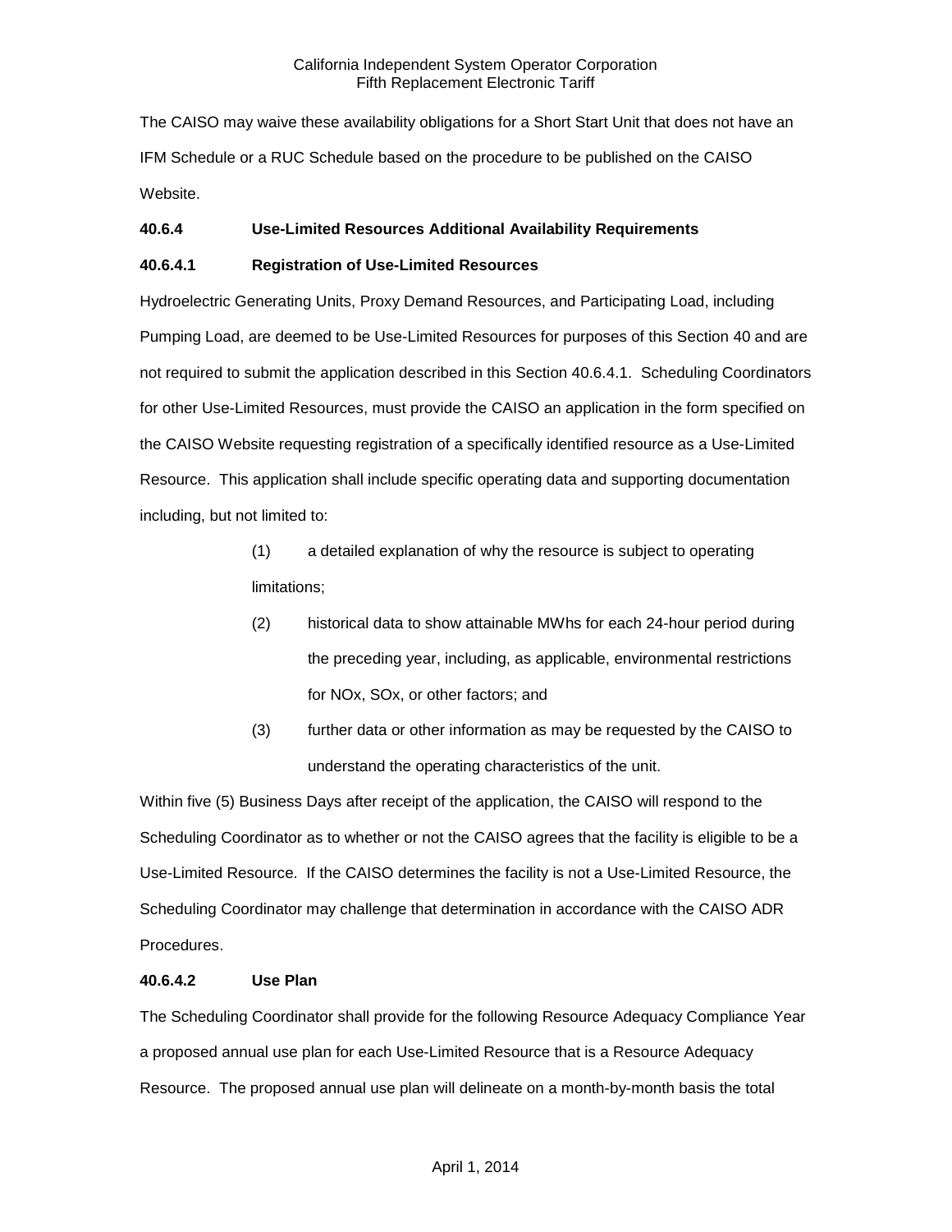The CAISO may waive these availability obligations for a Short Start Unit that does not have an IFM Schedule or a RUC Schedule based on the procedure to be published on the CAISO Website.

**40.6.4 Use-Limited Resources Additional Availability Requirements**

**40.6.4.1 Registration of Use-Limited Resources**

Hydroelectric Generating Units, Proxy Demand Resources, and Participating Load, including Pumping Load, are deemed to be Use-Limited Resources for purposes of this Section 40 and are not required to submit the application described in this Section 40.6.4.1. Scheduling Coordinators for other Use-Limited Resources, must provide the CAISO an application in the form specified on the CAISO Website requesting registration of a specifically identified resource as a Use-Limited Resource. This application shall include specific operating data and supporting documentation including, but not limited to:

(1) a detailed explanation of why the resource is subject to operating limitations;

(2) historical data to show attainable MWhs for each 24-hour period during the preceding year, including, as applicable, environmental restrictions for NOx, SOx, or other factors; and

(3) further data or other information as may be requested by the CAISO to understand the operating characteristics of the unit.

Within five (5) Business Days after receipt of the application, the CAISO will respond to the Scheduling Coordinator as to whether or not the CAISO agrees that the facility is eligible to be a Use-Limited Resource. If the CAISO determines the facility is not a Use-Limited Resource, the Scheduling Coordinator may challenge that determination in accordance with the CAISO ADR Procedures.

**40.6.4.2 Use Plan**

The Scheduling Coordinator shall provide for the following Resource Adequacy Compliance Year a proposed annual use plan for each Use-Limited Resource that is a Resource Adequacy Resource. The proposed annual use plan will delineate on a month-by-month basis the total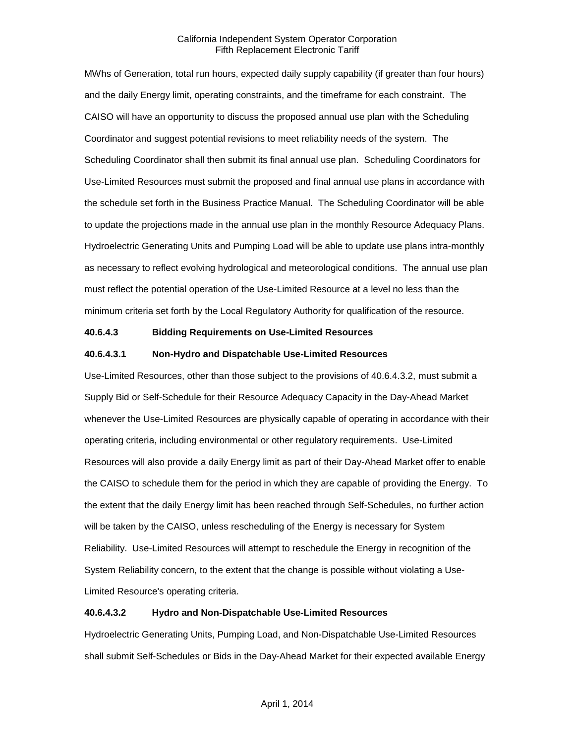MWhs of Generation, total run hours, expected daily supply capability (if greater than four hours) and the daily Energy limit, operating constraints, and the timeframe for each constraint. The CAISO will have an opportunity to discuss the proposed annual use plan with the Scheduling Coordinator and suggest potential revisions to meet reliability needs of the system. The Scheduling Coordinator shall then submit its final annual use plan. Scheduling Coordinators for Use-Limited Resources must submit the proposed and final annual use plans in accordance with the schedule set forth in the Business Practice Manual. The Scheduling Coordinator will be able to update the projections made in the annual use plan in the monthly Resource Adequacy Plans. Hydroelectric Generating Units and Pumping Load will be able to update use plans intra-monthly as necessary to reflect evolving hydrological and meteorological conditions. The annual use plan must reflect the potential operation of the Use-Limited Resource at a level no less than the minimum criteria set forth by the Local Regulatory Authority for qualification of the resource.

**40.6.4.3 Bidding Requirements on Use-Limited Resources**

**40.6.4.3.1 Non-Hydro and Dispatchable Use-Limited Resources**

Use-Limited Resources, other than those subject to the provisions of 40.6.4.3.2, must submit a Supply Bid or Self-Schedule for their Resource Adequacy Capacity in the Day-Ahead Market whenever the Use-Limited Resources are physically capable of operating in accordance with their operating criteria, including environmental or other regulatory requirements. Use-Limited Resources will also provide a daily Energy limit as part of their Day-Ahead Market offer to enable the CAISO to schedule them for the period in which they are capable of providing the Energy. To the extent that the daily Energy limit has been reached through Self-Schedules, no further action will be taken by the CAISO, unless rescheduling of the Energy is necessary for System Reliability. Use-Limited Resources will attempt to reschedule the Energy in recognition of the System Reliability concern, to the extent that the change is possible without violating a Use-Limited Resource's operating criteria.

**40.6.4.3.2 Hydro and Non-Dispatchable Use-Limited Resources**

Hydroelectric Generating Units, Pumping Load, and Non-Dispatchable Use-Limited Resources shall submit Self-Schedules or Bids in the Day-Ahead Market for their expected available Energy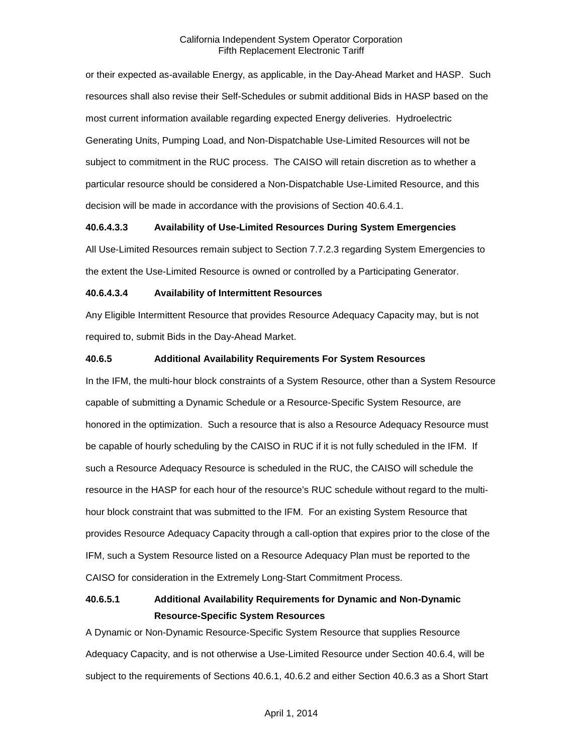or their expected as-available Energy, as applicable, in the Day-Ahead Market and HASP. Such resources shall also revise their Self-Schedules or submit additional Bids in HASP based on the most current information available regarding expected Energy deliveries. Hydroelectric Generating Units, Pumping Load, and Non-Dispatchable Use-Limited Resources will not be subject to commitment in the RUC process. The CAISO will retain discretion as to whether a particular resource should be considered a Non-Dispatchable Use-Limited Resource, and this decision will be made in accordance with the provisions of Section 40.6.4.1.

**40.6.4.3.3 Availability of Use-Limited Resources During System Emergencies**

All Use-Limited Resources remain subject to Section 7.7.2.3 regarding System Emergencies to the extent the Use-Limited Resource is owned or controlled by a Participating Generator.

**40.6.4.3.4 Availability of Intermittent Resources**

Any Eligible Intermittent Resource that provides Resource Adequacy Capacity may, but is not required to, submit Bids in the Day-Ahead Market.

**40.6.5 Additional Availability Requirements For System Resources**

In the IFM, the multi-hour block constraints of a System Resource, other than a System Resource capable of submitting a Dynamic Schedule or a Resource-Specific System Resource, are honored in the optimization. Such a resource that is also a Resource Adequacy Resource must be capable of hourly scheduling by the CAISO in RUC if it is not fully scheduled in the IFM. If such a Resource Adequacy Resource is scheduled in the RUC, the CAISO will schedule the resource in the HASP for each hour of the resource's RUC schedule without regard to the multi-hour block constraint that was submitted to the IFM. For an existing System Resource that provides Resource Adequacy Capacity through a call-option that expires prior to the close of the IFM, such a System Resource listed on a Resource Adequacy Plan must be reported to the CAISO for consideration in the Extremely Long-Start Commitment Process.

**40.6.5.1 Additional Availability Requirements for Dynamic and Non-Dynamic Resource-Specific System Resources**

A Dynamic or Non-Dynamic Resource-Specific System Resource that supplies Resource Adequacy Capacity, and is not otherwise a Use-Limited Resource under Section 40.6.4, will be subject to the requirements of Sections 40.6.1, 40.6.2 and either Section 40.6.3 as a Short Start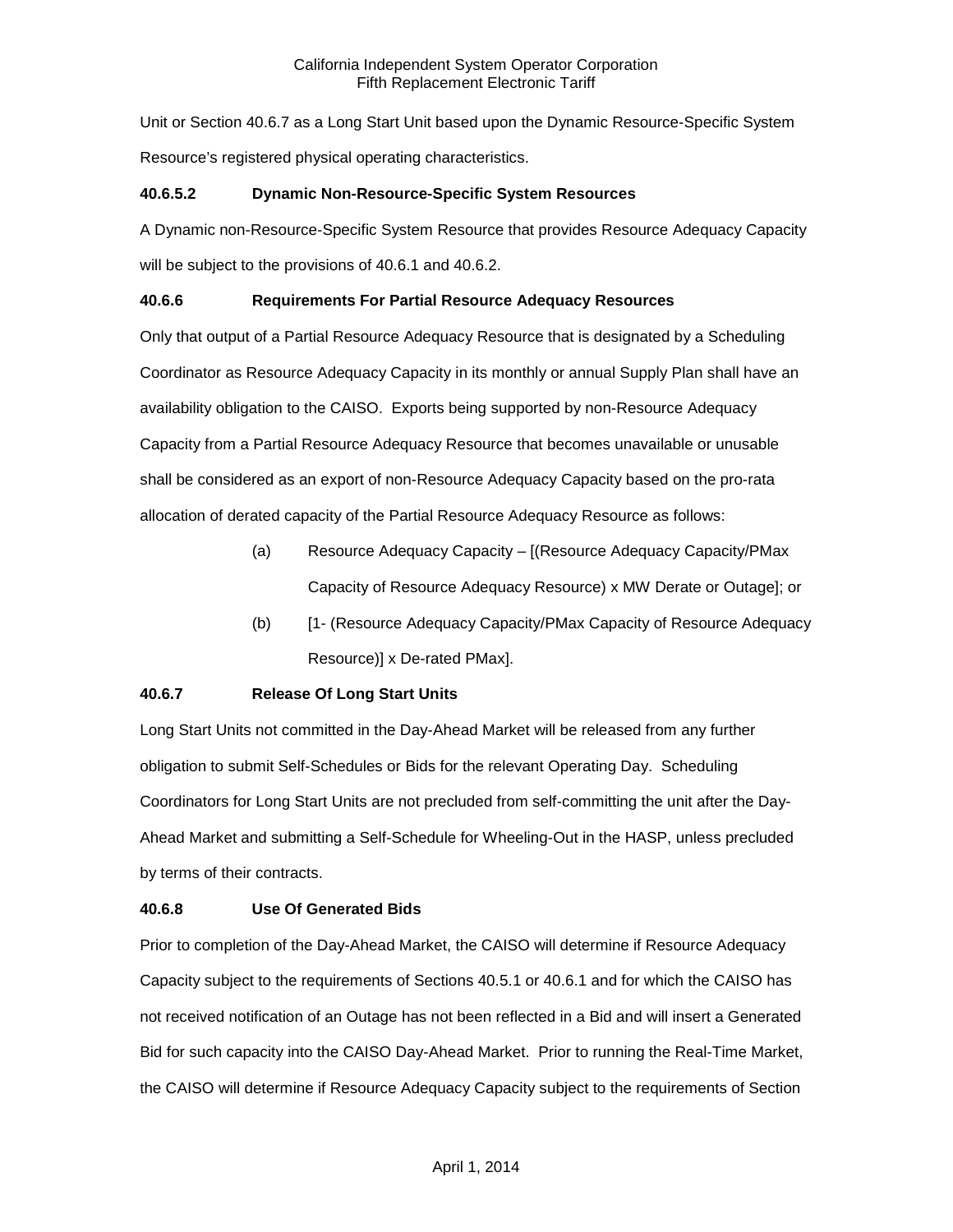Unit or Section 40.6.7 as a Long Start Unit based upon the Dynamic Resource-Specific System Resource's registered physical operating characteristics.

#### 40.6.5.2 Dynamic Non-Resource-Specific System Resources

A Dynamic non-Resource-Specific System Resource that provides Resource Adequacy Capacity will be subject to the provisions of 40.6.1 and 40.6.2.

### 40.6.6 Requirements For Partial Resource Adequacy Resources

Only that output of a Partial Resource Adequacy Resource that is designated by a Scheduling Coordinator as Resource Adequacy Capacity in its monthly or annual Supply Plan shall have an availability obligation to the CAISO. Exports being supported by non-Resource Adequacy Capacity from a Partial Resource Adequacy Resource that becomes unavailable or unusable shall be considered as an export of non-Resource Adequacy Capacity based on the pro-rata allocation of derated capacity of the Partial Resource Adequacy Resource as follows:

(a) Resource Adequacy Capacity – [(Resource Adequacy Capacity/PMax Capacity of Resource Adequacy Resource) x MW Derate or Outage]; or

(b) [1- (Resource Adequacy Capacity/PMax Capacity of Resource Adequacy Resource)] x De-rated PMax].

### 40.6.7 Release Of Long Start Units

Long Start Units not committed in the Day-Ahead Market will be released from any further obligation to submit Self-Schedules or Bids for the relevant Operating Day. Scheduling Coordinators for Long Start Units are not precluded from self-committing the unit after the Day-Ahead Market and submitting a Self-Schedule for Wheeling-Out in the HASP, unless precluded by terms of their contracts.

### 40.6.8 Use Of Generated Bids

Prior to completion of the Day-Ahead Market, the CAISO will determine if Resource Adequacy Capacity subject to the requirements of Sections 40.5.1 or 40.6.1 and for which the CAISO has not received notification of an Outage has not been reflected in a Bid and will insert a Generated Bid for such capacity into the CAISO Day-Ahead Market. Prior to running the Real-Time Market, the CAISO will determine if Resource Adequacy Capacity subject to the requirements of Section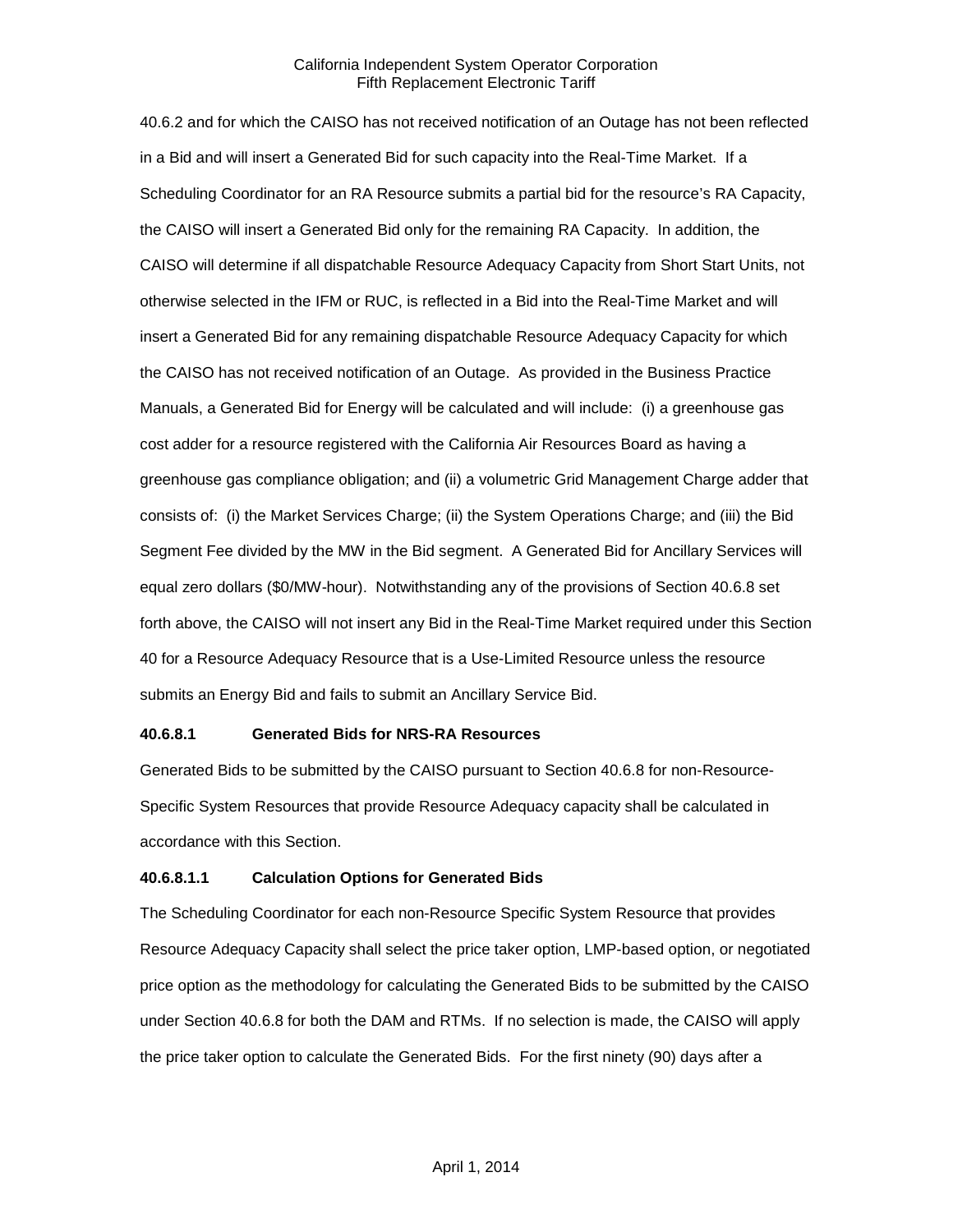40.6.2 and for which the CAISO has not received notification of an Outage has not been reflected in a Bid and will insert a Generated Bid for such capacity into the Real-Time Market. If a Scheduling Coordinator for an RA Resource submits a partial bid for the resource's RA Capacity, the CAISO will insert a Generated Bid only for the remaining RA Capacity. In addition, the CAISO will determine if all dispatchable Resource Adequacy Capacity from Short Start Units, not otherwise selected in the IFM or RUC, is reflected in a Bid into the Real-Time Market and will insert a Generated Bid for any remaining dispatchable Resource Adequacy Capacity for which the CAISO has not received notification of an Outage. As provided in the Business Practice Manuals, a Generated Bid for Energy will be calculated and will include: (i) a greenhouse gas cost adder for a resource registered with the California Air Resources Board as having a greenhouse gas compliance obligation; and (ii) a volumetric Grid Management Charge adder that consists of: (i) the Market Services Charge; (ii) the System Operations Charge; and (iii) the Bid Segment Fee divided by the MW in the Bid segment. A Generated Bid for Ancillary Services will equal zero dollars ($0/MW-hour). Notwithstanding any of the provisions of Section 40.6.8 set forth above, the CAISO will not insert any Bid in the Real-Time Market required under this Section 40 for a Resource Adequacy Resource that is a Use-Limited Resource unless the resource submits an Energy Bid and fails to submit an Ancillary Service Bid.

#### 40.6.8.1 Generated Bids for NRS-RA Resources

Generated Bids to be submitted by the CAISO pursuant to Section 40.6.8 for non-Resource-Specific System Resources that provide Resource Adequacy capacity shall be calculated in accordance with this Section.

##### 40.6.8.1.1 Calculation Options for Generated Bids

The Scheduling Coordinator for each non-Resource Specific System Resource that provides Resource Adequacy Capacity shall select the price taker option, LMP-based option, or negotiated price option as the methodology for calculating the Generated Bids to be submitted by the CAISO under Section 40.6.8 for both the DAM and RTMs. If no selection is made, the CAISO will apply the price taker option to calculate the Generated Bids. For the first ninety (90) days after a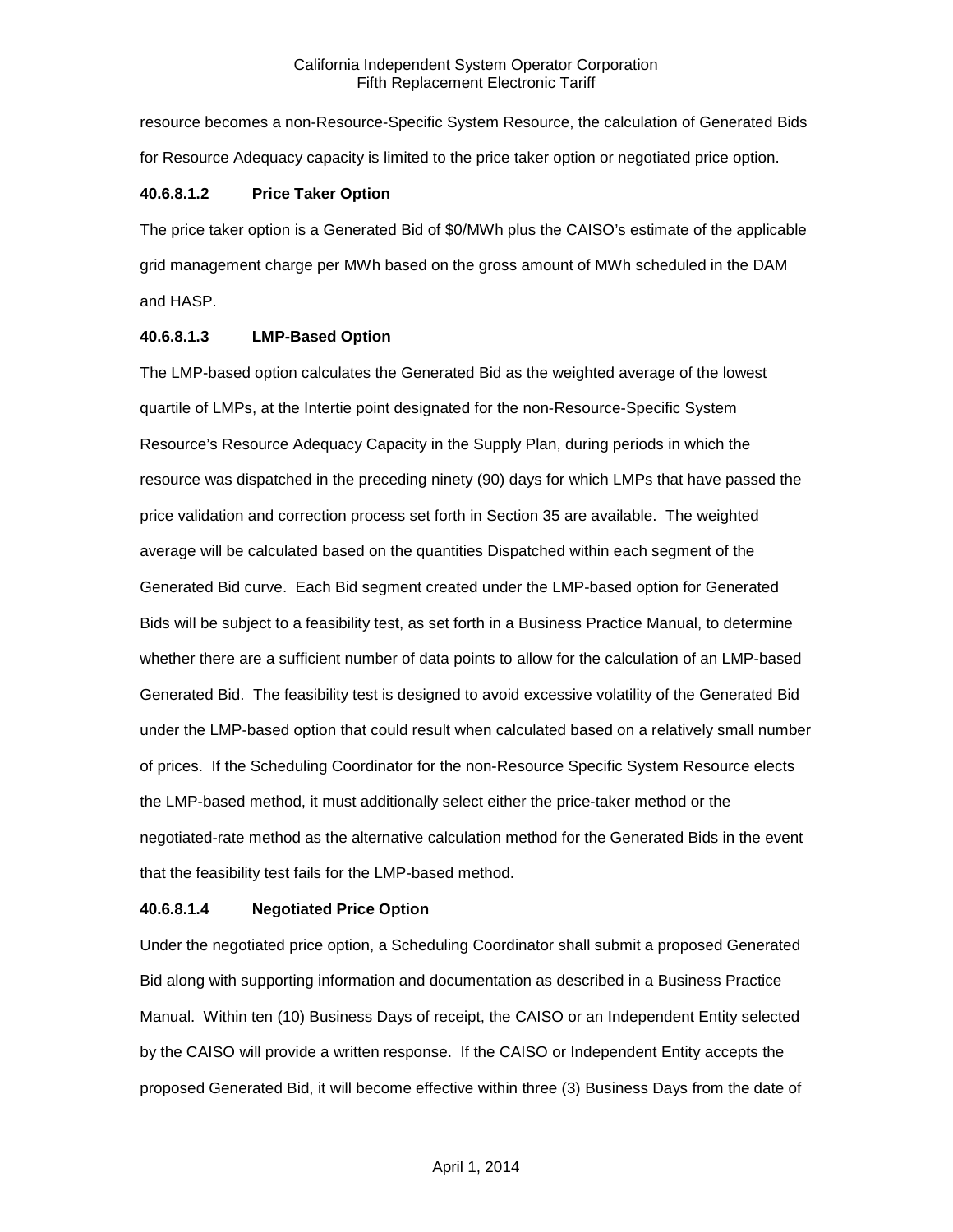resource becomes a non-Resource-Specific System Resource, the calculation of Generated Bids for Resource Adequacy capacity is limited to the price taker option or negotiated price option.

**40.6.8.1.2 Price Taker Option**

The price taker option is a Generated Bid of $0/MWh plus the CAISO's estimate of the applicable grid management charge per MWh based on the gross amount of MWh scheduled in the DAM and HASP.

**40.6.8.1.3 LMP-Based Option**

The LMP-based option calculates the Generated Bid as the weighted average of the lowest quartile of LMPs, at the Intertie point designated for the non-Resource-Specific System Resource's Resource Adequacy Capacity in the Supply Plan, during periods in which the resource was dispatched in the preceding ninety (90) days for which LMPs that have passed the price validation and correction process set forth in Section 35 are available. The weighted average will be calculated based on the quantities Dispatched within each segment of the Generated Bid curve. Each Bid segment created under the LMP-based option for Generated Bids will be subject to a feasibility test, as set forth in a Business Practice Manual, to determine whether there are a sufficient number of data points to allow for the calculation of an LMP-based Generated Bid. The feasibility test is designed to avoid excessive volatility of the Generated Bid under the LMP-based option that could result when calculated based on a relatively small number of prices. If the Scheduling Coordinator for the non-Resource Specific System Resource elects the LMP-based method, it must additionally select either the price-taker method or the negotiated-rate method as the alternative calculation method for the Generated Bids in the event that the feasibility test fails for the LMP-based method.

**40.6.8.1.4 Negotiated Price Option**

Under the negotiated price option, a Scheduling Coordinator shall submit a proposed Generated Bid along with supporting information and documentation as described in a Business Practice Manual. Within ten (10) Business Days of receipt, the CAISO or an Independent Entity selected by the CAISO will provide a written response. If the CAISO or Independent Entity accepts the proposed Generated Bid, it will become effective within three (3) Business Days from the date of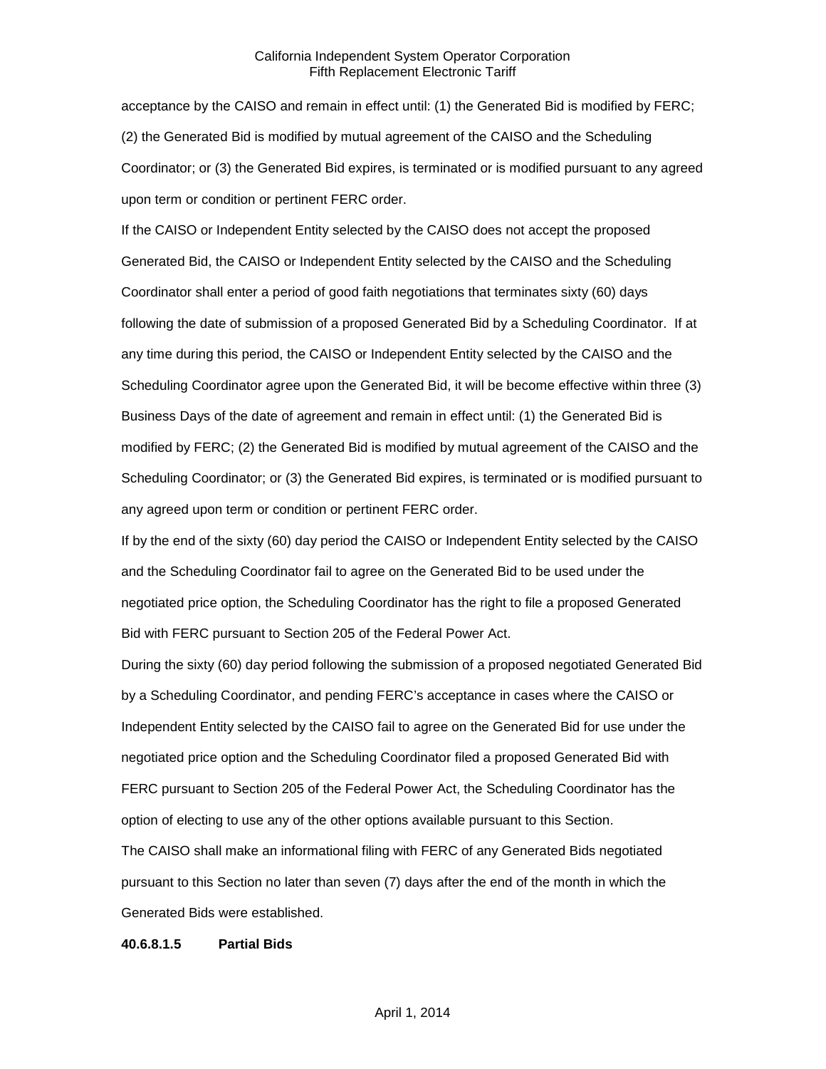acceptance by the CAISO and remain in effect until: (1) the Generated Bid is modified by FERC; (2) the Generated Bid is modified by mutual agreement of the CAISO and the Scheduling Coordinator; or (3) the Generated Bid expires, is terminated or is modified pursuant to any agreed upon term or condition or pertinent FERC order.

If the CAISO or Independent Entity selected by the CAISO does not accept the proposed Generated Bid, the CAISO or Independent Entity selected by the CAISO and the Scheduling Coordinator shall enter a period of good faith negotiations that terminates sixty (60) days following the date of submission of a proposed Generated Bid by a Scheduling Coordinator. If at any time during this period, the CAISO or Independent Entity selected by the CAISO and the Scheduling Coordinator agree upon the Generated Bid, it will be become effective within three (3) Business Days of the date of agreement and remain in effect until: (1) the Generated Bid is modified by FERC; (2) the Generated Bid is modified by mutual agreement of the CAISO and the Scheduling Coordinator; or (3) the Generated Bid expires, is terminated or is modified pursuant to any agreed upon term or condition or pertinent FERC order.

If by the end of the sixty (60) day period the CAISO or Independent Entity selected by the CAISO and the Scheduling Coordinator fail to agree on the Generated Bid to be used under the negotiated price option, the Scheduling Coordinator has the right to file a proposed Generated Bid with FERC pursuant to Section 205 of the Federal Power Act.

During the sixty (60) day period following the submission of a proposed negotiated Generated Bid by a Scheduling Coordinator, and pending FERC's acceptance in cases where the CAISO or Independent Entity selected by the CAISO fail to agree on the Generated Bid for use under the negotiated price option and the Scheduling Coordinator filed a proposed Generated Bid with FERC pursuant to Section 205 of the Federal Power Act, the Scheduling Coordinator has the option of electing to use any of the other options available pursuant to this Section.

The CAISO shall make an informational filing with FERC of any Generated Bids negotiated pursuant to this Section no later than seven (7) days after the end of the month in which the Generated Bids were established.

**40.6.8.1.5 Partial Bids**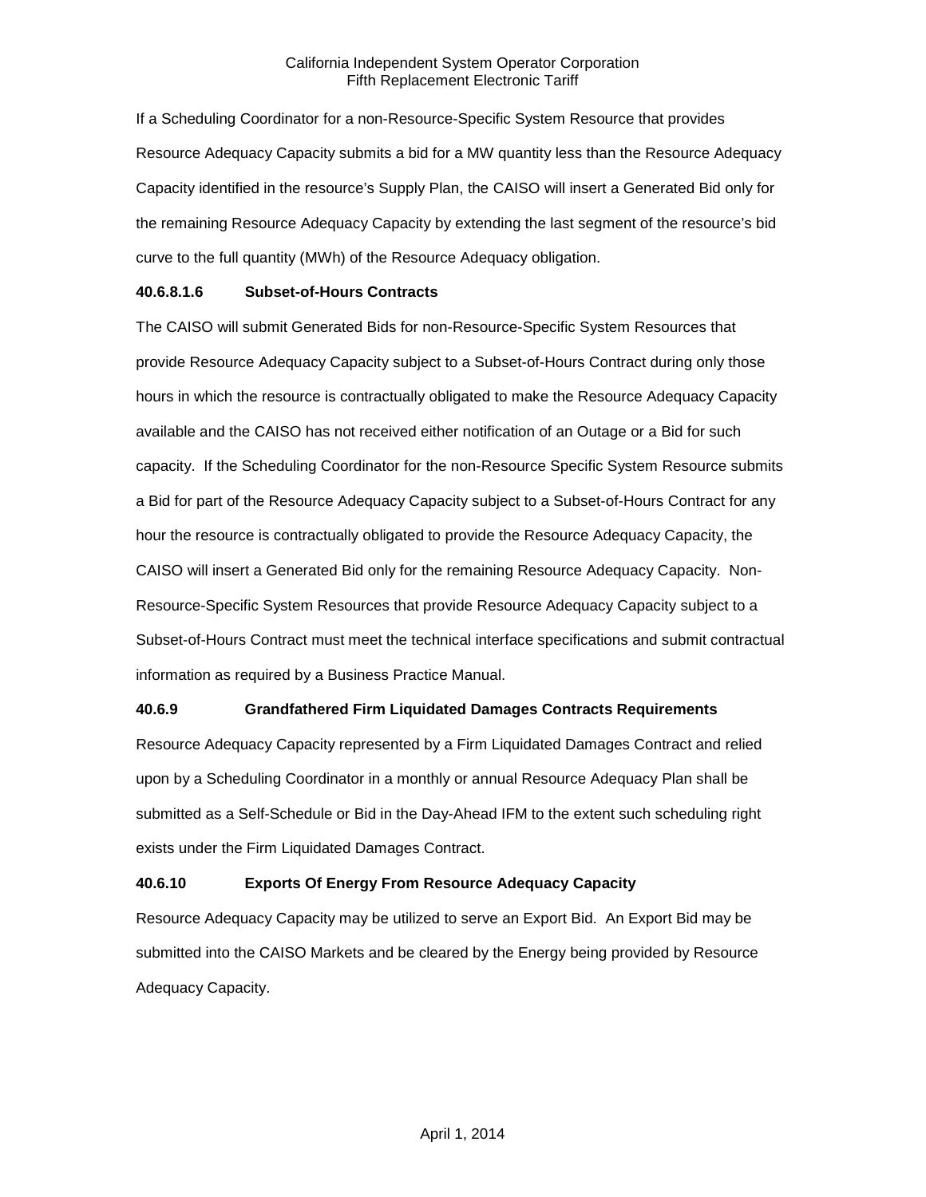If a Scheduling Coordinator for a non-Resource-Specific System Resource that provides Resource Adequacy Capacity submits a bid for a MW quantity less than the Resource Adequacy Capacity identified in the resource's Supply Plan, the CAISO will insert a Generated Bid only for the remaining Resource Adequacy Capacity by extending the last segment of the resource's bid curve to the full quantity (MWh) of the Resource Adequacy obligation.

**40.6.8.1.6 Subset-of-Hours Contracts**

The CAISO will submit Generated Bids for non-Resource-Specific System Resources that provide Resource Adequacy Capacity subject to a Subset-of-Hours Contract during only those hours in which the resource is contractually obligated to make the Resource Adequacy Capacity available and the CAISO has not received either notification of an Outage or a Bid for such capacity. If the Scheduling Coordinator for the non-Resource Specific System Resource submits a Bid for part of the Resource Adequacy Capacity subject to a Subset-of-Hours Contract for any hour the resource is contractually obligated to provide the Resource Adequacy Capacity, the CAISO will insert a Generated Bid only for the remaining Resource Adequacy Capacity. Non-Resource-Specific System Resources that provide Resource Adequacy Capacity subject to a Subset-of-Hours Contract must meet the technical interface specifications and submit contractual information as required by a Business Practice Manual.

**40.6.9 Grandfathered Firm Liquidated Damages Contracts Requirements**

Resource Adequacy Capacity represented by a Firm Liquidated Damages Contract and relied upon by a Scheduling Coordinator in a monthly or annual Resource Adequacy Plan shall be submitted as a Self-Schedule or Bid in the Day-Ahead IFM to the extent such scheduling right exists under the Firm Liquidated Damages Contract.

**40.6.10 Exports Of Energy From Resource Adequacy Capacity**

Resource Adequacy Capacity may be utilized to serve an Export Bid. An Export Bid may be submitted into the CAISO Markets and be cleared by the Energy being provided by Resource Adequacy Capacity.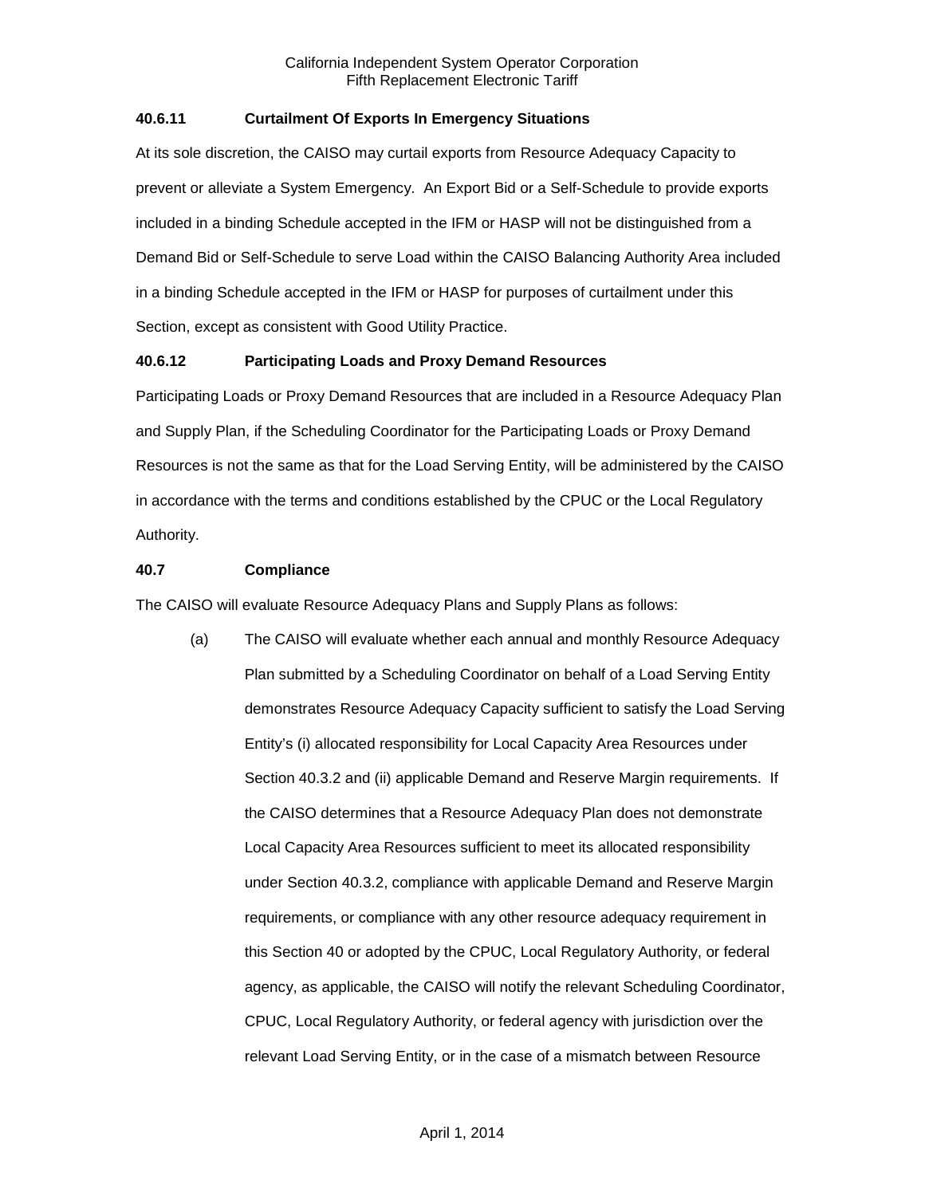### 40.6.11 Curtailment Of Exports In Emergency Situations

At its sole discretion, the CAISO may curtail exports from Resource Adequacy Capacity to prevent or alleviate a System Emergency. An Export Bid or a Self-Schedule to provide exports included in a binding Schedule accepted in the IFM or HASP will not be distinguished from a Demand Bid or Self-Schedule to serve Load within the CAISO Balancing Authority Area included in a binding Schedule accepted in the IFM or HASP for purposes of curtailment under this Section, except as consistent with Good Utility Practice.

### 40.6.12 Participating Loads and Proxy Demand Resources

Participating Loads or Proxy Demand Resources that are included in a Resource Adequacy Plan and Supply Plan, if the Scheduling Coordinator for the Participating Loads or Proxy Demand Resources is not the same as that for the Load Serving Entity, will be administered by the CAISO in accordance with the terms and conditions established by the CPUC or the Local Regulatory Authority.

## 40.7 Compliance

The CAISO will evaluate Resource Adequacy Plans and Supply Plans as follows:

(a) The CAISO will evaluate whether each annual and monthly Resource Adequacy Plan submitted by a Scheduling Coordinator on behalf of a Load Serving Entity demonstrates Resource Adequacy Capacity sufficient to satisfy the Load Serving Entity's (i) allocated responsibility for Local Capacity Area Resources under Section 40.3.2 and (ii) applicable Demand and Reserve Margin requirements. If the CAISO determines that a Resource Adequacy Plan does not demonstrate Local Capacity Area Resources sufficient to meet its allocated responsibility under Section 40.3.2, compliance with applicable Demand and Reserve Margin requirements, or compliance with any other resource adequacy requirement in this Section 40 or adopted by the CPUC, Local Regulatory Authority, or federal agency, as applicable, the CAISO will notify the relevant Scheduling Coordinator, CPUC, Local Regulatory Authority, or federal agency with jurisdiction over the relevant Load Serving Entity, or in the case of a mismatch between Resource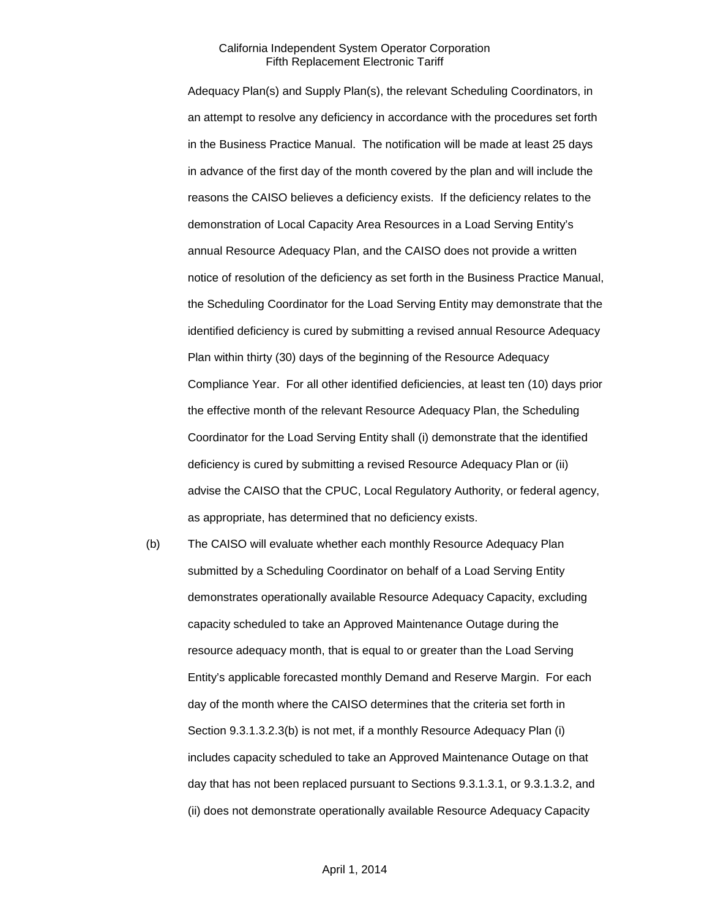Adequacy Plan(s) and Supply Plan(s), the relevant Scheduling Coordinators, in an attempt to resolve any deficiency in accordance with the procedures set forth in the Business Practice Manual. The notification will be made at least 25 days in advance of the first day of the month covered by the plan and will include the reasons the CAISO believes a deficiency exists. If the deficiency relates to the demonstration of Local Capacity Area Resources in a Load Serving Entity's annual Resource Adequacy Plan, and the CAISO does not provide a written notice of resolution of the deficiency as set forth in the Business Practice Manual, the Scheduling Coordinator for the Load Serving Entity may demonstrate that the identified deficiency is cured by submitting a revised annual Resource Adequacy Plan within thirty (30) days of the beginning of the Resource Adequacy Compliance Year. For all other identified deficiencies, at least ten (10) days prior the effective month of the relevant Resource Adequacy Plan, the Scheduling Coordinator for the Load Serving Entity shall (i) demonstrate that the identified deficiency is cured by submitting a revised Resource Adequacy Plan or (ii) advise the CAISO that the CPUC, Local Regulatory Authority, or federal agency, as appropriate, has determined that no deficiency exists.

(b) The CAISO will evaluate whether each monthly Resource Adequacy Plan submitted by a Scheduling Coordinator on behalf of a Load Serving Entity demonstrates operationally available Resource Adequacy Capacity, excluding capacity scheduled to take an Approved Maintenance Outage during the resource adequacy month, that is equal to or greater than the Load Serving Entity's applicable forecasted monthly Demand and Reserve Margin. For each day of the month where the CAISO determines that the criteria set forth in Section 9.3.1.3.2.3(b) is not met, if a monthly Resource Adequacy Plan (i) includes capacity scheduled to take an Approved Maintenance Outage on that day that has not been replaced pursuant to Sections 9.3.1.3.1, or 9.3.1.3.2, and (ii) does not demonstrate operationally available Resource Adequacy Capacity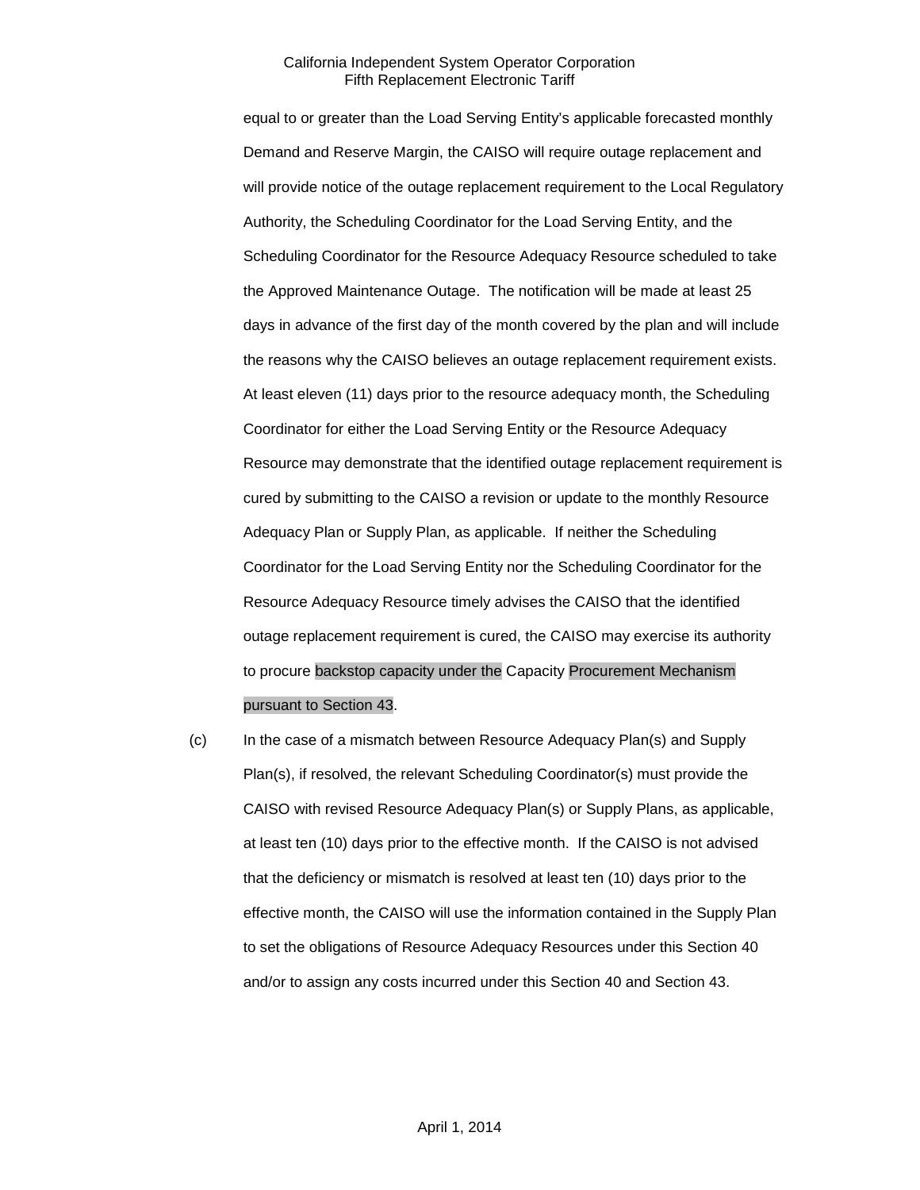equal to or greater than the Load Serving Entity's applicable forecasted monthly Demand and Reserve Margin, the CAISO will require outage replacement and will provide notice of the outage replacement requirement to the Local Regulatory Authority, the Scheduling Coordinator for the Load Serving Entity, and the Scheduling Coordinator for the Resource Adequacy Resource scheduled to take the Approved Maintenance Outage. The notification will be made at least 25 days in advance of the first day of the month covered by the plan and will include the reasons why the CAISO believes an outage replacement requirement exists. At least eleven (11) days prior to the resource adequacy month, the Scheduling Coordinator for either the Load Serving Entity or the Resource Adequacy Resource may demonstrate that the identified outage replacement requirement is cured by submitting to the CAISO a revision or update to the monthly Resource Adequacy Plan or Supply Plan, as applicable. If neither the Scheduling Coordinator for the Load Serving Entity nor the Scheduling Coordinator for the Resource Adequacy Resource timely advises the CAISO that the identified outage replacement requirement is cured, the CAISO may exercise its authority to procure backstop capacity under the Capacity Procurement Mechanism pursuant to Section 43.

(c) In the case of a mismatch between Resource Adequacy Plan(s) and Supply Plan(s), if resolved, the relevant Scheduling Coordinator(s) must provide the CAISO with revised Resource Adequacy Plan(s) or Supply Plans, as applicable, at least ten (10) days prior to the effective month. If the CAISO is not advised that the deficiency or mismatch is resolved at least ten (10) days prior to the effective month, the CAISO will use the information contained in the Supply Plan to set the obligations of Resource Adequacy Resources under this Section 40 and/or to assign any costs incurred under this Section 40 and Section 43.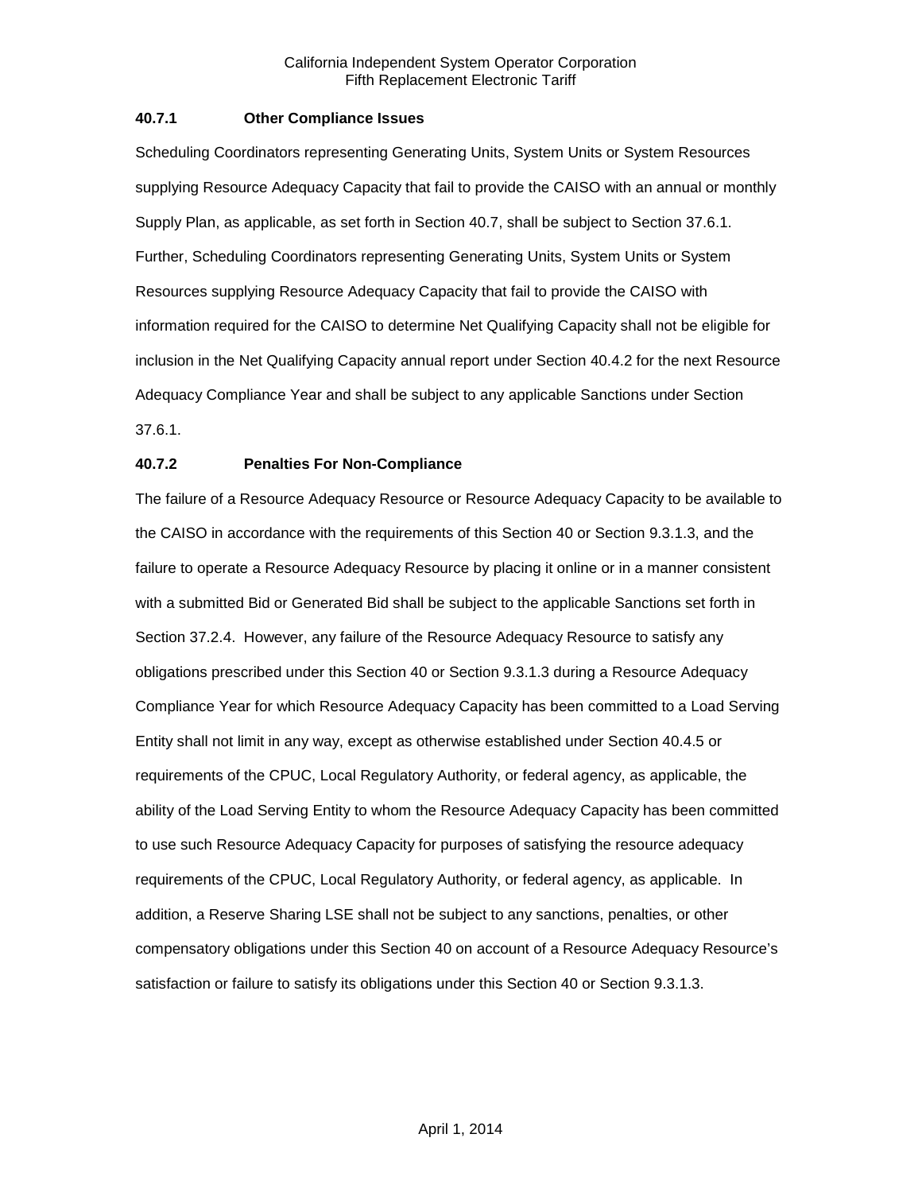### 40.7.1 Other Compliance Issues

Scheduling Coordinators representing Generating Units, System Units or System Resources supplying Resource Adequacy Capacity that fail to provide the CAISO with an annual or monthly Supply Plan, as applicable, as set forth in Section 40.7, shall be subject to Section 37.6.1. Further, Scheduling Coordinators representing Generating Units, System Units or System Resources supplying Resource Adequacy Capacity that fail to provide the CAISO with information required for the CAISO to determine Net Qualifying Capacity shall not be eligible for inclusion in the Net Qualifying Capacity annual report under Section 40.4.2 for the next Resource Adequacy Compliance Year and shall be subject to any applicable Sanctions under Section 37.6.1.

### 40.7.2 Penalties For Non-Compliance

The failure of a Resource Adequacy Resource or Resource Adequacy Capacity to be available to the CAISO in accordance with the requirements of this Section 40 or Section 9.3.1.3, and the failure to operate a Resource Adequacy Resource by placing it online or in a manner consistent with a submitted Bid or Generated Bid shall be subject to the applicable Sanctions set forth in Section 37.2.4. However, any failure of the Resource Adequacy Resource to satisfy any obligations prescribed under this Section 40 or Section 9.3.1.3 during a Resource Adequacy Compliance Year for which Resource Adequacy Capacity has been committed to a Load Serving Entity shall not limit in any way, except as otherwise established under Section 40.4.5 or requirements of the CPUC, Local Regulatory Authority, or federal agency, as applicable, the ability of the Load Serving Entity to whom the Resource Adequacy Capacity has been committed to use such Resource Adequacy Capacity for purposes of satisfying the resource adequacy requirements of the CPUC, Local Regulatory Authority, or federal agency, as applicable. In addition, a Reserve Sharing LSE shall not be subject to any sanctions, penalties, or other compensatory obligations under this Section 40 on account of a Resource Adequacy Resource's satisfaction or failure to satisfy its obligations under this Section 40 or Section 9.3.1.3.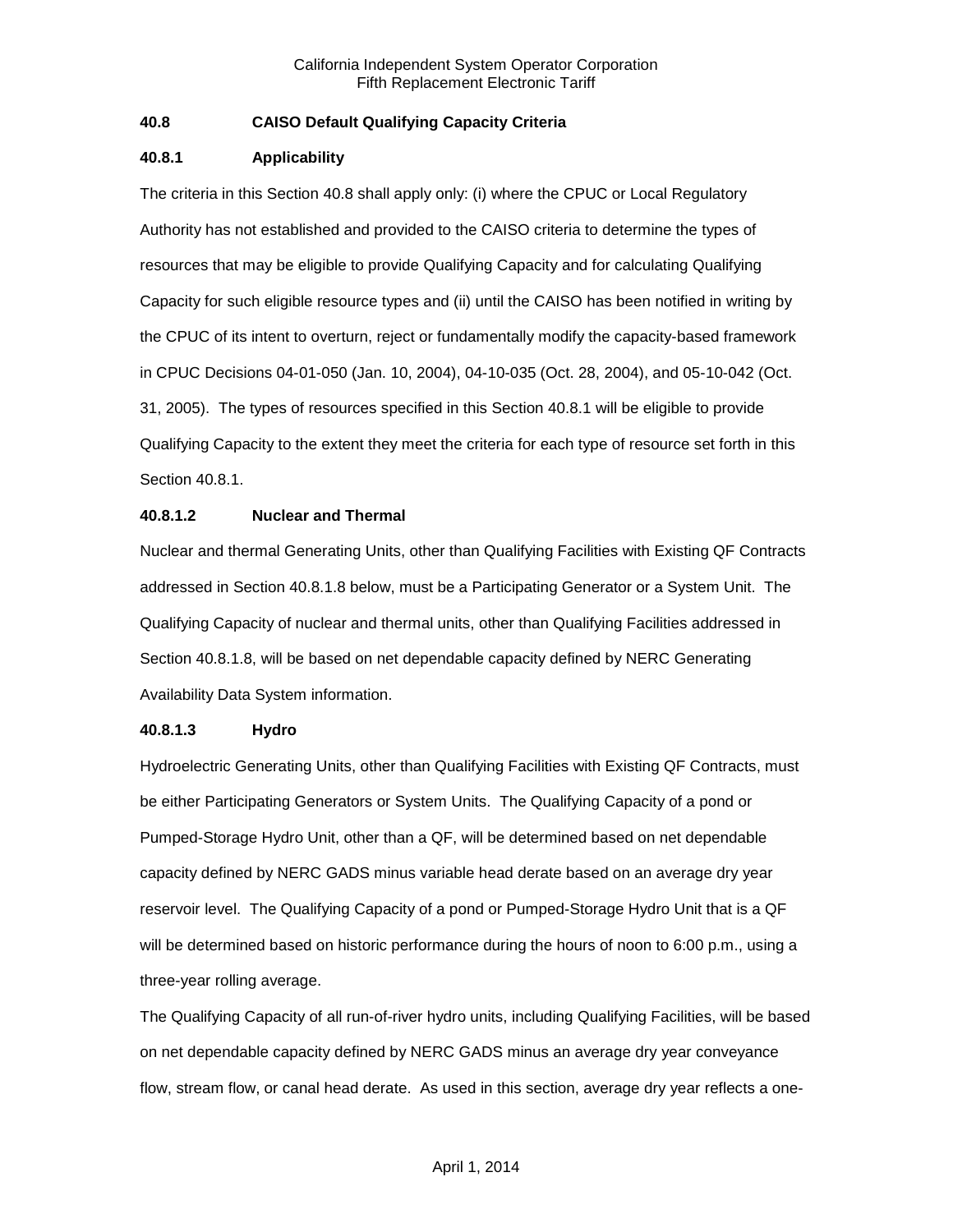### 40.8 CAISO Default Qualifying Capacity Criteria

#### 40.8.1 Applicability

The criteria in this Section 40.8 shall apply only: (i) where the CPUC or Local Regulatory Authority has not established and provided to the CAISO criteria to determine the types of resources that may be eligible to provide Qualifying Capacity and for calculating Qualifying Capacity for such eligible resource types and (ii) until the CAISO has been notified in writing by the CPUC of its intent to overturn, reject or fundamentally modify the capacity-based framework in CPUC Decisions 04-01-050 (Jan. 10, 2004), 04-10-035 (Oct. 28, 2004), and 05-10-042 (Oct. 31, 2005). The types of resources specified in this Section 40.8.1 will be eligible to provide Qualifying Capacity to the extent they meet the criteria for each type of resource set forth in this Section 40.8.1.

#### 40.8.1.2 Nuclear and Thermal

Nuclear and thermal Generating Units, other than Qualifying Facilities with Existing QF Contracts addressed in Section 40.8.1.8 below, must be a Participating Generator or a System Unit. The Qualifying Capacity of nuclear and thermal units, other than Qualifying Facilities addressed in Section 40.8.1.8, will be based on net dependable capacity defined by NERC Generating Availability Data System information.

#### 40.8.1.3 Hydro

Hydroelectric Generating Units, other than Qualifying Facilities with Existing QF Contracts, must be either Participating Generators or System Units. The Qualifying Capacity of a pond or Pumped-Storage Hydro Unit, other than a QF, will be determined based on net dependable capacity defined by NERC GADS minus variable head derate based on an average dry year reservoir level. The Qualifying Capacity of a pond or Pumped-Storage Hydro Unit that is a QF will be determined based on historic performance during the hours of noon to 6:00 p.m., using a three-year rolling average.

The Qualifying Capacity of all run-of-river hydro units, including Qualifying Facilities, will be based on net dependable capacity defined by NERC GADS minus an average dry year conveyance flow, stream flow, or canal head derate. As used in this section, average dry year reflects a one-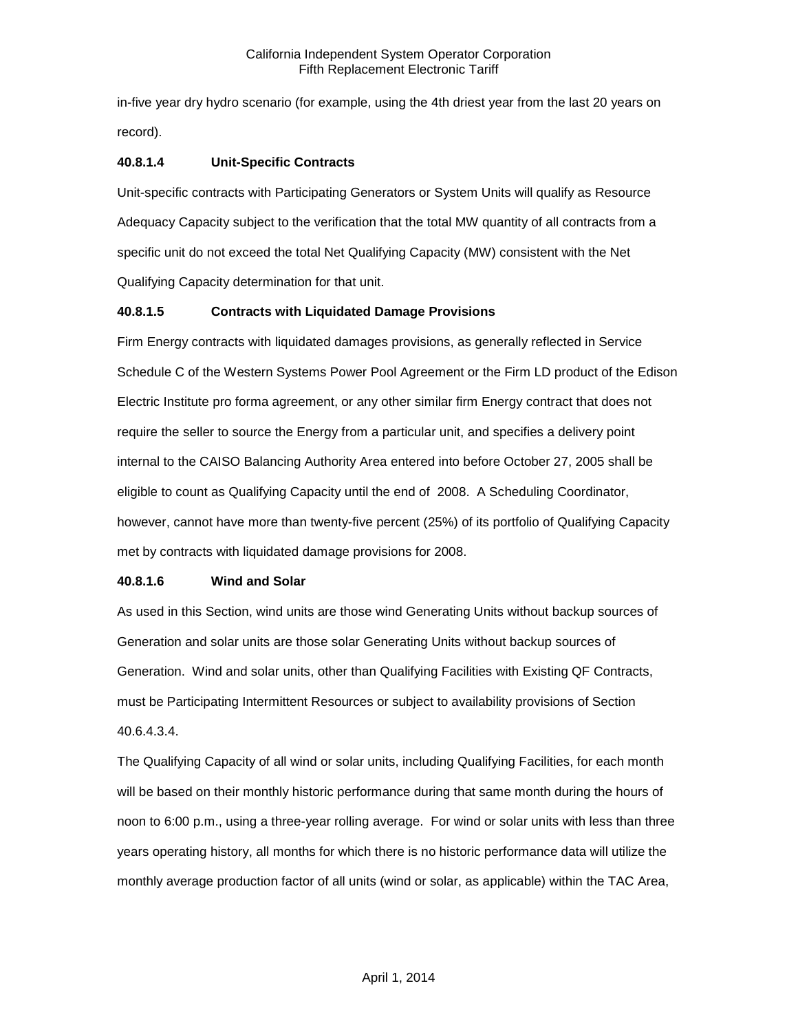in-five year dry hydro scenario (for example, using the 4th driest year from the last 20 years on record).

### 40.8.1.4 Unit-Specific Contracts

Unit-specific contracts with Participating Generators or System Units will qualify as Resource Adequacy Capacity subject to the verification that the total MW quantity of all contracts from a specific unit do not exceed the total Net Qualifying Capacity (MW) consistent with the Net Qualifying Capacity determination for that unit.

### 40.8.1.5 Contracts with Liquidated Damage Provisions

Firm Energy contracts with liquidated damages provisions, as generally reflected in Service Schedule C of the Western Systems Power Pool Agreement or the Firm LD product of the Edison Electric Institute pro forma agreement, or any other similar firm Energy contract that does not require the seller to source the Energy from a particular unit, and specifies a delivery point internal to the CAISO Balancing Authority Area entered into before October 27, 2005 shall be eligible to count as Qualifying Capacity until the end of 2008. A Scheduling Coordinator, however, cannot have more than twenty-five percent (25%) of its portfolio of Qualifying Capacity met by contracts with liquidated damage provisions for 2008.

### 40.8.1.6 Wind and Solar

As used in this Section, wind units are those wind Generating Units without backup sources of Generation and solar units are those solar Generating Units without backup sources of Generation. Wind and solar units, other than Qualifying Facilities with Existing QF Contracts, must be Participating Intermittent Resources or subject to availability provisions of Section 40.6.4.3.4.

The Qualifying Capacity of all wind or solar units, including Qualifying Facilities, for each month will be based on their monthly historic performance during that same month during the hours of noon to 6:00 p.m., using a three-year rolling average. For wind or solar units with less than three years operating history, all months for which there is no historic performance data will utilize the monthly average production factor of all units (wind or solar, as applicable) within the TAC Area,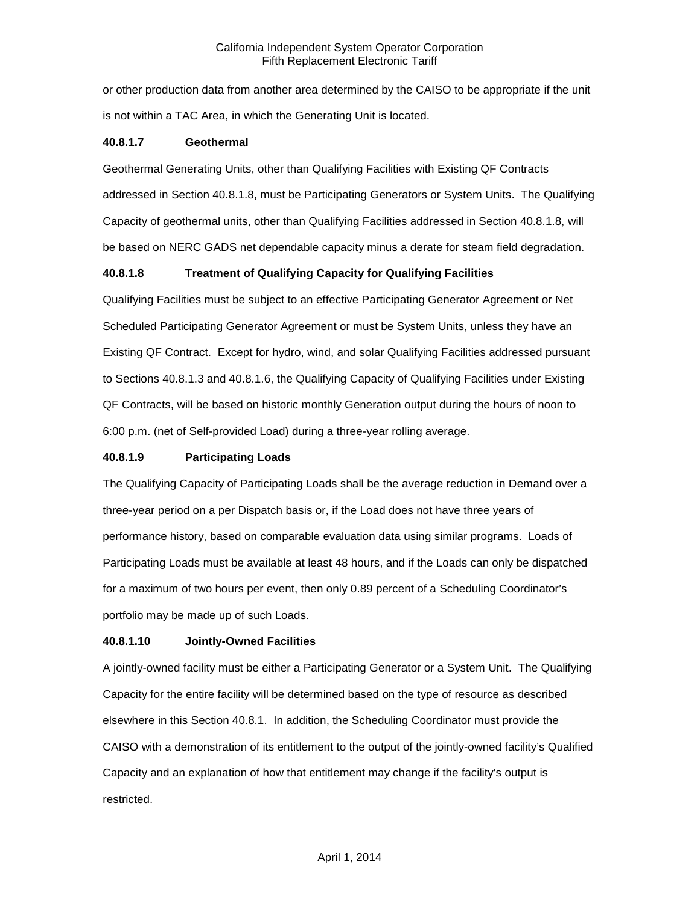or other production data from another area determined by the CAISO to be appropriate if the unit is not within a TAC Area, in which the Generating Unit is located.

**40.8.1.7 Geothermal**

Geothermal Generating Units, other than Qualifying Facilities with Existing QF Contracts addressed in Section 40.8.1.8, must be Participating Generators or System Units. The Qualifying Capacity of geothermal units, other than Qualifying Facilities addressed in Section 40.8.1.8, will be based on NERC GADS net dependable capacity minus a derate for steam field degradation.

**40.8.1.8 Treatment of Qualifying Capacity for Qualifying Facilities**

Qualifying Facilities must be subject to an effective Participating Generator Agreement or Net Scheduled Participating Generator Agreement or must be System Units, unless they have an Existing QF Contract. Except for hydro, wind, and solar Qualifying Facilities addressed pursuant to Sections 40.8.1.3 and 40.8.1.6, the Qualifying Capacity of Qualifying Facilities under Existing QF Contracts, will be based on historic monthly Generation output during the hours of noon to 6:00 p.m. (net of Self-provided Load) during a three-year rolling average.

**40.8.1.9 Participating Loads**

The Qualifying Capacity of Participating Loads shall be the average reduction in Demand over a three-year period on a per Dispatch basis or, if the Load does not have three years of performance history, based on comparable evaluation data using similar programs. Loads of Participating Loads must be available at least 48 hours, and if the Loads can only be dispatched for a maximum of two hours per event, then only 0.89 percent of a Scheduling Coordinator's portfolio may be made up of such Loads.

**40.8.1.10 Jointly-Owned Facilities**

A jointly-owned facility must be either a Participating Generator or a System Unit. The Qualifying Capacity for the entire facility will be determined based on the type of resource as described elsewhere in this Section 40.8.1. In addition, the Scheduling Coordinator must provide the CAISO with a demonstration of its entitlement to the output of the jointly-owned facility's Qualified Capacity and an explanation of how that entitlement may change if the facility's output is restricted.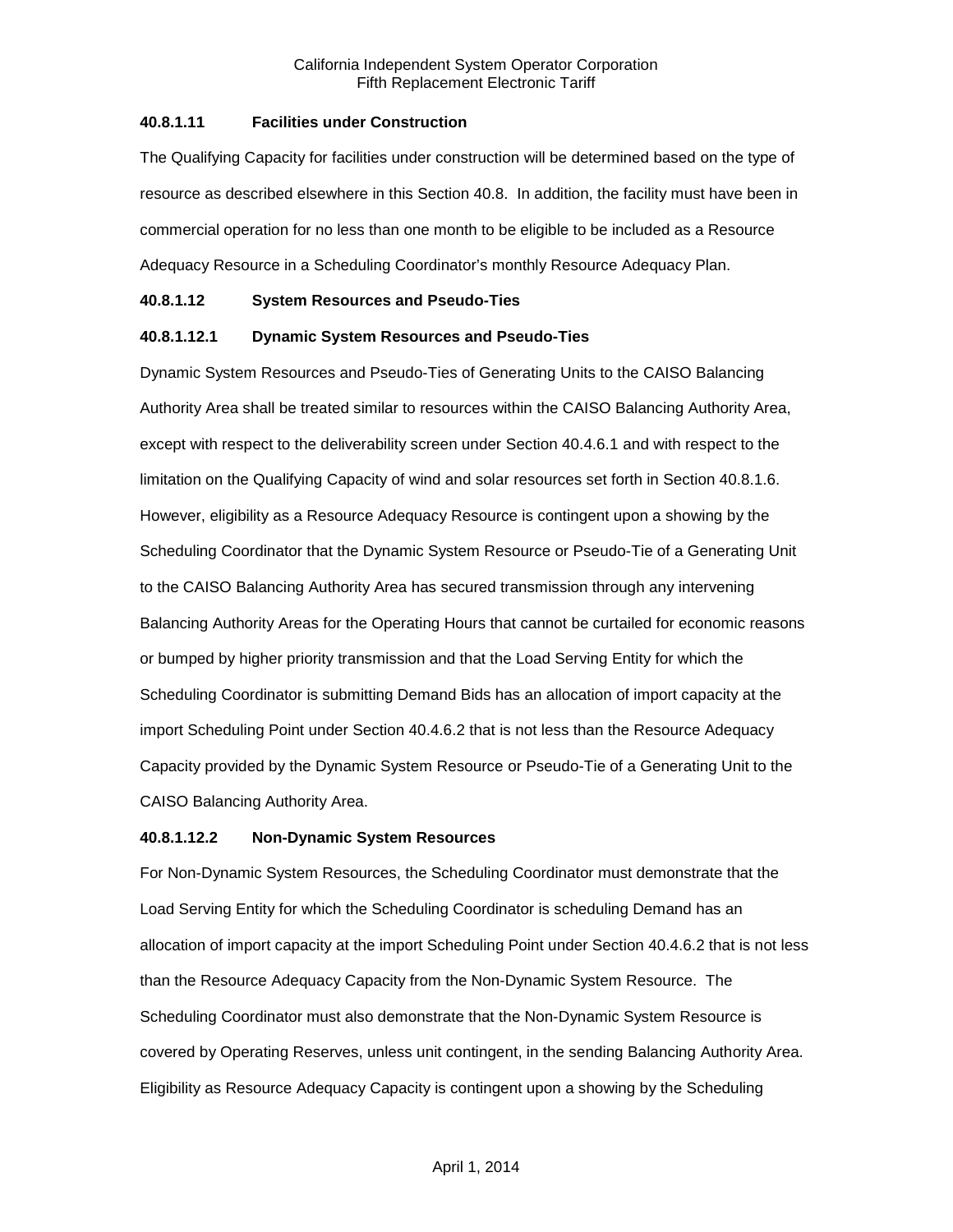#### 40.8.1.11 Facilities under Construction

The Qualifying Capacity for facilities under construction will be determined based on the type of resource as described elsewhere in this Section 40.8. In addition, the facility must have been in commercial operation for no less than one month to be eligible to be included as a Resource Adequacy Resource in a Scheduling Coordinator's monthly Resource Adequacy Plan.

#### 40.8.1.12 System Resources and Pseudo-Ties

##### 40.8.1.12.1 Dynamic System Resources and Pseudo-Ties

Dynamic System Resources and Pseudo-Ties of Generating Units to the CAISO Balancing Authority Area shall be treated similar to resources within the CAISO Balancing Authority Area, except with respect to the deliverability screen under Section 40.4.6.1 and with respect to the limitation on the Qualifying Capacity of wind and solar resources set forth in Section 40.8.1.6. However, eligibility as a Resource Adequacy Resource is contingent upon a showing by the Scheduling Coordinator that the Dynamic System Resource or Pseudo-Tie of a Generating Unit to the CAISO Balancing Authority Area has secured transmission through any intervening Balancing Authority Areas for the Operating Hours that cannot be curtailed for economic reasons or bumped by higher priority transmission and that the Load Serving Entity for which the Scheduling Coordinator is submitting Demand Bids has an allocation of import capacity at the import Scheduling Point under Section 40.4.6.2 that is not less than the Resource Adequacy Capacity provided by the Dynamic System Resource or Pseudo-Tie of a Generating Unit to the CAISO Balancing Authority Area.

##### 40.8.1.12.2 Non-Dynamic System Resources

For Non-Dynamic System Resources, the Scheduling Coordinator must demonstrate that the Load Serving Entity for which the Scheduling Coordinator is scheduling Demand has an allocation of import capacity at the import Scheduling Point under Section 40.4.6.2 that is not less than the Resource Adequacy Capacity from the Non-Dynamic System Resource. The Scheduling Coordinator must also demonstrate that the Non-Dynamic System Resource is covered by Operating Reserves, unless unit contingent, in the sending Balancing Authority Area. Eligibility as Resource Adequacy Capacity is contingent upon a showing by the Scheduling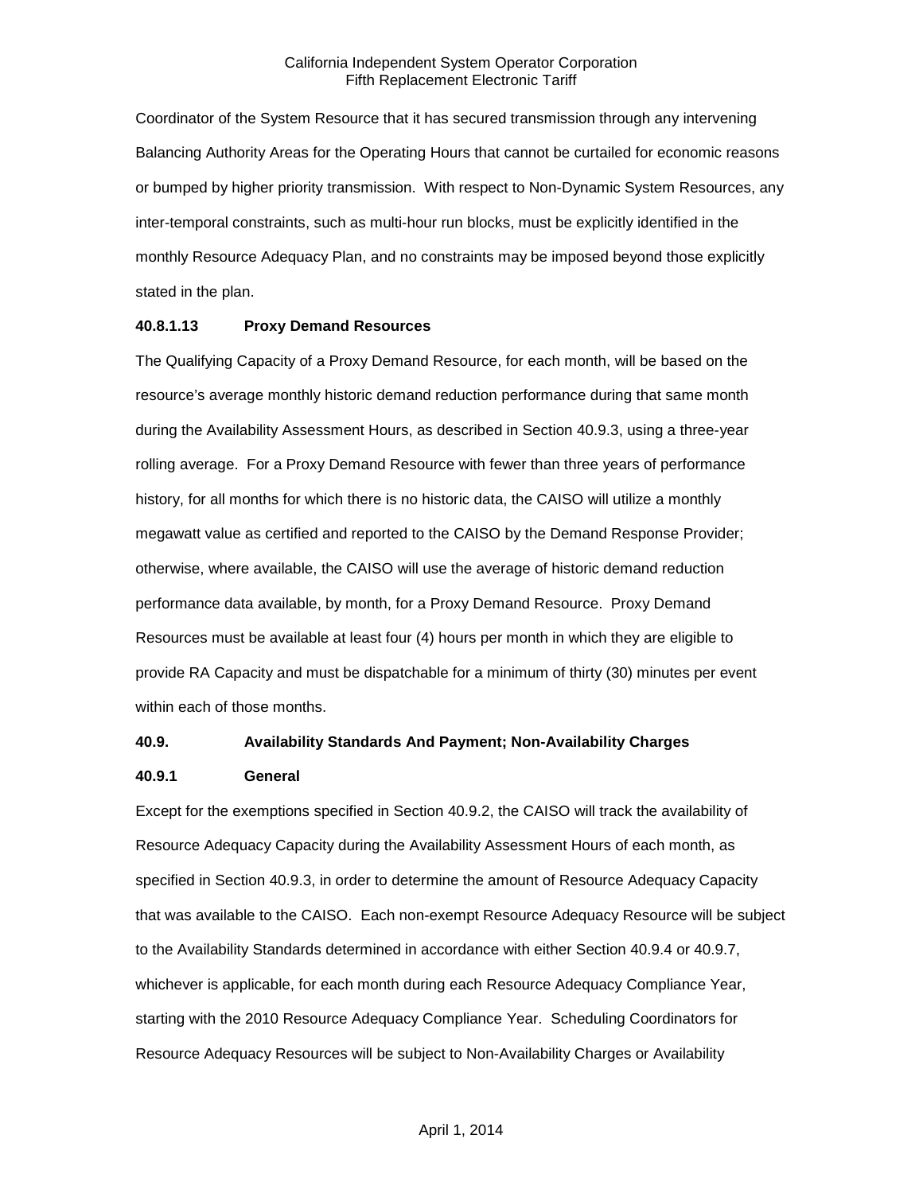Coordinator of the System Resource that it has secured transmission through any intervening Balancing Authority Areas for the Operating Hours that cannot be curtailed for economic reasons or bumped by higher priority transmission. With respect to Non-Dynamic System Resources, any inter-temporal constraints, such as multi-hour run blocks, must be explicitly identified in the monthly Resource Adequacy Plan, and no constraints may be imposed beyond those explicitly stated in the plan.

**40.8.1.13 Proxy Demand Resources**

The Qualifying Capacity of a Proxy Demand Resource, for each month, will be based on the resource's average monthly historic demand reduction performance during that same month during the Availability Assessment Hours, as described in Section 40.9.3, using a three-year rolling average. For a Proxy Demand Resource with fewer than three years of performance history, for all months for which there is no historic data, the CAISO will utilize a monthly megawatt value as certified and reported to the CAISO by the Demand Response Provider; otherwise, where available, the CAISO will use the average of historic demand reduction performance data available, by month, for a Proxy Demand Resource. Proxy Demand Resources must be available at least four (4) hours per month in which they are eligible to provide RA Capacity and must be dispatchable for a minimum of thirty (30) minutes per event within each of those months.

**40.9. Availability Standards And Payment; Non-Availability Charges**

**40.9.1 General**

Except for the exemptions specified in Section 40.9.2, the CAISO will track the availability of Resource Adequacy Capacity during the Availability Assessment Hours of each month, as specified in Section 40.9.3, in order to determine the amount of Resource Adequacy Capacity that was available to the CAISO. Each non-exempt Resource Adequacy Resource will be subject to the Availability Standards determined in accordance with either Section 40.9.4 or 40.9.7, whichever is applicable, for each month during each Resource Adequacy Compliance Year, starting with the 2010 Resource Adequacy Compliance Year. Scheduling Coordinators for Resource Adequacy Resources will be subject to Non-Availability Charges or Availability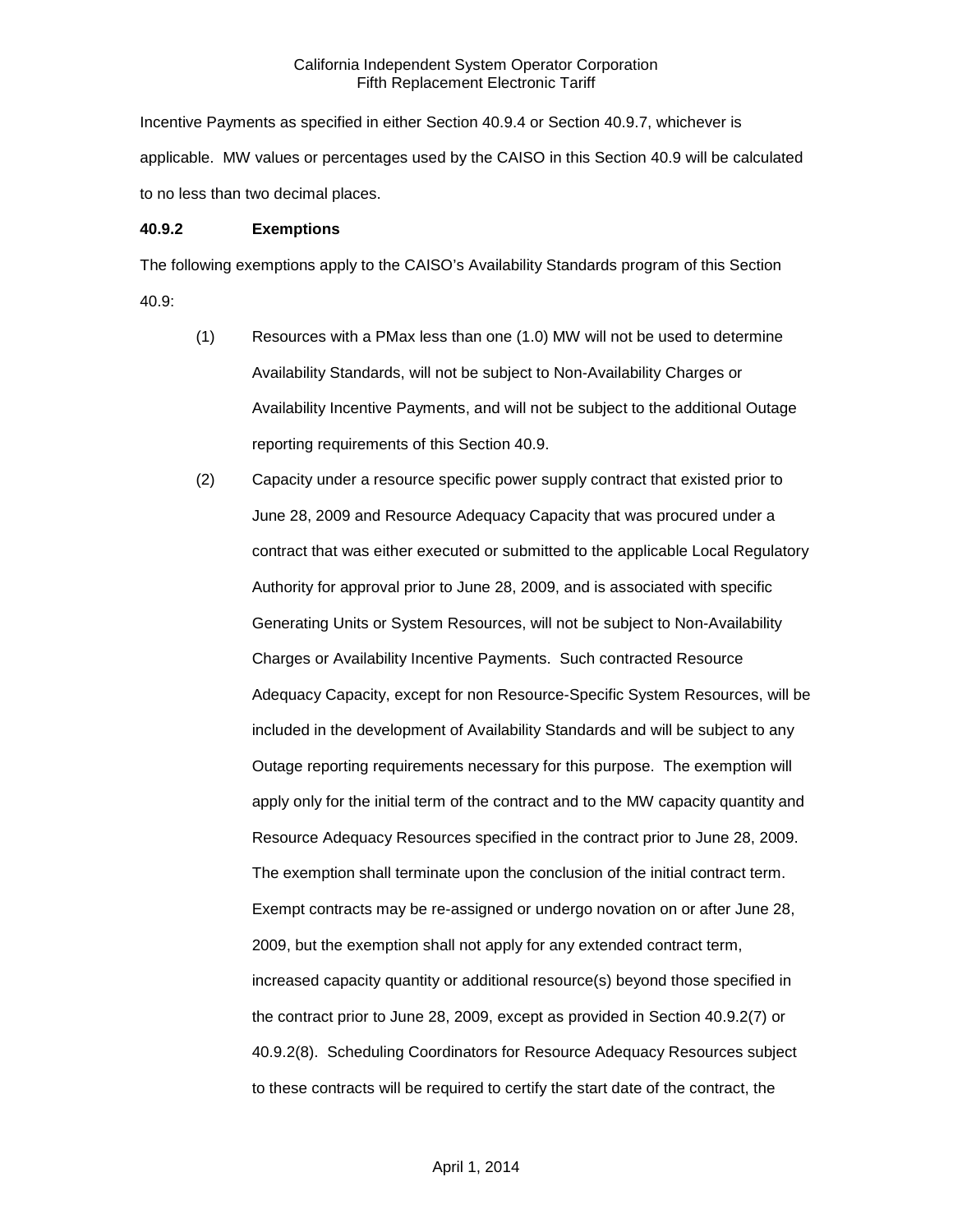Incentive Payments as specified in either Section 40.9.4 or Section 40.9.7, whichever is applicable. MW values or percentages used by the CAISO in this Section 40.9 will be calculated to no less than two decimal places.

**40.9.2 Exemptions**

The following exemptions apply to the CAISO's Availability Standards program of this Section 40.9:

(1) Resources with a PMax less than one (1.0) MW will not be used to determine Availability Standards, will not be subject to Non-Availability Charges or Availability Incentive Payments, and will not be subject to the additional Outage reporting requirements of this Section 40.9.

(2) Capacity under a resource specific power supply contract that existed prior to June 28, 2009 and Resource Adequacy Capacity that was procured under a contract that was either executed or submitted to the applicable Local Regulatory Authority for approval prior to June 28, 2009, and is associated with specific Generating Units or System Resources, will not be subject to Non-Availability Charges or Availability Incentive Payments. Such contracted Resource Adequacy Capacity, except for non Resource-Specific System Resources, will be included in the development of Availability Standards and will be subject to any Outage reporting requirements necessary for this purpose. The exemption will apply only for the initial term of the contract and to the MW capacity quantity and Resource Adequacy Resources specified in the contract prior to June 28, 2009. The exemption shall terminate upon the conclusion of the initial contract term. Exempt contracts may be re-assigned or undergo novation on or after June 28, 2009, but the exemption shall not apply for any extended contract term, increased capacity quantity or additional resource(s) beyond those specified in the contract prior to June 28, 2009, except as provided in Section 40.9.2(7) or 40.9.2(8). Scheduling Coordinators for Resource Adequacy Resources subject to these contracts will be required to certify the start date of the contract, the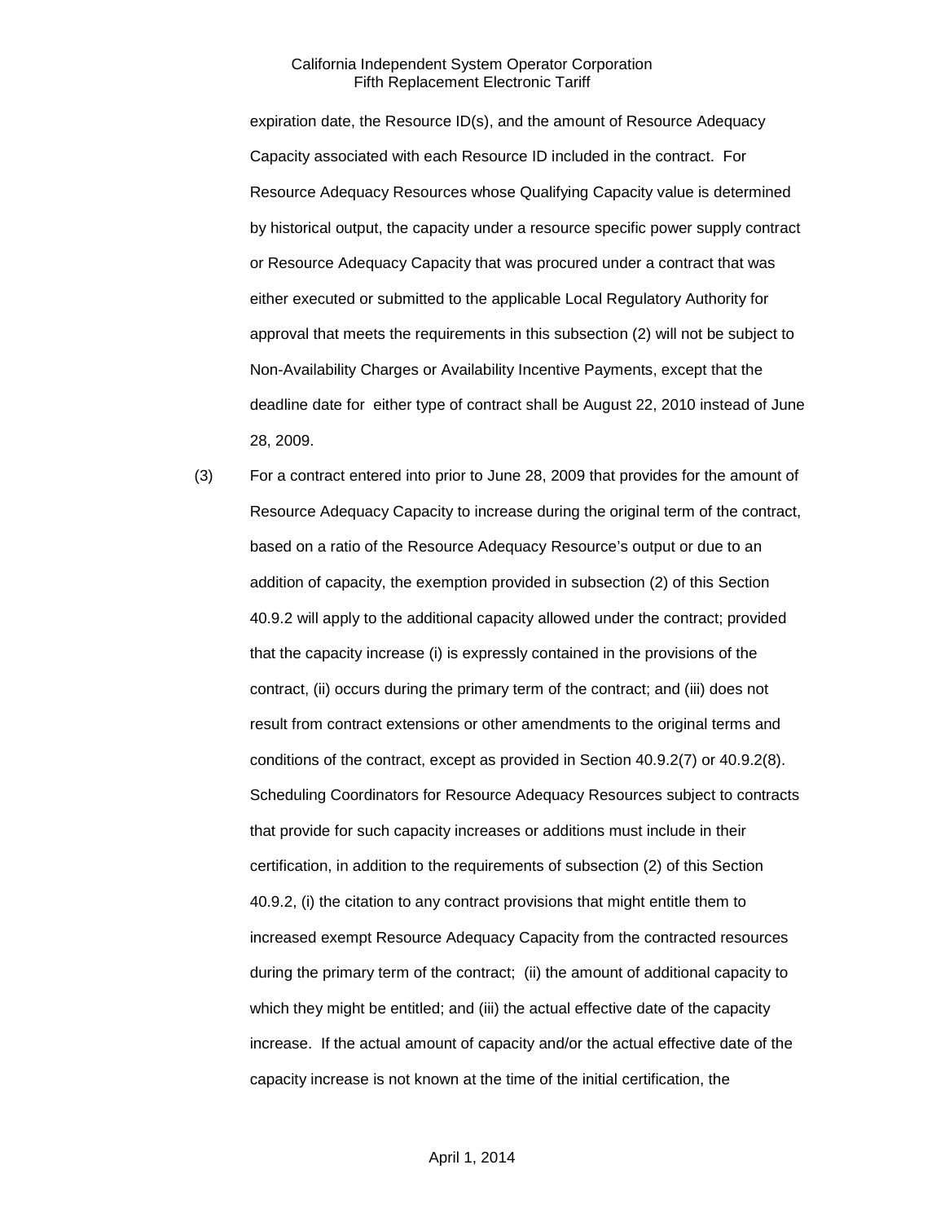expiration date, the Resource ID(s), and the amount of Resource Adequacy Capacity associated with each Resource ID included in the contract. For Resource Adequacy Resources whose Qualifying Capacity value is determined by historical output, the capacity under a resource specific power supply contract or Resource Adequacy Capacity that was procured under a contract that was either executed or submitted to the applicable Local Regulatory Authority for approval that meets the requirements in this subsection (2) will not be subject to Non-Availability Charges or Availability Incentive Payments, except that the deadline date for either type of contract shall be August 22, 2010 instead of June 28, 2009.

(3) For a contract entered into prior to June 28, 2009 that provides for the amount of Resource Adequacy Capacity to increase during the original term of the contract, based on a ratio of the Resource Adequacy Resource's output or due to an addition of capacity, the exemption provided in subsection (2) of this Section 40.9.2 will apply to the additional capacity allowed under the contract; provided that the capacity increase (i) is expressly contained in the provisions of the contract, (ii) occurs during the primary term of the contract; and (iii) does not result from contract extensions or other amendments to the original terms and conditions of the contract, except as provided in Section 40.9.2(7) or 40.9.2(8). Scheduling Coordinators for Resource Adequacy Resources subject to contracts that provide for such capacity increases or additions must include in their certification, in addition to the requirements of subsection (2) of this Section 40.9.2, (i) the citation to any contract provisions that might entitle them to increased exempt Resource Adequacy Capacity from the contracted resources during the primary term of the contract; (ii) the amount of additional capacity to which they might be entitled; and (iii) the actual effective date of the capacity increase. If the actual amount of capacity and/or the actual effective date of the capacity increase is not known at the time of the initial certification, the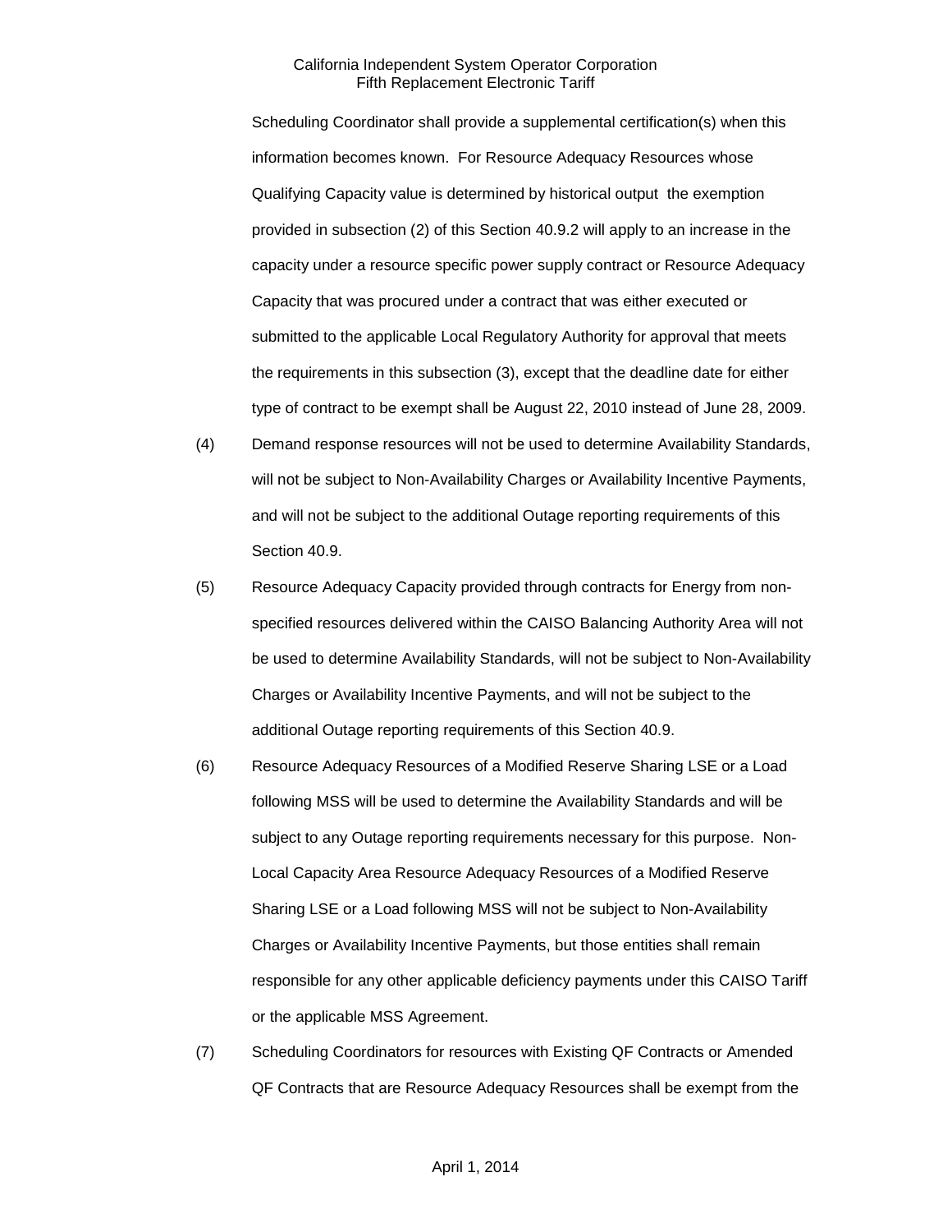Scheduling Coordinator shall provide a supplemental certification(s) when this information becomes known. For Resource Adequacy Resources whose Qualifying Capacity value is determined by historical output the exemption provided in subsection (2) of this Section 40.9.2 will apply to an increase in the capacity under a resource specific power supply contract or Resource Adequacy Capacity that was procured under a contract that was either executed or submitted to the applicable Local Regulatory Authority for approval that meets the requirements in this subsection (3), except that the deadline date for either type of contract to be exempt shall be August 22, 2010 instead of June 28, 2009.

(4) Demand response resources will not be used to determine Availability Standards, will not be subject to Non-Availability Charges or Availability Incentive Payments, and will not be subject to the additional Outage reporting requirements of this Section 40.9.

(5) Resource Adequacy Capacity provided through contracts for Energy from non-specified resources delivered within the CAISO Balancing Authority Area will not be used to determine Availability Standards, will not be subject to Non-Availability Charges or Availability Incentive Payments, and will not be subject to the additional Outage reporting requirements of this Section 40.9.

(6) Resource Adequacy Resources of a Modified Reserve Sharing LSE or a Load following MSS will be used to determine the Availability Standards and will be subject to any Outage reporting requirements necessary for this purpose. Non-Local Capacity Area Resource Adequacy Resources of a Modified Reserve Sharing LSE or a Load following MSS will not be subject to Non-Availability Charges or Availability Incentive Payments, but those entities shall remain responsible for any other applicable deficiency payments under this CAISO Tariff or the applicable MSS Agreement.

(7) Scheduling Coordinators for resources with Existing QF Contracts or Amended QF Contracts that are Resource Adequacy Resources shall be exempt from the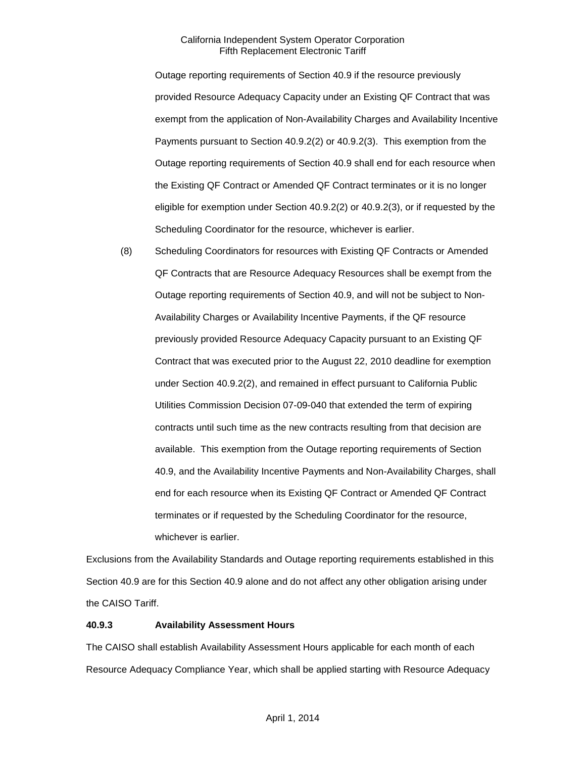Outage reporting requirements of Section 40.9 if the resource previously provided Resource Adequacy Capacity under an Existing QF Contract that was exempt from the application of Non-Availability Charges and Availability Incentive Payments pursuant to Section 40.9.2(2) or 40.9.2(3). This exemption from the Outage reporting requirements of Section 40.9 shall end for each resource when the Existing QF Contract or Amended QF Contract terminates or it is no longer eligible for exemption under Section 40.9.2(2) or 40.9.2(3), or if requested by the Scheduling Coordinator for the resource, whichever is earlier.

(8) Scheduling Coordinators for resources with Existing QF Contracts or Amended QF Contracts that are Resource Adequacy Resources shall be exempt from the Outage reporting requirements of Section 40.9, and will not be subject to Non-Availability Charges or Availability Incentive Payments, if the QF resource previously provided Resource Adequacy Capacity pursuant to an Existing QF Contract that was executed prior to the August 22, 2010 deadline for exemption under Section 40.9.2(2), and remained in effect pursuant to California Public Utilities Commission Decision 07-09-040 that extended the term of expiring contracts until such time as the new contracts resulting from that decision are available. This exemption from the Outage reporting requirements of Section 40.9, and the Availability Incentive Payments and Non-Availability Charges, shall end for each resource when its Existing QF Contract or Amended QF Contract terminates or if requested by the Scheduling Coordinator for the resource, whichever is earlier.

Exclusions from the Availability Standards and Outage reporting requirements established in this Section 40.9 are for this Section 40.9 alone and do not affect any other obligation arising under the CAISO Tariff.

**40.9.3 Availability Assessment Hours**

The CAISO shall establish Availability Assessment Hours applicable for each month of each Resource Adequacy Compliance Year, which shall be applied starting with Resource Adequacy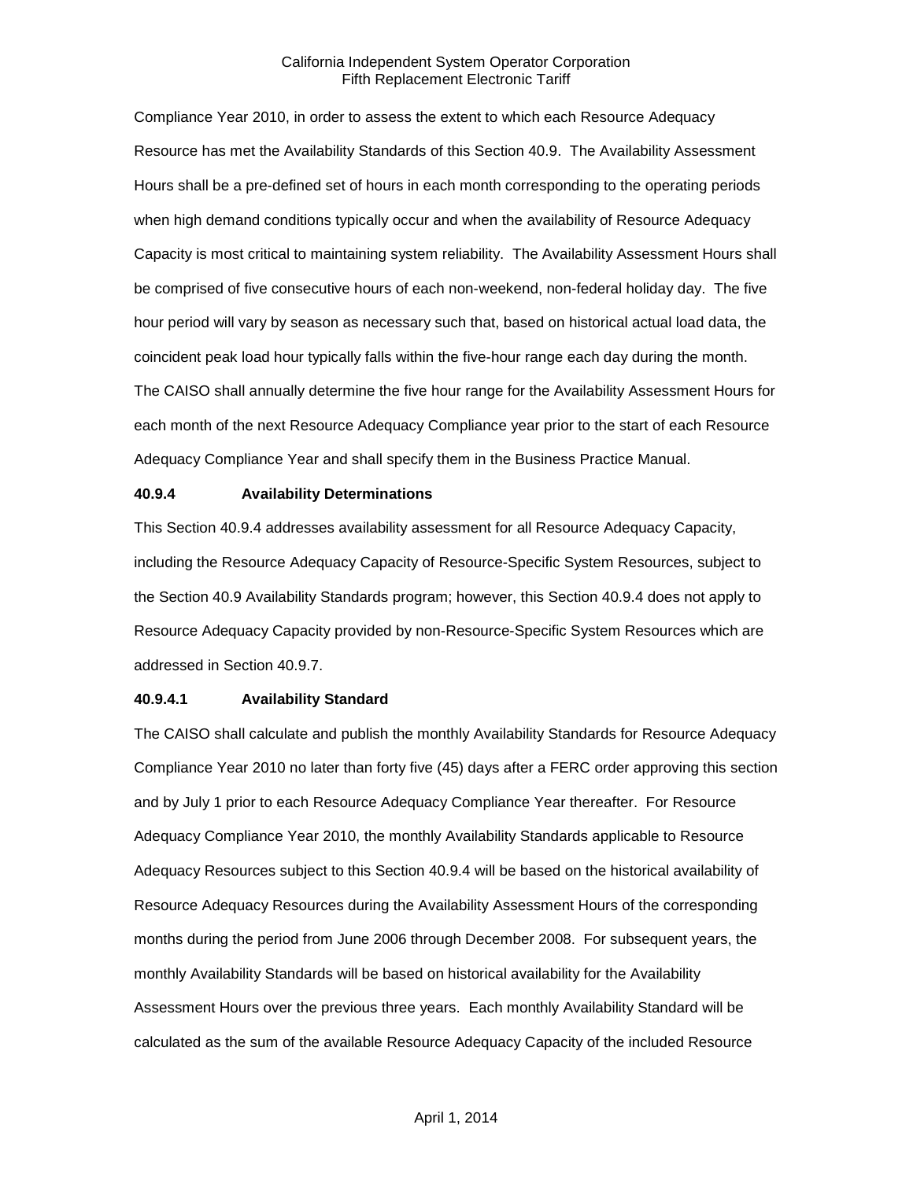Compliance Year 2010, in order to assess the extent to which each Resource Adequacy Resource has met the Availability Standards of this Section 40.9. The Availability Assessment Hours shall be a pre-defined set of hours in each month corresponding to the operating periods when high demand conditions typically occur and when the availability of Resource Adequacy Capacity is most critical to maintaining system reliability. The Availability Assessment Hours shall be comprised of five consecutive hours of each non-weekend, non-federal holiday day. The five hour period will vary by season as necessary such that, based on historical actual load data, the coincident peak load hour typically falls within the five-hour range each day during the month. The CAISO shall annually determine the five hour range for the Availability Assessment Hours for each month of the next Resource Adequacy Compliance year prior to the start of each Resource Adequacy Compliance Year and shall specify them in the Business Practice Manual.

**40.9.4 Availability Determinations**

This Section 40.9.4 addresses availability assessment for all Resource Adequacy Capacity, including the Resource Adequacy Capacity of Resource-Specific System Resources, subject to the Section 40.9 Availability Standards program; however, this Section 40.9.4 does not apply to Resource Adequacy Capacity provided by non-Resource-Specific System Resources which are addressed in Section 40.9.7.

**40.9.4.1 Availability Standard**

The CAISO shall calculate and publish the monthly Availability Standards for Resource Adequacy Compliance Year 2010 no later than forty five (45) days after a FERC order approving this section and by July 1 prior to each Resource Adequacy Compliance Year thereafter. For Resource Adequacy Compliance Year 2010, the monthly Availability Standards applicable to Resource Adequacy Resources subject to this Section 40.9.4 will be based on the historical availability of Resource Adequacy Resources during the Availability Assessment Hours of the corresponding months during the period from June 2006 through December 2008. For subsequent years, the monthly Availability Standards will be based on historical availability for the Availability Assessment Hours over the previous three years. Each monthly Availability Standard will be calculated as the sum of the available Resource Adequacy Capacity of the included Resource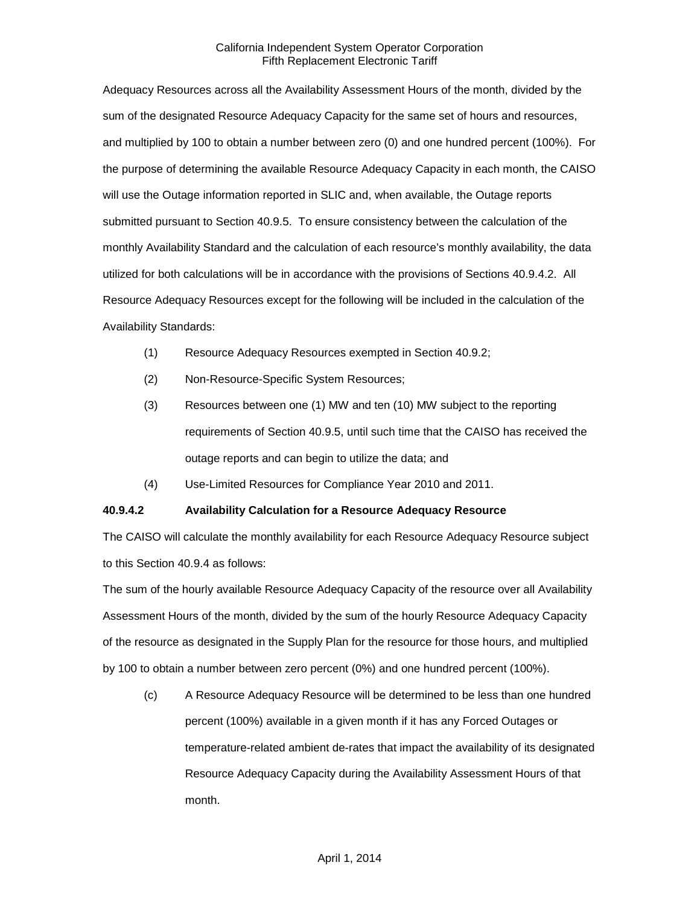Adequacy Resources across all the Availability Assessment Hours of the month, divided by the sum of the designated Resource Adequacy Capacity for the same set of hours and resources, and multiplied by 100 to obtain a number between zero (0) and one hundred percent (100%). For the purpose of determining the available Resource Adequacy Capacity in each month, the CAISO will use the Outage information reported in SLIC and, when available, the Outage reports submitted pursuant to Section 40.9.5. To ensure consistency between the calculation of the monthly Availability Standard and the calculation of each resource's monthly availability, the data utilized for both calculations will be in accordance with the provisions of Sections 40.9.4.2. All Resource Adequacy Resources except for the following will be included in the calculation of the Availability Standards:

(1) Resource Adequacy Resources exempted in Section 40.9.2;

(2) Non-Resource-Specific System Resources;

(3) Resources between one (1) MW and ten (10) MW subject to the reporting requirements of Section 40.9.5, until such time that the CAISO has received the outage reports and can begin to utilize the data; and

(4) Use-Limited Resources for Compliance Year 2010 and 2011.

**40.9.4.2 Availability Calculation for a Resource Adequacy Resource**

The CAISO will calculate the monthly availability for each Resource Adequacy Resource subject to this Section 40.9.4 as follows:

The sum of the hourly available Resource Adequacy Capacity of the resource over all Availability Assessment Hours of the month, divided by the sum of the hourly Resource Adequacy Capacity of the resource as designated in the Supply Plan for the resource for those hours, and multiplied by 100 to obtain a number between zero percent (0%) and one hundred percent (100%).

(c) A Resource Adequacy Resource will be determined to be less than one hundred percent (100%) available in a given month if it has any Forced Outages or temperature-related ambient de-rates that impact the availability of its designated Resource Adequacy Capacity during the Availability Assessment Hours of that month.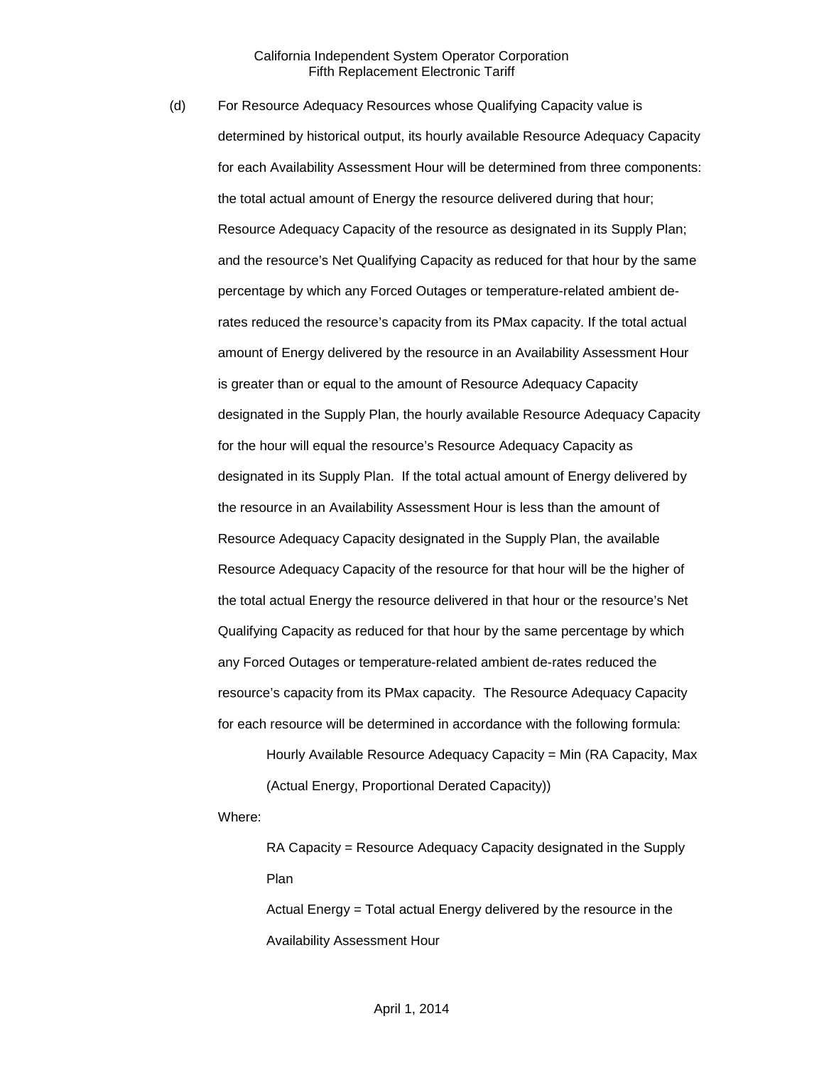(d) For Resource Adequacy Resources whose Qualifying Capacity value is determined by historical output, its hourly available Resource Adequacy Capacity for each Availability Assessment Hour will be determined from three components: the total actual amount of Energy the resource delivered during that hour; Resource Adequacy Capacity of the resource as designated in its Supply Plan; and the resource's Net Qualifying Capacity as reduced for that hour by the same percentage by which any Forced Outages or temperature-related ambient de-rates reduced the resource's capacity from its PMax capacity. If the total actual amount of Energy delivered by the resource in an Availability Assessment Hour is greater than or equal to the amount of Resource Adequacy Capacity designated in the Supply Plan, the hourly available Resource Adequacy Capacity for the hour will equal the resource's Resource Adequacy Capacity as designated in its Supply Plan. If the total actual amount of Energy delivered by the resource in an Availability Assessment Hour is less than the amount of Resource Adequacy Capacity designated in the Supply Plan, the available Resource Adequacy Capacity of the resource for that hour will be the higher of the total actual Energy the resource delivered in that hour or the resource's Net Qualifying Capacity as reduced for that hour by the same percentage by which any Forced Outages or temperature-related ambient de-rates reduced the resource's capacity from its PMax capacity. The Resource Adequacy Capacity for each resource will be determined in accordance with the following formula:

> Hourly Available Resource Adequacy Capacity = Min (RA Capacity, Max (Actual Energy, Proportional Derated Capacity))

Where:

> RA Capacity = Resource Adequacy Capacity designated in the Supply Plan
>
> Actual Energy = Total actual Energy delivered by the resource in the Availability Assessment Hour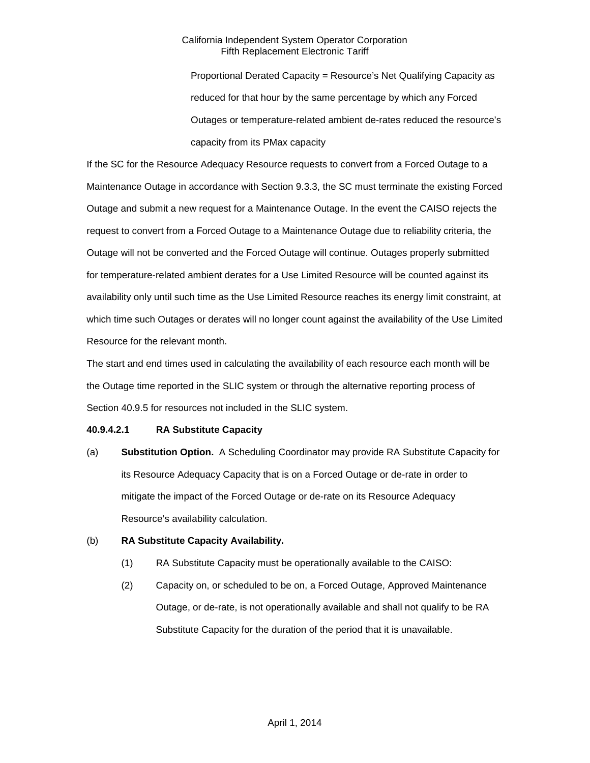Proportional Derated Capacity = Resource's Net Qualifying Capacity as reduced for that hour by the same percentage by which any Forced Outages or temperature-related ambient de-rates reduced the resource's capacity from its PMax capacity

If the SC for the Resource Adequacy Resource requests to convert from a Forced Outage to a Maintenance Outage in accordance with Section 9.3.3, the SC must terminate the existing Forced Outage and submit a new request for a Maintenance Outage. In the event the CAISO rejects the request to convert from a Forced Outage to a Maintenance Outage due to reliability criteria, the Outage will not be converted and the Forced Outage will continue. Outages properly submitted for temperature-related ambient derates for a Use Limited Resource will be counted against its availability only until such time as the Use Limited Resource reaches its energy limit constraint, at which time such Outages or derates will no longer count against the availability of the Use Limited Resource for the relevant month.

The start and end times used in calculating the availability of each resource each month will be the Outage time reported in the SLIC system or through the alternative reporting process of Section 40.9.5 for resources not included in the SLIC system.

**40.9.4.2.1 RA Substitute Capacity**

(a) **Substitution Option.** A Scheduling Coordinator may provide RA Substitute Capacity for its Resource Adequacy Capacity that is on a Forced Outage or de-rate in order to mitigate the impact of the Forced Outage or de-rate on its Resource Adequacy Resource's availability calculation.

(b) **RA Substitute Capacity Availability.**

(1) RA Substitute Capacity must be operationally available to the CAISO:

(2) Capacity on, or scheduled to be on, a Forced Outage, Approved Maintenance Outage, or de-rate, is not operationally available and shall not qualify to be RA Substitute Capacity for the duration of the period that it is unavailable.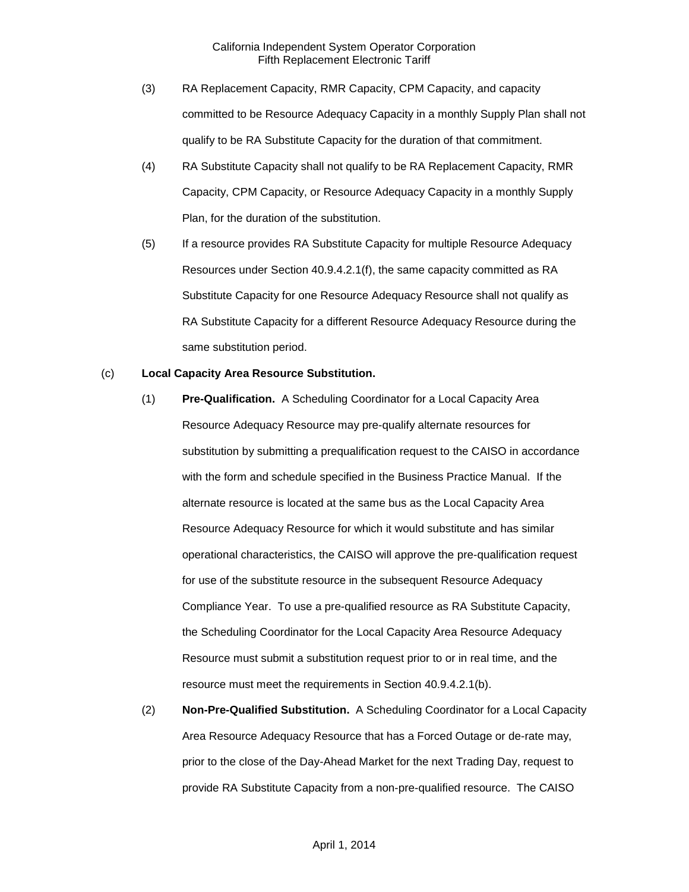(3) RA Replacement Capacity, RMR Capacity, CPM Capacity, and capacity committed to be Resource Adequacy Capacity in a monthly Supply Plan shall not qualify to be RA Substitute Capacity for the duration of that commitment.

(4) RA Substitute Capacity shall not qualify to be RA Replacement Capacity, RMR Capacity, CPM Capacity, or Resource Adequacy Capacity in a monthly Supply Plan, for the duration of the substitution.

(5) If a resource provides RA Substitute Capacity for multiple Resource Adequacy Resources under Section 40.9.4.2.1(f), the same capacity committed as RA Substitute Capacity for one Resource Adequacy Resource shall not qualify as RA Substitute Capacity for a different Resource Adequacy Resource during the same substitution period.

(c) **Local Capacity Area Resource Substitution.**

(1) **Pre-Qualification.** A Scheduling Coordinator for a Local Capacity Area Resource Adequacy Resource may pre-qualify alternate resources for substitution by submitting a prequalification request to the CAISO in accordance with the form and schedule specified in the Business Practice Manual. If the alternate resource is located at the same bus as the Local Capacity Area Resource Adequacy Resource for which it would substitute and has similar operational characteristics, the CAISO will approve the pre-qualification request for use of the substitute resource in the subsequent Resource Adequacy Compliance Year. To use a pre-qualified resource as RA Substitute Capacity, the Scheduling Coordinator for the Local Capacity Area Resource Adequacy Resource must submit a substitution request prior to or in real time, and the resource must meet the requirements in Section 40.9.4.2.1(b).

(2) **Non-Pre-Qualified Substitution.** A Scheduling Coordinator for a Local Capacity Area Resource Adequacy Resource that has a Forced Outage or de-rate may, prior to the close of the Day-Ahead Market for the next Trading Day, request to provide RA Substitute Capacity from a non-pre-qualified resource. The CAISO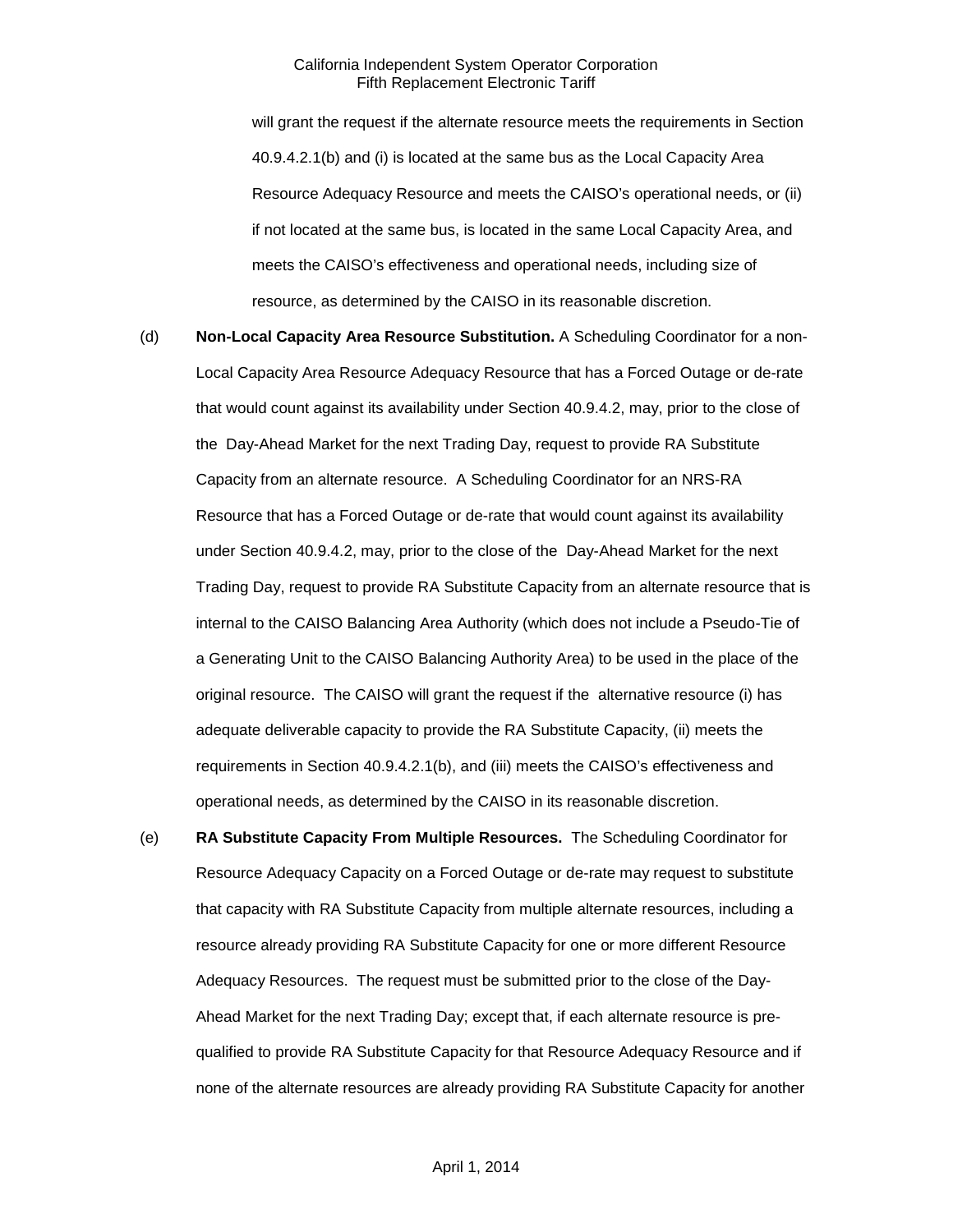will grant the request if the alternate resource meets the requirements in Section 40.9.4.2.1(b) and (i) is located at the same bus as the Local Capacity Area Resource Adequacy Resource and meets the CAISO's operational needs, or (ii) if not located at the same bus, is located in the same Local Capacity Area, and meets the CAISO's effectiveness and operational needs, including size of resource, as determined by the CAISO in its reasonable discretion.

(d) **Non-Local Capacity Area Resource Substitution.** A Scheduling Coordinator for a non-Local Capacity Area Resource Adequacy Resource that has a Forced Outage or de-rate that would count against its availability under Section 40.9.4.2, may, prior to the close of the Day-Ahead Market for the next Trading Day, request to provide RA Substitute Capacity from an alternate resource. A Scheduling Coordinator for an NRS-RA Resource that has a Forced Outage or de-rate that would count against its availability under Section 40.9.4.2, may, prior to the close of the Day-Ahead Market for the next Trading Day, request to provide RA Substitute Capacity from an alternate resource that is internal to the CAISO Balancing Area Authority (which does not include a Pseudo-Tie of a Generating Unit to the CAISO Balancing Authority Area) to be used in the place of the original resource. The CAISO will grant the request if the alternative resource (i) has adequate deliverable capacity to provide the RA Substitute Capacity, (ii) meets the requirements in Section 40.9.4.2.1(b), and (iii) meets the CAISO's effectiveness and operational needs, as determined by the CAISO in its reasonable discretion.

(e) **RA Substitute Capacity From Multiple Resources.** The Scheduling Coordinator for Resource Adequacy Capacity on a Forced Outage or de-rate may request to substitute that capacity with RA Substitute Capacity from multiple alternate resources, including a resource already providing RA Substitute Capacity for one or more different Resource Adequacy Resources. The request must be submitted prior to the close of the Day-Ahead Market for the next Trading Day; except that, if each alternate resource is pre-qualified to provide RA Substitute Capacity for that Resource Adequacy Resource and if none of the alternate resources are already providing RA Substitute Capacity for another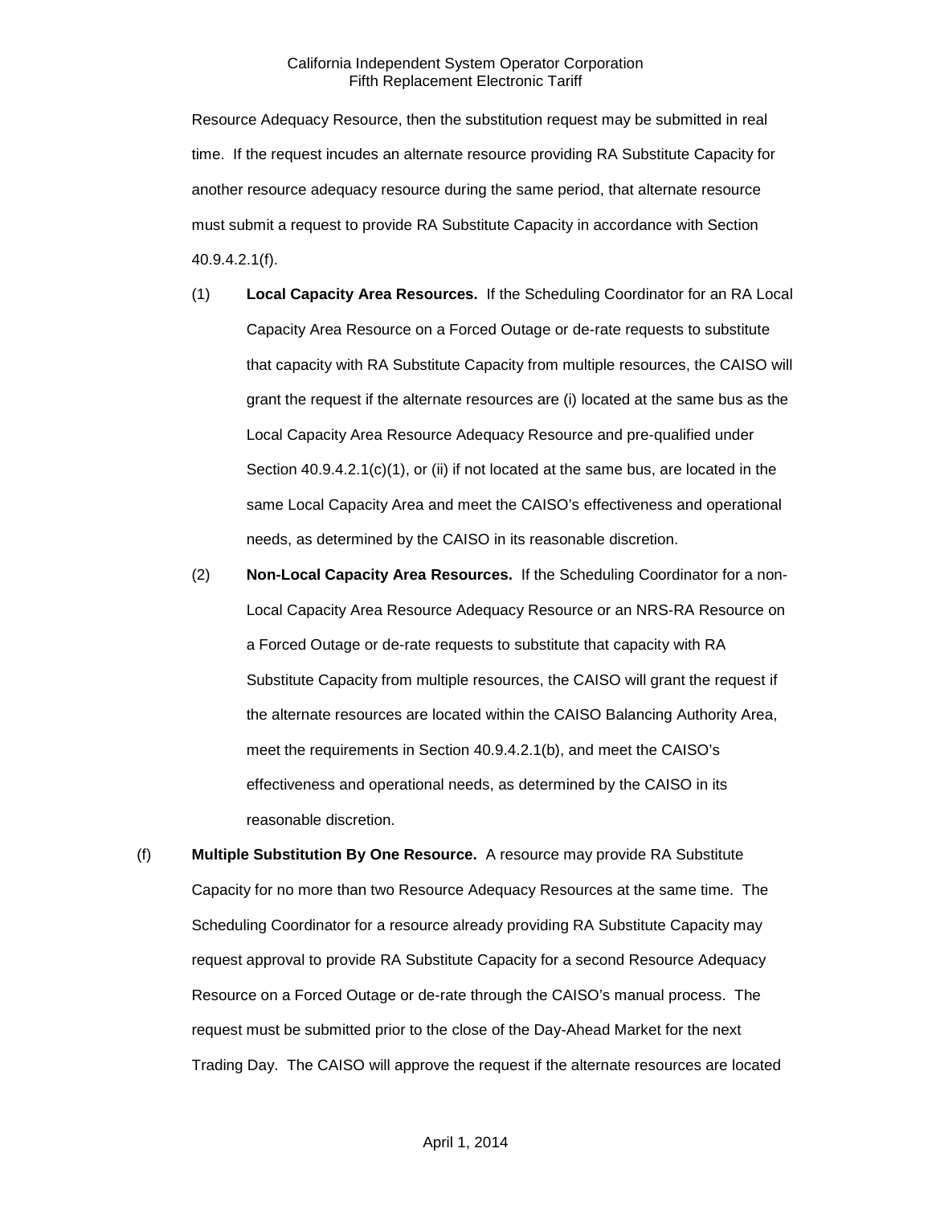Resource Adequacy Resource, then the substitution request may be submitted in real time. If the request incudes an alternate resource providing RA Substitute Capacity for another resource adequacy resource during the same period, that alternate resource must submit a request to provide RA Substitute Capacity in accordance with Section 40.9.4.2.1(f).

(1) **Local Capacity Area Resources.** If the Scheduling Coordinator for an RA Local Capacity Area Resource on a Forced Outage or de-rate requests to substitute that capacity with RA Substitute Capacity from multiple resources, the CAISO will grant the request if the alternate resources are (i) located at the same bus as the Local Capacity Area Resource Adequacy Resource and pre-qualified under Section 40.9.4.2.1(c)(1), or (ii) if not located at the same bus, are located in the same Local Capacity Area and meet the CAISO's effectiveness and operational needs, as determined by the CAISO in its reasonable discretion.

(2) **Non-Local Capacity Area Resources.** If the Scheduling Coordinator for a non-Local Capacity Area Resource Adequacy Resource or an NRS-RA Resource on a Forced Outage or de-rate requests to substitute that capacity with RA Substitute Capacity from multiple resources, the CAISO will grant the request if the alternate resources are located within the CAISO Balancing Authority Area, meet the requirements in Section 40.9.4.2.1(b), and meet the CAISO's effectiveness and operational needs, as determined by the CAISO in its reasonable discretion.

(f) **Multiple Substitution By One Resource.** A resource may provide RA Substitute Capacity for no more than two Resource Adequacy Resources at the same time. The Scheduling Coordinator for a resource already providing RA Substitute Capacity may request approval to provide RA Substitute Capacity for a second Resource Adequacy Resource on a Forced Outage or de-rate through the CAISO's manual process. The request must be submitted prior to the close of the Day-Ahead Market for the next Trading Day. The CAISO will approve the request if the alternate resources are located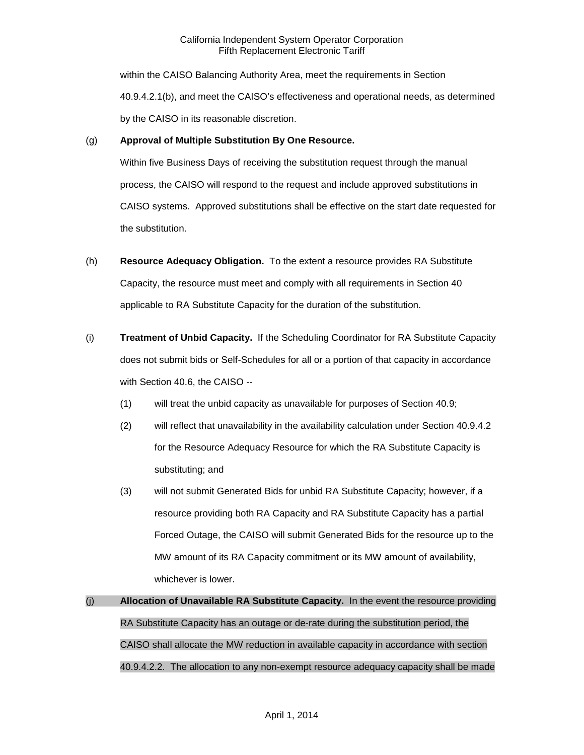within the CAISO Balancing Authority Area, meet the requirements in Section 40.9.4.2.1(b), and meet the CAISO's effectiveness and operational needs, as determined by the CAISO in its reasonable discretion.

(g) **Approval of Multiple Substitution By One Resource.**

Within five Business Days of receiving the substitution request through the manual process, the CAISO will respond to the request and include approved substitutions in CAISO systems. Approved substitutions shall be effective on the start date requested for the substitution.

(h) **Resource Adequacy Obligation.** To the extent a resource provides RA Substitute Capacity, the resource must meet and comply with all requirements in Section 40 applicable to RA Substitute Capacity for the duration of the substitution.

(i) **Treatment of Unbid Capacity.** If the Scheduling Coordinator for RA Substitute Capacity does not submit bids or Self-Schedules for all or a portion of that capacity in accordance with Section 40.6, the CAISO --

(1) will treat the unbid capacity as unavailable for purposes of Section 40.9;

(2) will reflect that unavailability in the availability calculation under Section 40.9.4.2 for the Resource Adequacy Resource for which the RA Substitute Capacity is substituting; and

(3) will not submit Generated Bids for unbid RA Substitute Capacity; however, if a resource providing both RA Capacity and RA Substitute Capacity has a partial Forced Outage, the CAISO will submit Generated Bids for the resource up to the MW amount of its RA Capacity commitment or its MW amount of availability, whichever is lower.

(j) **Allocation of Unavailable RA Substitute Capacity.** In the event the resource providing RA Substitute Capacity has an outage or de-rate during the substitution period, the CAISO shall allocate the MW reduction in available capacity in accordance with section 40.9.4.2.2. The allocation to any non-exempt resource adequacy capacity shall be made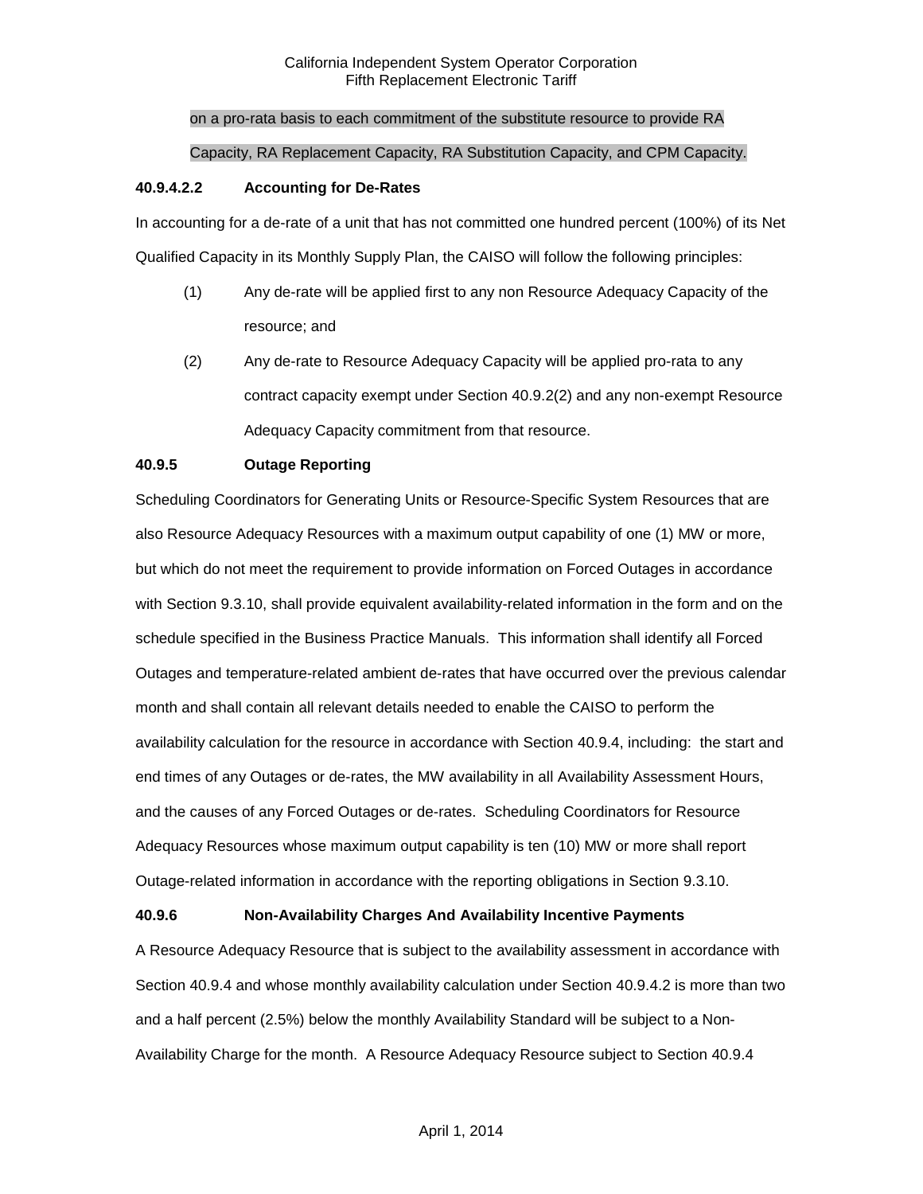on a pro-rata basis to each commitment of the substitute resource to provide RA Capacity, RA Replacement Capacity, RA Substitution Capacity, and CPM Capacity.

#### 40.9.4.2.2 Accounting for De-Rates

In accounting for a de-rate of a unit that has not committed one hundred percent (100%) of its Net Qualified Capacity in its Monthly Supply Plan, the CAISO will follow the following principles:

(1) Any de-rate will be applied first to any non Resource Adequacy Capacity of the resource; and

(2) Any de-rate to Resource Adequacy Capacity will be applied pro-rata to any contract capacity exempt under Section 40.9.2(2) and any non-exempt Resource Adequacy Capacity commitment from that resource.

### 40.9.5 Outage Reporting

Scheduling Coordinators for Generating Units or Resource-Specific System Resources that are also Resource Adequacy Resources with a maximum output capability of one (1) MW or more, but which do not meet the requirement to provide information on Forced Outages in accordance with Section 9.3.10, shall provide equivalent availability-related information in the form and on the schedule specified in the Business Practice Manuals. This information shall identify all Forced Outages and temperature-related ambient de-rates that have occurred over the previous calendar month and shall contain all relevant details needed to enable the CAISO to perform the availability calculation for the resource in accordance with Section 40.9.4, including: the start and end times of any Outages or de-rates, the MW availability in all Availability Assessment Hours, and the causes of any Forced Outages or de-rates. Scheduling Coordinators for Resource Adequacy Resources whose maximum output capability is ten (10) MW or more shall report Outage-related information in accordance with the reporting obligations in Section 9.3.10.

### 40.9.6 Non-Availability Charges And Availability Incentive Payments

A Resource Adequacy Resource that is subject to the availability assessment in accordance with Section 40.9.4 and whose monthly availability calculation under Section 40.9.4.2 is more than two and a half percent (2.5%) below the monthly Availability Standard will be subject to a Non-Availability Charge for the month. A Resource Adequacy Resource subject to Section 40.9.4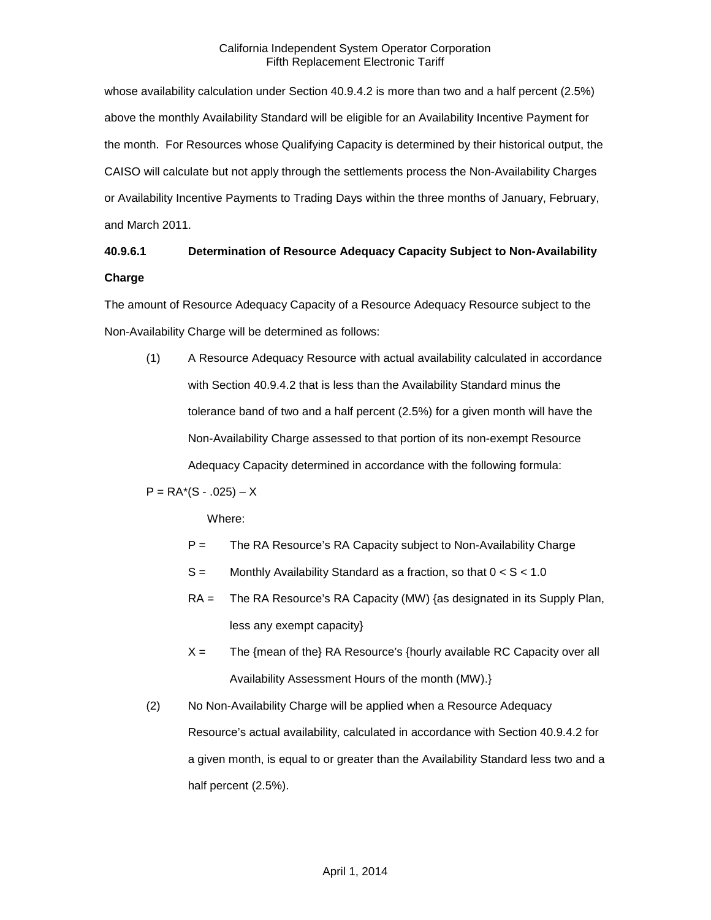whose availability calculation under Section 40.9.4.2 is more than two and a half percent (2.5%) above the monthly Availability Standard will be eligible for an Availability Incentive Payment for the month. For Resources whose Qualifying Capacity is determined by their historical output, the CAISO will calculate but not apply through the settlements process the Non-Availability Charges or Availability Incentive Payments to Trading Days within the three months of January, February, and March 2011.

**40.9.6.1 Determination of Resource Adequacy Capacity Subject to Non-Availability Charge**

The amount of Resource Adequacy Capacity of a Resource Adequacy Resource subject to the Non-Availability Charge will be determined as follows:

(1) A Resource Adequacy Resource with actual availability calculated in accordance with Section 40.9.4.2 that is less than the Availability Standard minus the tolerance band of two and a half percent (2.5%) for a given month will have the Non-Availability Charge assessed to that portion of its non-exempt Resource Adequacy Capacity determined in accordance with the following formula:

$$P = RA*(S - .025) – X$$

Where:

P = The RA Resource's RA Capacity subject to Non-Availability Charge

S = Monthly Availability Standard as a fraction, so that $0 < S < 1.0$

RA = The RA Resource's RA Capacity (MW) {as designated in its Supply Plan, less any exempt capacity}

X = The {mean of the} RA Resource's {hourly available RC Capacity over all Availability Assessment Hours of the month (MW).}

(2) No Non-Availability Charge will be applied when a Resource Adequacy Resource's actual availability, calculated in accordance with Section 40.9.4.2 for a given month, is equal to or greater than the Availability Standard less two and a half percent (2.5%).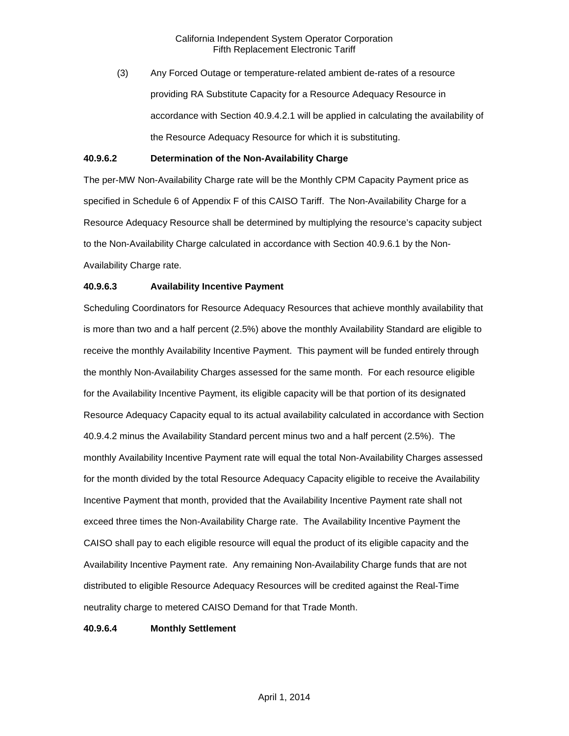(3) Any Forced Outage or temperature-related ambient de-rates of a resource providing RA Substitute Capacity for a Resource Adequacy Resource in accordance with Section 40.9.4.2.1 will be applied in calculating the availability of the Resource Adequacy Resource for which it is substituting.

**40.9.6.2 Determination of the Non-Availability Charge**

The per-MW Non-Availability Charge rate will be the Monthly CPM Capacity Payment price as specified in Schedule 6 of Appendix F of this CAISO Tariff. The Non-Availability Charge for a Resource Adequacy Resource shall be determined by multiplying the resource's capacity subject to the Non-Availability Charge calculated in accordance with Section 40.9.6.1 by the Non-Availability Charge rate.

**40.9.6.3 Availability Incentive Payment**

Scheduling Coordinators for Resource Adequacy Resources that achieve monthly availability that is more than two and a half percent (2.5%) above the monthly Availability Standard are eligible to receive the monthly Availability Incentive Payment. This payment will be funded entirely through the monthly Non-Availability Charges assessed for the same month. For each resource eligible for the Availability Incentive Payment, its eligible capacity will be that portion of its designated Resource Adequacy Capacity equal to its actual availability calculated in accordance with Section 40.9.4.2 minus the Availability Standard percent minus two and a half percent (2.5%). The monthly Availability Incentive Payment rate will equal the total Non-Availability Charges assessed for the month divided by the total Resource Adequacy Capacity eligible to receive the Availability Incentive Payment that month, provided that the Availability Incentive Payment rate shall not exceed three times the Non-Availability Charge rate. The Availability Incentive Payment the CAISO shall pay to each eligible resource will equal the product of its eligible capacity and the Availability Incentive Payment rate. Any remaining Non-Availability Charge funds that are not distributed to eligible Resource Adequacy Resources will be credited against the Real-Time neutrality charge to metered CAISO Demand for that Trade Month.

**40.9.6.4 Monthly Settlement**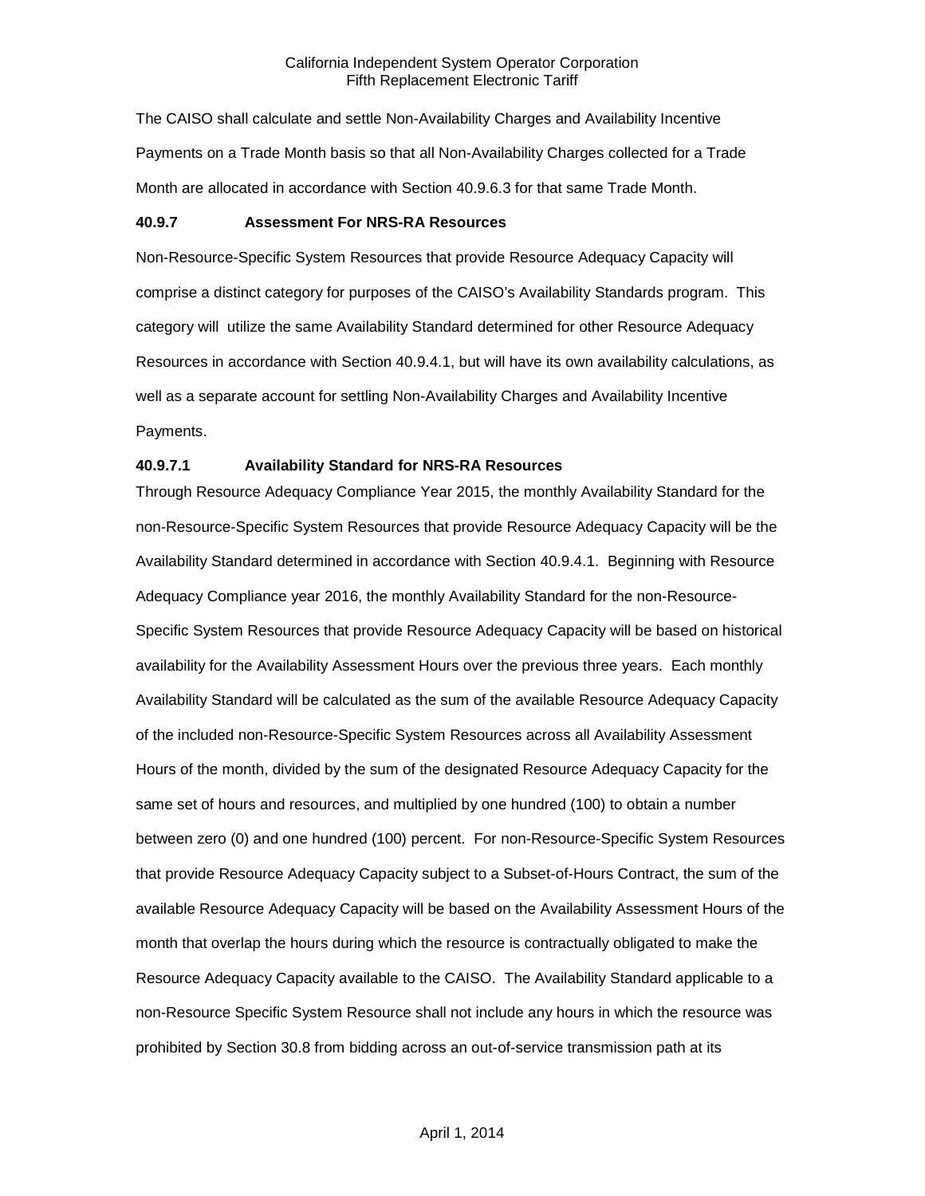The CAISO shall calculate and settle Non-Availability Charges and Availability Incentive Payments on a Trade Month basis so that all Non-Availability Charges collected for a Trade Month are allocated in accordance with Section 40.9.6.3 for that same Trade Month.

**40.9.7 Assessment For NRS-RA Resources**

Non-Resource-Specific System Resources that provide Resource Adequacy Capacity will comprise a distinct category for purposes of the CAISO's Availability Standards program. This category will utilize the same Availability Standard determined for other Resource Adequacy Resources in accordance with Section 40.9.4.1, but will have its own availability calculations, as well as a separate account for settling Non-Availability Charges and Availability Incentive Payments.

**40.9.7.1 Availability Standard for NRS-RA Resources**

Through Resource Adequacy Compliance Year 2015, the monthly Availability Standard for the non-Resource-Specific System Resources that provide Resource Adequacy Capacity will be the Availability Standard determined in accordance with Section 40.9.4.1. Beginning with Resource Adequacy Compliance year 2016, the monthly Availability Standard for the non-Resource-Specific System Resources that provide Resource Adequacy Capacity will be based on historical availability for the Availability Assessment Hours over the previous three years. Each monthly Availability Standard will be calculated as the sum of the available Resource Adequacy Capacity of the included non-Resource-Specific System Resources across all Availability Assessment Hours of the month, divided by the sum of the designated Resource Adequacy Capacity for the same set of hours and resources, and multiplied by one hundred (100) to obtain a number between zero (0) and one hundred (100) percent. For non-Resource-Specific System Resources that provide Resource Adequacy Capacity subject to a Subset-of-Hours Contract, the sum of the available Resource Adequacy Capacity will be based on the Availability Assessment Hours of the month that overlap the hours during which the resource is contractually obligated to make the Resource Adequacy Capacity available to the CAISO. The Availability Standard applicable to a non-Resource Specific System Resource shall not include any hours in which the resource was prohibited by Section 30.8 from bidding across an out-of-service transmission path at its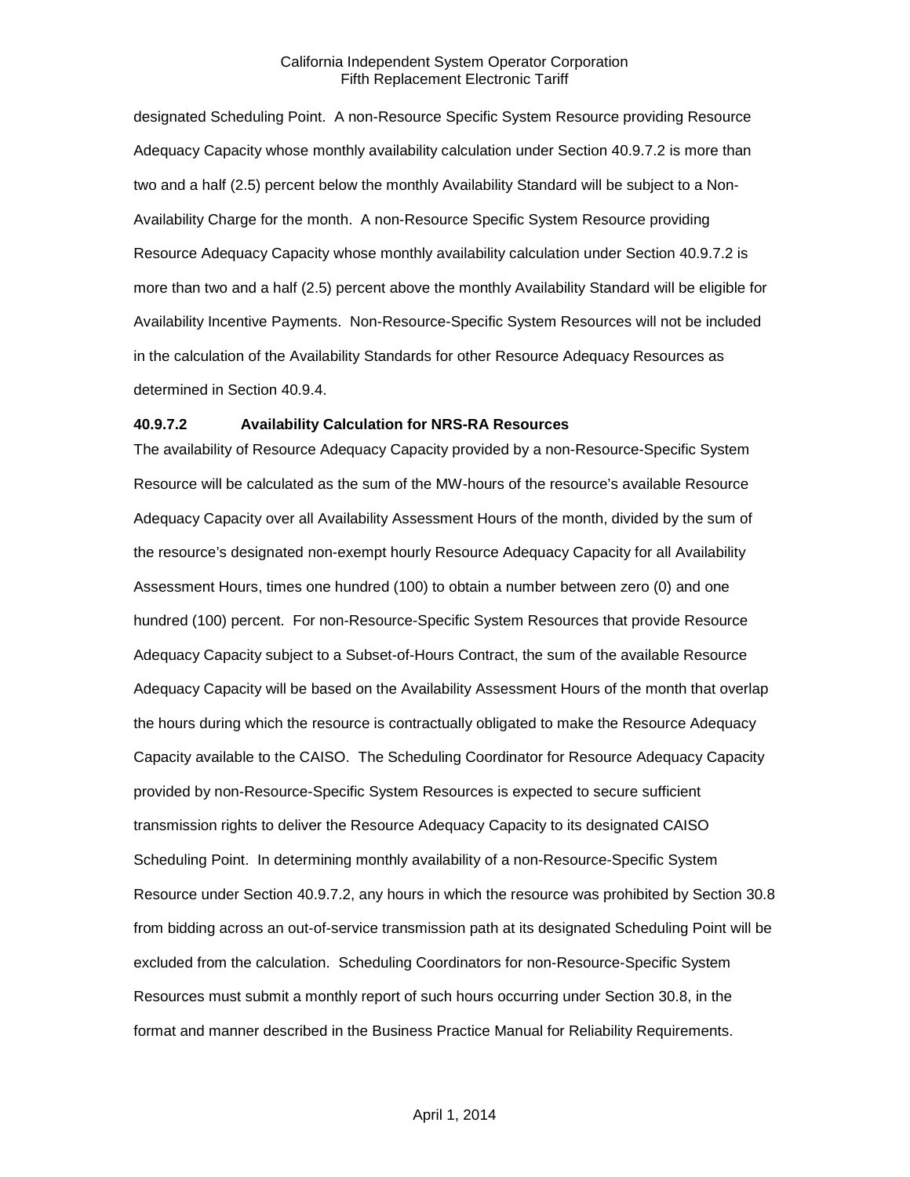designated Scheduling Point. A non-Resource Specific System Resource providing Resource Adequacy Capacity whose monthly availability calculation under Section 40.9.7.2 is more than two and a half (2.5) percent below the monthly Availability Standard will be subject to a Non-Availability Charge for the month. A non-Resource Specific System Resource providing Resource Adequacy Capacity whose monthly availability calculation under Section 40.9.7.2 is more than two and a half (2.5) percent above the monthly Availability Standard will be eligible for Availability Incentive Payments. Non-Resource-Specific System Resources will not be included in the calculation of the Availability Standards for other Resource Adequacy Resources as determined in Section 40.9.4.

**40.9.7.2 Availability Calculation for NRS-RA Resources**

The availability of Resource Adequacy Capacity provided by a non-Resource-Specific System Resource will be calculated as the sum of the MW-hours of the resource's available Resource Adequacy Capacity over all Availability Assessment Hours of the month, divided by the sum of the resource's designated non-exempt hourly Resource Adequacy Capacity for all Availability Assessment Hours, times one hundred (100) to obtain a number between zero (0) and one hundred (100) percent. For non-Resource-Specific System Resources that provide Resource Adequacy Capacity subject to a Subset-of-Hours Contract, the sum of the available Resource Adequacy Capacity will be based on the Availability Assessment Hours of the month that overlap the hours during which the resource is contractually obligated to make the Resource Adequacy Capacity available to the CAISO. The Scheduling Coordinator for Resource Adequacy Capacity provided by non-Resource-Specific System Resources is expected to secure sufficient transmission rights to deliver the Resource Adequacy Capacity to its designated CAISO Scheduling Point. In determining monthly availability of a non-Resource-Specific System Resource under Section 40.9.7.2, any hours in which the resource was prohibited by Section 30.8 from bidding across an out-of-service transmission path at its designated Scheduling Point will be excluded from the calculation. Scheduling Coordinators for non-Resource-Specific System Resources must submit a monthly report of such hours occurring under Section 30.8, in the format and manner described in the Business Practice Manual for Reliability Requirements.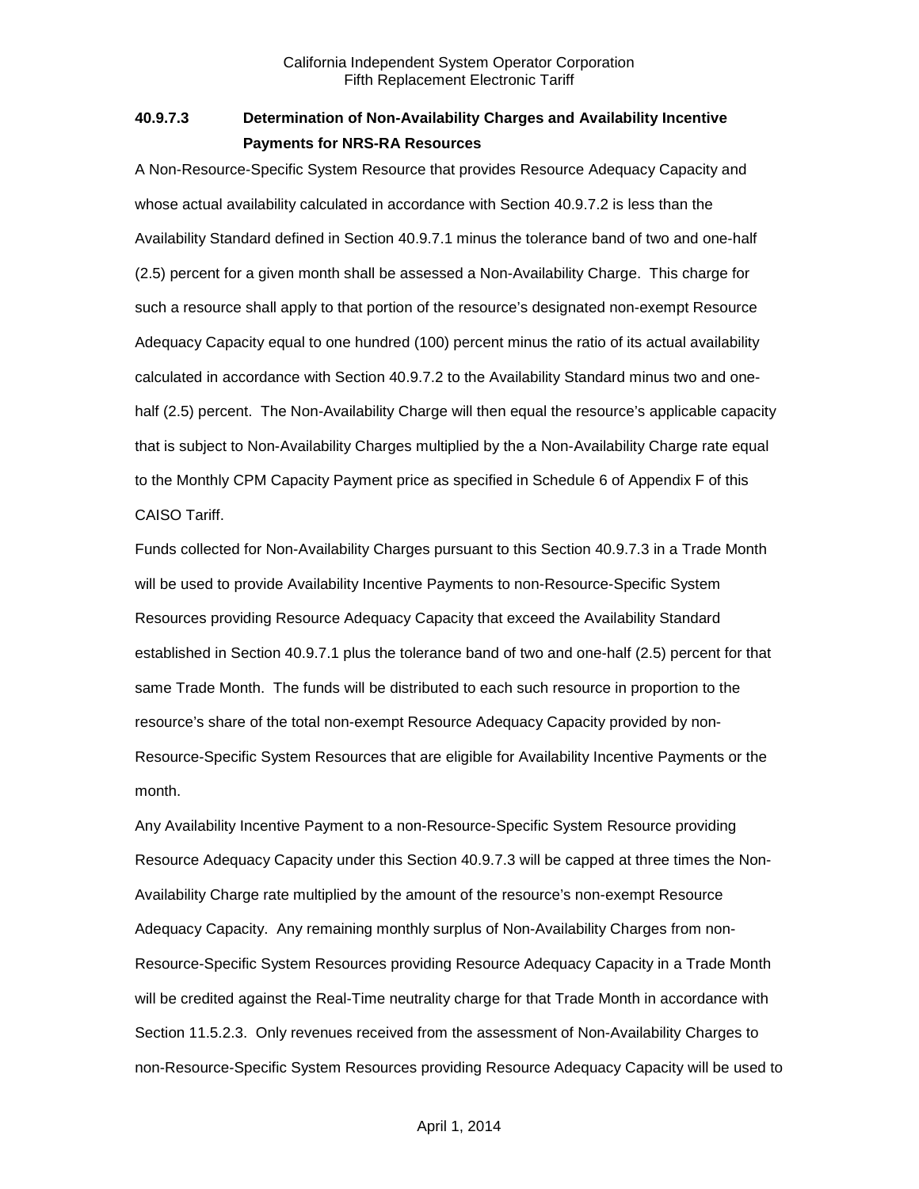### 40.9.7.3 Determination of Non-Availability Charges and Availability Incentive Payments for NRS-RA Resources

A Non-Resource-Specific System Resource that provides Resource Adequacy Capacity and whose actual availability calculated in accordance with Section 40.9.7.2 is less than the Availability Standard defined in Section 40.9.7.1 minus the tolerance band of two and one-half (2.5) percent for a given month shall be assessed a Non-Availability Charge. This charge for such a resource shall apply to that portion of the resource's designated non-exempt Resource Adequacy Capacity equal to one hundred (100) percent minus the ratio of its actual availability calculated in accordance with Section 40.9.7.2 to the Availability Standard minus two and one-half (2.5) percent. The Non-Availability Charge will then equal the resource's applicable capacity that is subject to Non-Availability Charges multiplied by the a Non-Availability Charge rate equal to the Monthly CPM Capacity Payment price as specified in Schedule 6 of Appendix F of this CAISO Tariff.

Funds collected for Non-Availability Charges pursuant to this Section 40.9.7.3 in a Trade Month will be used to provide Availability Incentive Payments to non-Resource-Specific System Resources providing Resource Adequacy Capacity that exceed the Availability Standard established in Section 40.9.7.1 plus the tolerance band of two and one-half (2.5) percent for that same Trade Month. The funds will be distributed to each such resource in proportion to the resource's share of the total non-exempt Resource Adequacy Capacity provided by non-Resource-Specific System Resources that are eligible for Availability Incentive Payments or the month.

Any Availability Incentive Payment to a non-Resource-Specific System Resource providing Resource Adequacy Capacity under this Section 40.9.7.3 will be capped at three times the Non-Availability Charge rate multiplied by the amount of the resource's non-exempt Resource Adequacy Capacity. Any remaining monthly surplus of Non-Availability Charges from non-Resource-Specific System Resources providing Resource Adequacy Capacity in a Trade Month will be credited against the Real-Time neutrality charge for that Trade Month in accordance with Section 11.5.2.3. Only revenues received from the assessment of Non-Availability Charges to non-Resource-Specific System Resources providing Resource Adequacy Capacity will be used to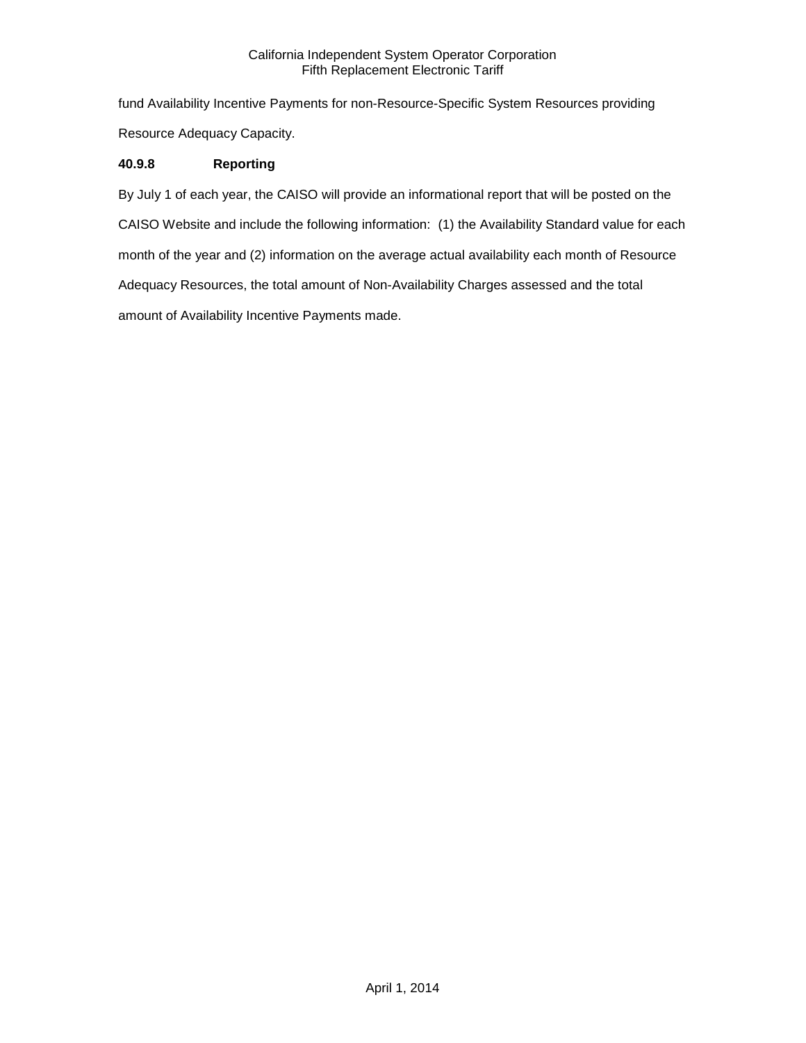fund Availability Incentive Payments for non-Resource-Specific System Resources providing Resource Adequacy Capacity.

### 40.9.8 Reporting

By July 1 of each year, the CAISO will provide an informational report that will be posted on the CAISO Website and include the following information: (1) the Availability Standard value for each month of the year and (2) information on the average actual availability each month of Resource Adequacy Resources, the total amount of Non-Availability Charges assessed and the total amount of Availability Incentive Payments made.